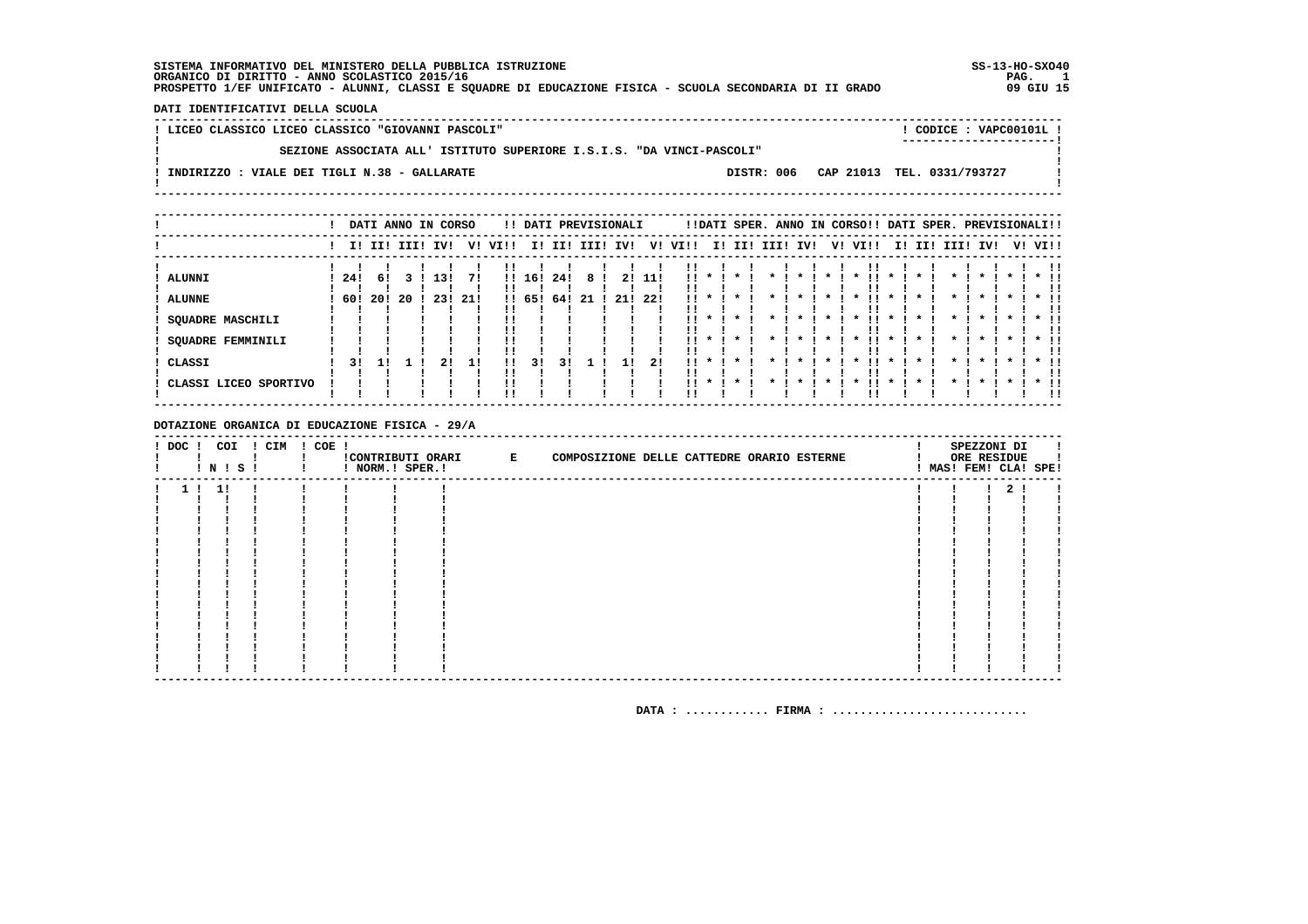SISTEMA INFORMATIVO DEL MINISTERO DELLA PUBBLICA ISTRUZIONE
ORGANICO DI DIRITTO - ANNO SCOLASTICO 2015/16
PROSPETTO 1/EF UNIFICATO - ALUNNI, CLASSI E SQUADRE DI EDUCAZIONE FISICA - SCUOLA SECONDARIA DI II GRADO

SS-13-HO-SXO40
09 GIU 15

**DATI IDENTIFICATIVI DELLA SCUOLA**

LICEO CLASSICO LICEO CLASSICO "GIOVANNI PASCOLI" — CODICE : VAPC00101L

SEZIONE ASSOCIATA ALL' ISTITUTO SUPERIORE I.S.I.S. "DA VINCI-PASCOLI"

INDIRIZZO : VIALE DEI TIGLI N.38 - GALLARATE — DISTR: 006 CAP 21013 TEL. 0331/793727

| | DATI ANNO IN CORSO | | | | | | DATI PREVISIONALI | | | | | | DATI SPER. ANNO IN CORSO | | | | | | DATI SPER. PREVISIONALI | | | | | |
|---|---|---|---|---|---|---|---|---|---|---|---|---|---|---|---|---|---|---|---|---|---|---|---|---|
| | I | II | III | IV | V | VI | I | II | III | IV | V | VI | I | II | III | IV | V | VI | I | II | III | IV | V | VI |
| ALUNNI | 24 | 6 | 3 | 13 | 7 | | 16 | 24 | 8 | | 2 | 11 | * | * | * | * | * | * | * | * | * | * | * | * |
| ALUNNE | 60 | 20 | 20 | 23 | 21 | | 65 | 64 | 21 | 21 | 22 | | * | * | * | * | * | * | * | * | * | * | * | * |
| SQUADRE MASCHILI | | | | | | | | | | | | | * | * | * | * | * | * | * | * | * | * | * | * |
| SQUADRE FEMMINILI | | | | | | | | | | | | | * | * | * | * | * | * | * | * | * | * | * | * |
| CLASSI | 3 | 1 | 1 | 2 | 1 | | 3 | 3 | 1 | 1 | 2 | | * | * | * | * | * | * | * | * | * | * | * | * |
| CLASSI LICEO SPORTIVO | | | | | | | | | | | | | * | * | * | * | * | * | * | * | * | * | * | * |

**DOTAZIONE ORGANICA DI EDUCAZIONE FISICA - 29/A**

| DOC | COI N | COI S | CIM | COE | CONTRIBUTI ORARI NORM. | CONTRIBUTI ORARI SPER. | E COMPOSIZIONE DELLE CATTEDRE ORARIO ESTERNE | SPEZZONI DI ORE RESIDUE MAS | FEM | CLA | SPE |
|---|---|---|---|---|---|---|---|---|---|---|---|
| 1 | 1 | | | | | | | | | 2 | |

DATA : ............ FIRMA : ............................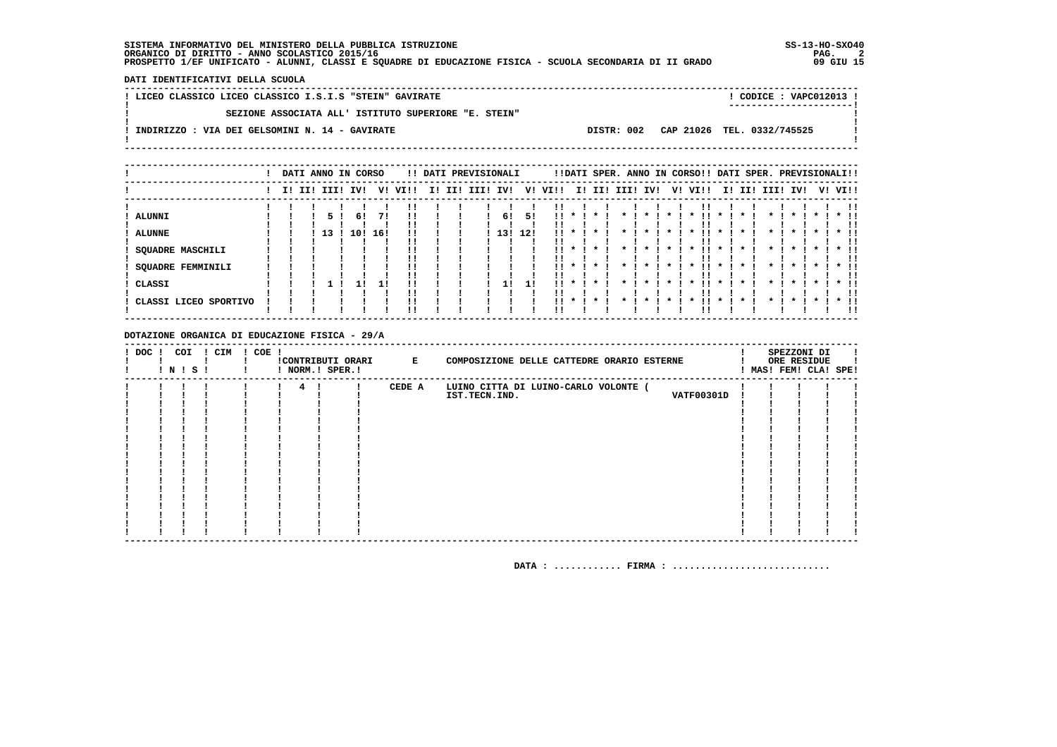SISTEMA INFORMATIVO DEL MINISTERO DELLA PUBBLICA ISTRUZIONE
ORGANICO DI DIRITTO - ANNO SCOLASTICO 2015/16
PROSPETTO 1/EF UNIFICATO - ALUNNI, CLASSI E SQUADRE DI EDUCAZIONE FISICA - SCUOLA SECONDARIA DI II GRADO

SS-13-HO-SXO40
09 GIU 15

**DATI IDENTIFICATIVI DELLA SCUOLA**

LICEO CLASSICO LICEO CLASSICO I.S.I.S "STEIN" GAVIRATE — CODICE : VAPC012013

SEZIONE ASSOCIATA ALL' ISTITUTO SUPERIORE "E. STEIN"

INDIRIZZO : VIA DEI GELSOMINI N. 14 - GAVIRATE — DISTR: 002 CAP 21026 TEL. 0332/745525

| | DATI ANNO IN CORSO | | | | | | DATI PREVISIONALI | | | | | | DATI SPER. ANNO IN CORSO | | | | | | DATI SPER. PREVISIONALI | | | | | |
|---|---|---|---|---|---|---|---|---|---|---|---|---|---|---|---|---|---|---|---|---|---|---|---|---|
| | I | II | III | IV | V | VI | I | II | III | IV | V | VI | I | II | III | IV | V | VI | I | II | III | IV | V | VI |
| ALUNNI | | | 5 | 6 | 7 | | | | | 6 | 5 | | * | * | * | * | * | * | * | * | * | * | * | * |
| ALUNNE | | | 13 | 10 | 16 | | | | | 13 | 12 | | * | * | * | * | * | * | * | * | * | * | * | * |
| SQUADRE MASCHILI | | | | | | | | | | | | | * | * | * | * | * | * | * | * | * | * | * | * |
| SQUADRE FEMMINILI | | | | | | | | | | | | | * | * | * | * | * | * | * | * | * | * | * | * |
| CLASSI | | | 1 | 1 | 1 | | | | | 1 | 1 | | * | * | * | * | * | * | * | * | * | * | * | * |
| CLASSI LICEO SPORTIVO | | | | | | | | | | | | | * | * | * | * | * | * | * | * | * | * | * | * |

**DOTAZIONE ORGANICA DI EDUCAZIONE FISICA - 29/A**

| DOC | COI N | COI S | CIM | COE | CONTRIBUTI ORARI NORM. | CONTRIBUTI ORARI SPER. | E | COMPOSIZIONE DELLE CATTEDRE ORARIO ESTERNE | | SPEZZONI DI ORE RESIDUE MAS | FEM | CLA | SPE |
|---|---|---|---|---|---|---|---|---|---|---|---|---|---|
| | | | | | 4 | | CEDE A | LUINO CITTA DI LUINO-CARLO VOLONTE ( IST.TECN.IND. | VATF00301D | | | | |

DATA : ............ FIRMA : ............................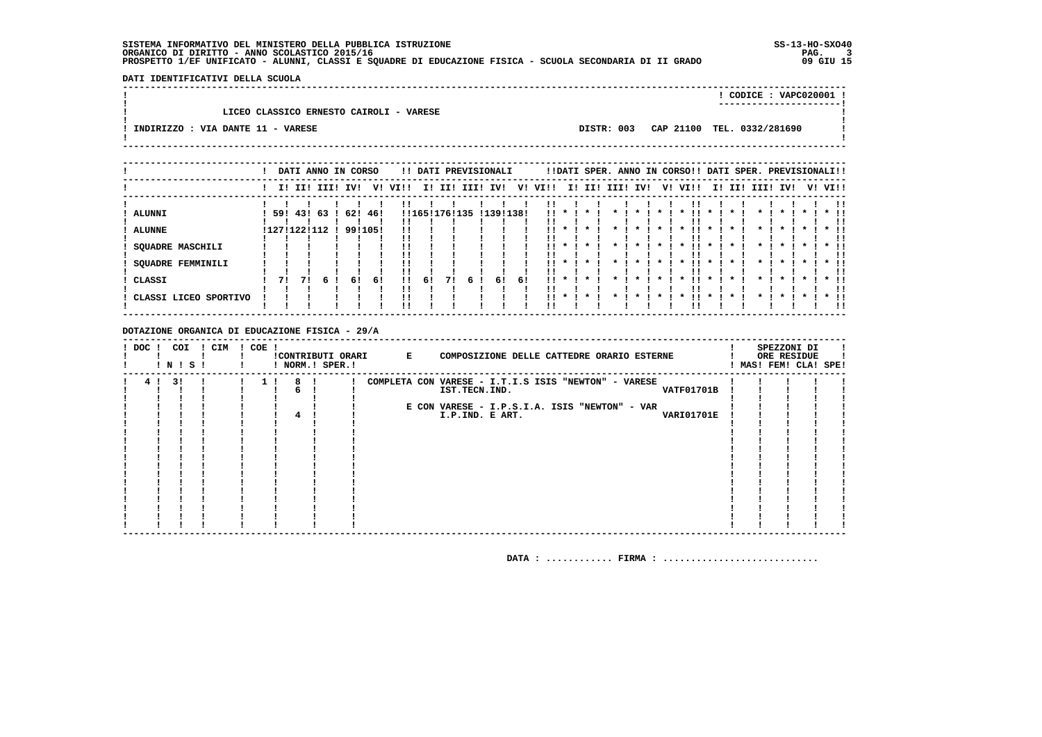SISTEMA INFORMATIVO DEL MINISTERO DELLA PUBBLICA ISTRUZIONE
ORGANICO DI DIRITTO - ANNO SCOLASTICO 2015/16
PROSPETTO 1/EF UNIFICATO - ALUNNI, CLASSI E SQUADRE DI EDUCAZIONE FISICA - SCUOLA SECONDARIA DI II GRADO

SS-13-HO-SXO40
09 GIU 15

**DATI IDENTIFICATIVI DELLA SCUOLA**

CODICE : VAPC020001

LICEO CLASSICO ERNESTO CAIROLI - VARESE

INDIRIZZO : VIA DANTE 11 - VARESE

DISTR: 003 CAP 21100 TEL. 0332/281690

| | DATI ANNO IN CORSO | | | | | | DATI PREVISIONALI | | | | | | DATI SPER. ANNO IN CORSO | | | | | | DATI SPER. PREVISIONALI | | | | | |
|---|---|---|---|---|---|---|---|---|---|---|---|---|---|---|---|---|---|---|---|---|---|---|---|---|
| | I | II | III | IV | V | VI | I | II | III | IV | V | VI | I | II | III | IV | V | VI | I | II | III | IV | V | VI |
| ALUNNI | 59 | 43 | 63 | 62 | 46 | | 165 | 176 | 135 | 139 | 138 | | * | * | * | * | * | * | * | * | * | * | * | * |
| ALUNNE | 127 | 122 | 112 | 99 | 105 | | | | | | | | * | * | * | * | * | * | * | * | * | * | * | * |
| SQUADRE MASCHILI | | | | | | | | | | | | | * | * | * | * | * | * | * | * | * | * | * | * |
| SQUADRE FEMMINILI | | | | | | | | | | | | | * | * | * | * | * | * | * | * | * | * | * | * |
| CLASSI | 7 | 7 | 6 | 6 | 6 | | 6 | 7 | 6 | 6 | 6 | | * | * | * | * | * | * | * | * | * | * | * | * |
| CLASSI LICEO SPORTIVO | | | | | | | | | | | | | * | * | * | * | * | * | * | * | * | * | * | * |

**DOTAZIONE ORGANICA DI EDUCAZIONE FISICA - 29/A**

| DOC | COI N | COI S | CIM | COE | CONTRIBUTI ORARI NORM. | CONTRIBUTI ORARI SPER. | E COMPOSIZIONE DELLE CATTEDRE ORARIO ESTERNE | | SPEZZONI DI ORE RESIDUE MAS | FEM | CLA | SPE |
|---|---|---|---|---|---|---|---|---|---|---|---|---|
| 4 | 3 | | | 1 | 8 | | COMPLETA CON VARESE - I.T.I.S ISIS "NEWTON" - VARESE | | | | | |
| | | | | | 6 | | IST.TECN.IND. | VATF01701B | | | | |
| | | | | | | | E CON VARESE - I.P.S.I.A. ISIS "NEWTON" - VAR | | | | | |
| | | | | | 4 | | I.P.IND. E ART. | VARI01701E | | | | |

DATA : ............ FIRMA : ............................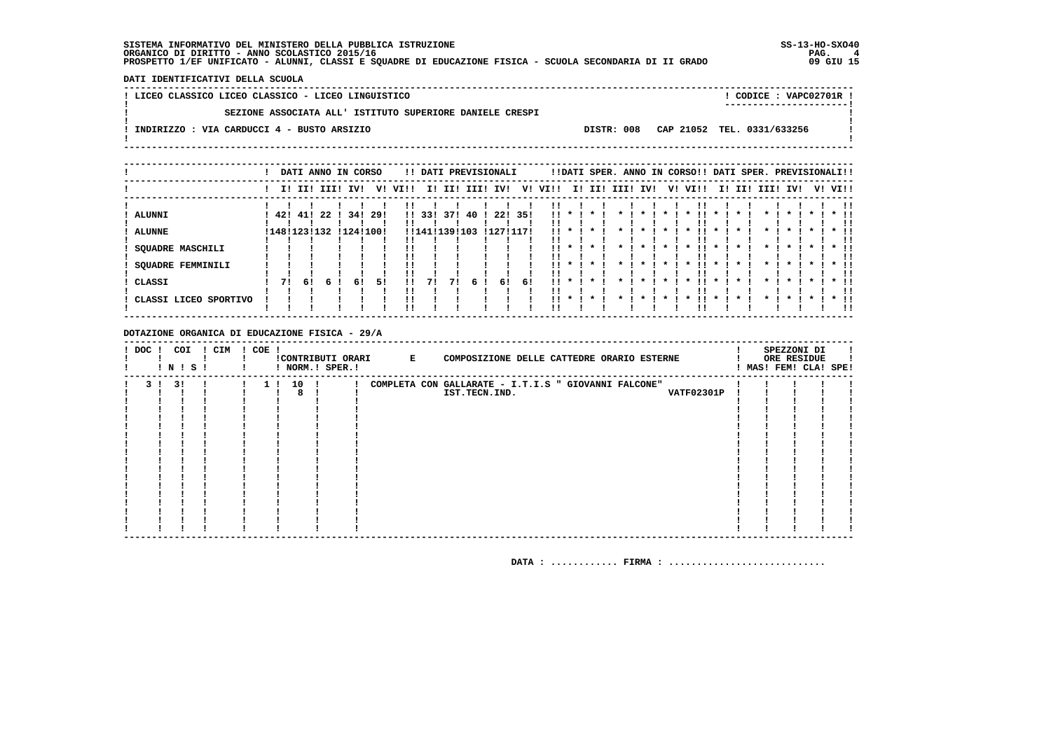SISTEMA INFORMATIVO DEL MINISTERO DELLA PUBBLICA ISTRUZIONE
ORGANICO DI DIRITTO - ANNO SCOLASTICO 2015/16
PROSPETTO 1/EF UNIFICATO - ALUNNI, CLASSI E SQUADRE DI EDUCAZIONE FISICA - SCUOLA SECONDARIA DI II GRADO

SS-13-HO-SXO40
09 GIU 15

**DATI IDENTIFICATIVI DELLA SCUOLA**

LICEO CLASSICO LICEO CLASSICO - LICEO LINGUISTICO — CODICE : VAPC02701R

SEZIONE ASSOCIATA ALL' ISTITUTO SUPERIORE DANIELE CRESPI

INDIRIZZO : VIA CARDUCCI 4 - BUSTO ARSIZIO — DISTR: 008 CAP 21052 TEL. 0331/633256

| | DATI ANNO IN CORSO | | | | | | DATI PREVISIONALI | | | | | | DATI SPER. ANNO IN CORSO | | | | | | DATI SPER. PREVISIONALI | | | | | |
|---|---|---|---|---|---|---|---|---|---|---|---|---|---|---|---|---|---|---|---|---|---|---|---|---|
| | I | II | III | IV | V | VI | I | II | III | IV | V | VI | I | II | III | IV | V | VI | I | II | III | IV | V | VI |
| ALUNNI | 42 | 41 | 22 | 34 | 29 | | 33 | 37 | 40 | 22 | 35 | | * | * | * | * | * | * | * | * | * | * | * | * |
| ALUNNE | 148 | 123 | 132 | 124 | 100 | | 141 | 139 | 103 | 127 | 117 | | * | * | * | * | * | * | * | * | * | * | * | * |
| SQUADRE MASCHILI | | | | | | | | | | | | | * | * | * | * | * | * | * | * | * | * | * | * |
| SQUADRE FEMMINILI | | | | | | | | | | | | | * | * | * | * | * | * | * | * | * | * | * | * |
| CLASSI | 7 | 6 | 6 | 6 | 5 | | 7 | 7 | 6 | 6 | 6 | | * | * | * | * | * | * | * | * | * | * | * | * |
| CLASSI LICEO SPORTIVO | | | | | | | | | | | | | * | * | * | * | * | * | * | * | * | * | * | * |

**DOTAZIONE ORGANICA DI EDUCAZIONE FISICA - 29/A**

| DOC | COI N | COI S | CIM | COE | CONTRIBUTI ORARI NORM. | CONTRIBUTI ORARI SPER. | E COMPOSIZIONE DELLE CATTEDRE ORARIO ESTERNE | SPEZZONI DI ORE RESIDUE MAS | FEM | CLA | SPE |
|---|---|---|---|---|---|---|---|---|---|---|---|
| 3 | 3 | | | 1 | 10 | | COMPLETA CON GALLARATE - I.T.I.S " GIOVANNI FALCONE" | | | | |
| | | | | | 8 | | IST.TECN.IND. VATF02301P | | | | |

DATA : ............ FIRMA : ............................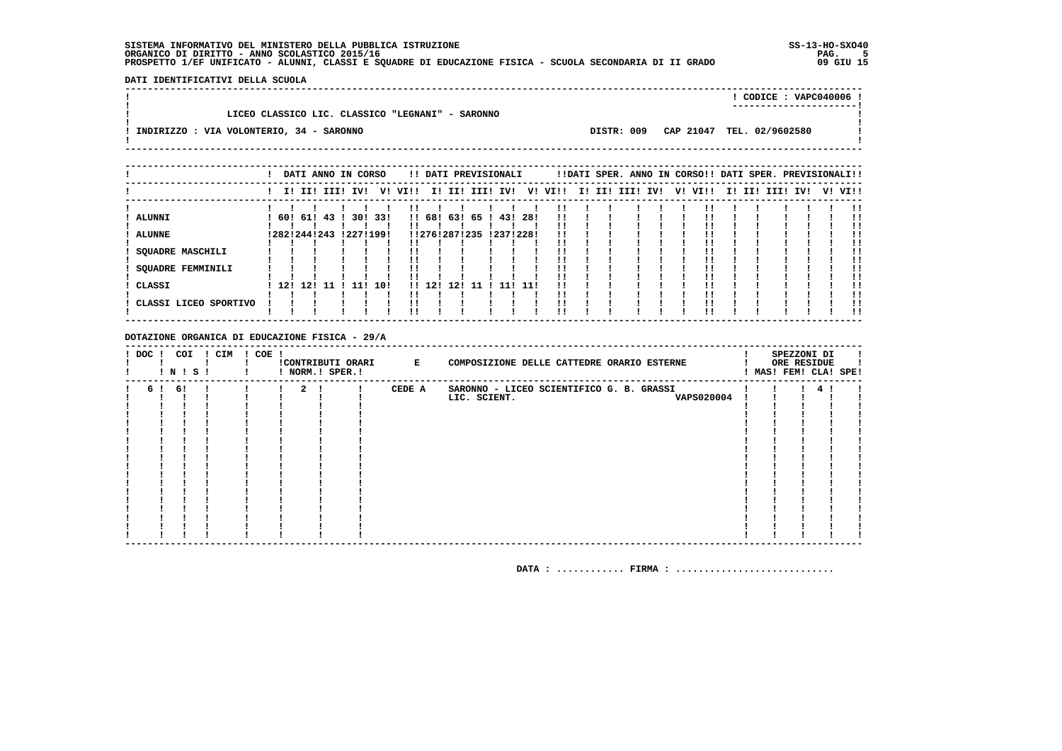SISTEMA INFORMATIVO DEL MINISTERO DELLA PUBBLICA ISTRUZIONE
ORGANICO DI DIRITTO - ANNO SCOLASTICO 2015/16
PROSPETTO 1/EF UNIFICATO - ALUNNI, CLASSI E SQUADRE DI EDUCAZIONE FISICA - SCUOLA SECONDARIA DI II GRADO

SS-13-HO-SXO40
09 GIU 15

**DATI IDENTIFICATIVI DELLA SCUOLA**

CODICE : VAPC040006

LICEO CLASSICO LIC. CLASSICO "LEGNANI" - SARONNO

INDIRIZZO : VIA VOLONTERIO, 34 - SARONNO — DISTR: 009 — CAP 21047 — TEL. 02/9602580

| | DATI ANNO IN CORSO | | | | | | DATI PREVISIONALI | | | | | | DATI SPER. ANNO IN CORSO | | | | | | DATI SPER. PREVISIONALI | | | | | |
|---|---|---|---|---|---|---|---|---|---|---|---|---|---|---|---|---|---|---|---|---|---|---|---|---|
| | I | II | III | IV | V | VI | I | II | III | IV | V | VI | I | II | III | IV | V | VI | I | II | III | IV | V | VI |
| ALUNNI | 60 | 61 | 43 | 30 | 33 | | 68 | 63 | 65 | 43 | 28 | | | | | | | | | | | | | |
| ALUNNE | 282 | 244 | 243 | 227 | 199 | | 276 | 287 | 235 | 237 | 228 | | | | | | | | | | | | | |
| SQUADRE MASCHILI | | | | | | | | | | | | | | | | | | | | | | | | |
| SQUADRE FEMMINILI | | | | | | | | | | | | | | | | | | | | | | | | |
| CLASSI | 12 | 12 | 11 | 11 | 10 | | 12 | 12 | 11 | 11 | 11 | | | | | | | | | | | | | |
| CLASSI LICEO SPORTIVO | | | | | | | | | | | | | | | | | | | | | | | | |

**DOTAZIONE ORGANICA DI EDUCAZIONE FISICA - 29/A**

| DOC | COI N | COI S | CIM | COE | CONTRIBUTI ORARI NORM. | CONTRIBUTI ORARI SPER. | E COMPOSIZIONE DELLE CATTEDRE ORARIO ESTERNE | SPEZZONI DI ORE RESIDUE MAS | FEM | CLA | SPE |
|---|---|---|---|---|---|---|---|---|---|---|---|
| 6 | 6 | | | | 2 | | CEDE A SARONNO - LICEO SCIENTIFICO G. B. GRASSI LIC. SCIENT. VAPS020004 | | | 4 | |

DATA : ............ FIRMA : ............................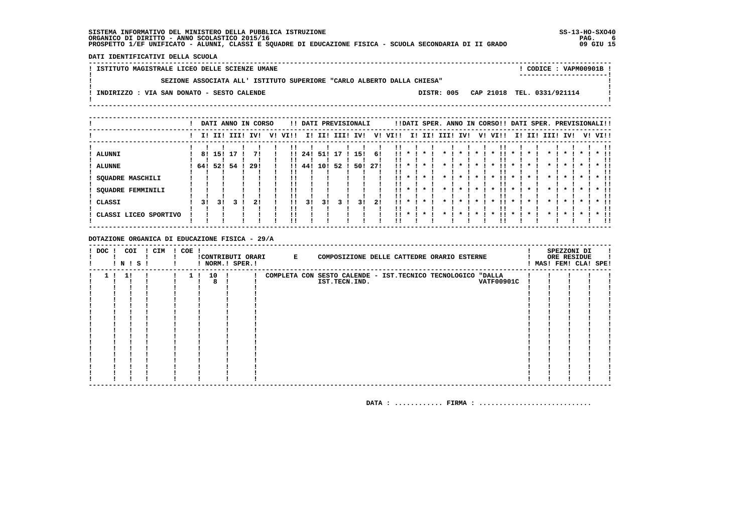SISTEMA INFORMATIVO DEL MINISTERO DELLA PUBBLICA ISTRUZIONE
ORGANICO DI DIRITTO - ANNO SCOLASTICO 2015/16
PROSPETTO 1/EF UNIFICATO - ALUNNI, CLASSI E SQUADRE DI EDUCAZIONE FISICA - SCUOLA SECONDARIA DI II GRADO

SS-13-HO-SXO40
09 GIU 15

**DATI IDENTIFICATIVI DELLA SCUOLA**

ISTITUTO MAGISTRALE LICEO DELLE SCIENZE UMANE — CODICE : VAPM00901B

SEZIONE ASSOCIATA ALL' ISTITUTO SUPERIORE "CARLO ALBERTO DALLA CHIESA"

INDIRIZZO : VIA SAN DONATO - SESTO CALENDE — DISTR: 005 CAP 21018 TEL. 0331/921114

| | DATI ANNO IN CORSO | | | | | | DATI PREVISIONALI | | | | | | DATI SPER. ANNO IN CORSO | | | | | | DATI SPER. PREVISIONALI | | | | | |
|---|---|---|---|---|---|---|---|---|---|---|---|---|---|---|---|---|---|---|---|---|---|---|---|---|
| | I | II | III | IV | V | VI | I | II | III | IV | V | VI | I | II | III | IV | V | VI | I | II | III | IV | V | VI |
| ALUNNI | 8 | 15 | 17 | 7 | | | 24 | 51 | 17 | 15 | 6 | | * | * | * | * | * | * | * | * | * | * | * | * |
| ALUNNE | 64 | 52 | 54 | 29 | | | 44 | 10 | 52 | 50 | 27 | | * | * | * | * | * | * | * | * | * | * | * | * |
| SQUADRE MASCHILI | | | | | | | | | | | | | * | * | * | * | * | * | * | * | * | * | * | * |
| SQUADRE FEMMINILI | | | | | | | | | | | | | * | * | * | * | * | * | * | * | * | * | * | * |
| CLASSI | 3 | 3 | 3 | 2 | | | 3 | 3 | 3 | 3 | 2 | | * | * | * | * | * | * | * | * | * | * | * | * |
| CLASSI LICEO SPORTIVO | | | | | | | | | | | | | * | * | * | * | * | * | * | * | * | * | * | * |

**DOTAZIONE ORGANICA DI EDUCAZIONE FISICA - 29/A**

| DOC | COI N | COI S | CIM | COE | CONTRIBUTI ORARI NORM. | CONTRIBUTI ORARI SPER. | E COMPOSIZIONE DELLE CATTEDRE ORARIO ESTERNE | SPEZZONI DI ORE RESIDUE MAS | FEM | CLA | SPE |
|---|---|---|---|---|---|---|---|---|---|---|---|
| 1 | 1 | | | 1 | 10<br>8 | | COMPLETA CON SESTO CALENDE - IST.TECNICO TECNOLOGICO "DALLA IST.TECN.IND. VATF00901C | | | | |

DATA : ............ FIRMA : ............................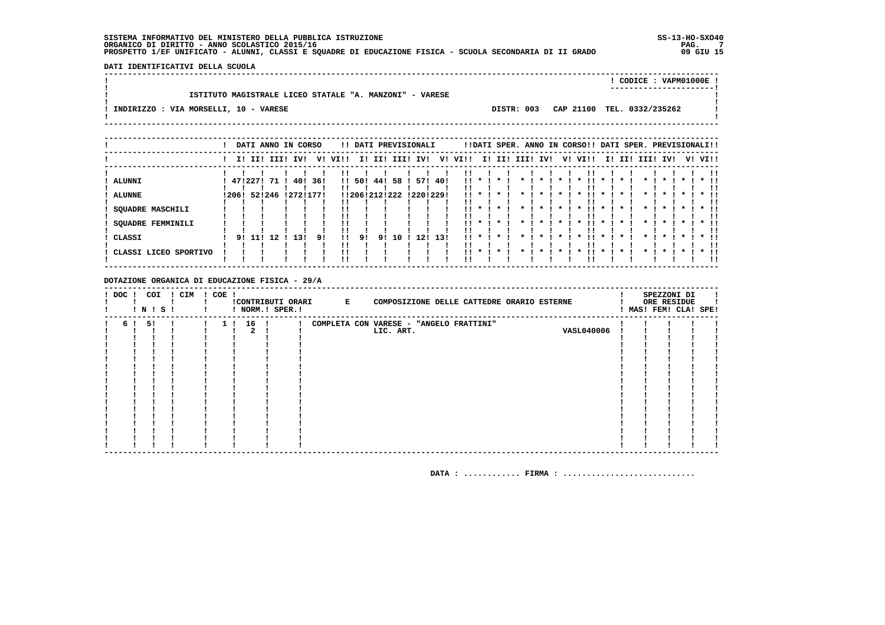**SISTEMA INFORMATIVO DEL MINISTERO DELLA PUBBLICA ISTRUZIONE**
**ORGANICO DI DIRITTO - ANNO SCOLASTICO 2015/16**
**PROSPETTO 1/EF UNIFICATO - ALUNNI, CLASSI E SQUADRE DI EDUCAZIONE FISICA - SCUOLA SECONDARIA DI II GRADO**

**DATI IDENTIFICATIVI DELLA SCUOLA**

CODICE : VAPM01000E

ISTITUTO MAGISTRALE LICEO STATALE "A. MANZONI" - VARESE

INDIRIZZO : VIA MORSELLI, 10 - VARESE — DISTR: 003 CAP 21100 TEL. 0332/235262

| | DATI ANNO IN CORSO | | | | | | DATI PREVISIONALI | | | | | | DATI SPER. ANNO IN CORSO | | | | | | DATI SPER. PREVISIONALI | | | | | |
|---|---|---|---|---|---|---|---|---|---|---|---|---|---|---|---|---|---|---|---|---|---|---|---|---|
| | I | II | III | IV | V | VI | I | II | III | IV | V | VI | I | II | III | IV | V | VI | I | II | III | IV | V | VI |
| ALUNNI | 47 | 227 | 71 | 40 | 36 | | 50 | 44 | 58 | 57 | 40 | | * | * | * | * | * | * | * | * | * | * | * | * |
| ALUNNE | 206 | 52 | 246 | 272 | 177 | | 206 | 212 | 222 | 220 | 229 | | * | * | * | * | * | * | * | * | * | * | * | * |
| SQUADRE MASCHILI | | | | | | | | | | | | | * | * | * | * | * | * | * | * | * | * | * | * |
| SQUADRE FEMMINILI | | | | | | | | | | | | | * | * | * | * | * | * | * | * | * | * | * | * |
| CLASSI | 9 | 11 | 12 | 13 | 9 | | 9 | 9 | 10 | 12 | 13 | | * | * | * | * | * | * | * | * | * | * | * | * |
| CLASSI LICEO SPORTIVO | | | | | | | | | | | | | * | * | * | * | * | * | * | * | * | * | * | * |

**DOTAZIONE ORGANICA DI EDUCAZIONE FISICA - 29/A**

| DOC | COI N | COI S | CIM | COE | CONTRIBUTI ORARI NORM. | CONTRIBUTI ORARI SPER. | COMPOSIZIONE DELLE CATTEDRE ORARIO ESTERNE | | SPEZZONI DI ORE RESIDUE MAS | FEM | CLA | SPE |
|---|---|---|---|---|---|---|---|---|---|---|---|---|
| 6 | 5 | | | 1 | 16 | | COMPLETA CON VARESE - "ANGELO FRATTINI" | | | | | |
| | | | | | 2 | | LIC. ART. | VASL040006 | | | | |

DATA : ............ FIRMA : ............................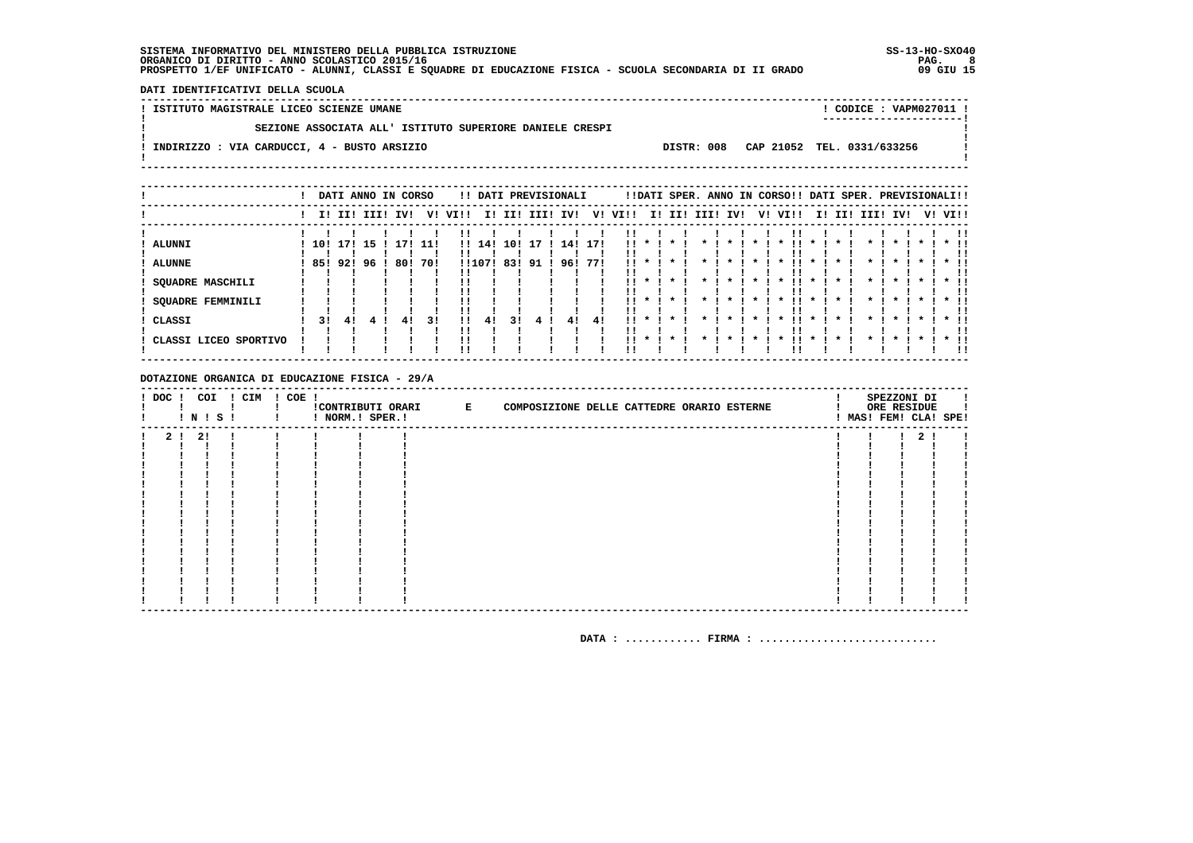SISTEMA INFORMATIVO DEL MINISTERO DELLA PUBBLICA ISTRUZIONE
ORGANICO DI DIRITTO - ANNO SCOLASTICO 2015/16
PROSPETTO 1/EF UNIFICATO - ALUNNI, CLASSI E SQUADRE DI EDUCAZIONE FISICA - SCUOLA SECONDARIA DI II GRADO

SS-13-HO-SXO40
09 GIU 15

DATI IDENTIFICATIVI DELLA SCUOLA

ISTITUTO MAGISTRALE LICEO SCIENZE UMANE — CODICE : VAPM027011

SEZIONE ASSOCIATA ALL' ISTITUTO SUPERIORE DANIELE CRESPI

INDIRIZZO : VIA CARDUCCI, 4 - BUSTO ARSIZIO — DISTR: 008 CAP 21052 TEL. 0331/633256

| | DATI ANNO IN CORSO | | | | | | DATI PREVISIONALI | | | | | | DATI SPER. ANNO IN CORSO | | | | | | DATI SPER. PREVISIONALI | | | | | |
|---|---|---|---|---|---|---|---|---|---|---|---|---|---|---|---|---|---|---|---|---|---|---|---|---|
| | I | II | III | IV | V | VI | I | II | III | IV | V | VI | I | II | III | IV | V | VI | I | II | III | IV | V | VI |
| ALUNNI | 10 | 17 | 15 | 17 | 11 | | 14 | 10 | 17 | 14 | 17 | | * | * | * | * | * | * | * | * | * | * | * | * |
| ALUNNE | 85 | 92 | 96 | 80 | 70 | | 107 | 83 | 91 | 96 | 77 | | * | * | * | * | * | * | * | * | * | * | * | * |
| SQUADRE MASCHILI | | | | | | | | | | | | | * | * | * | * | * | * | * | * | * | * | * | * |
| SQUADRE FEMMINILI | | | | | | | | | | | | | * | * | * | * | * | * | * | * | * | * | * | * |
| CLASSI | 3 | 4 | 4 | 4 | 3 | | 4 | 3 | 4 | 4 | 4 | | * | * | * | * | * | * | * | * | * | * | * | * |
| CLASSI LICEO SPORTIVO | | | | | | | | | | | | | * | * | * | * | * | * | * | * | * | * | * | * |

DOTAZIONE ORGANICA DI EDUCAZIONE FISICA - 29/A

| DOC | COI N | COI S | CIM | COE | CONTRIBUTI ORARI NORM. | CONTRIBUTI ORARI SPER. | E COMPOSIZIONE DELLE CATTEDRE ORARIO ESTERNE | SPEZZONI DI ORE RESIDUE MAS | FEM | CLA | SPE |
|---|---|---|---|---|---|---|---|---|---|---|---|
| 2 | 2 | | | | | | | | | 2 | |

DATA : ............ FIRMA : ............................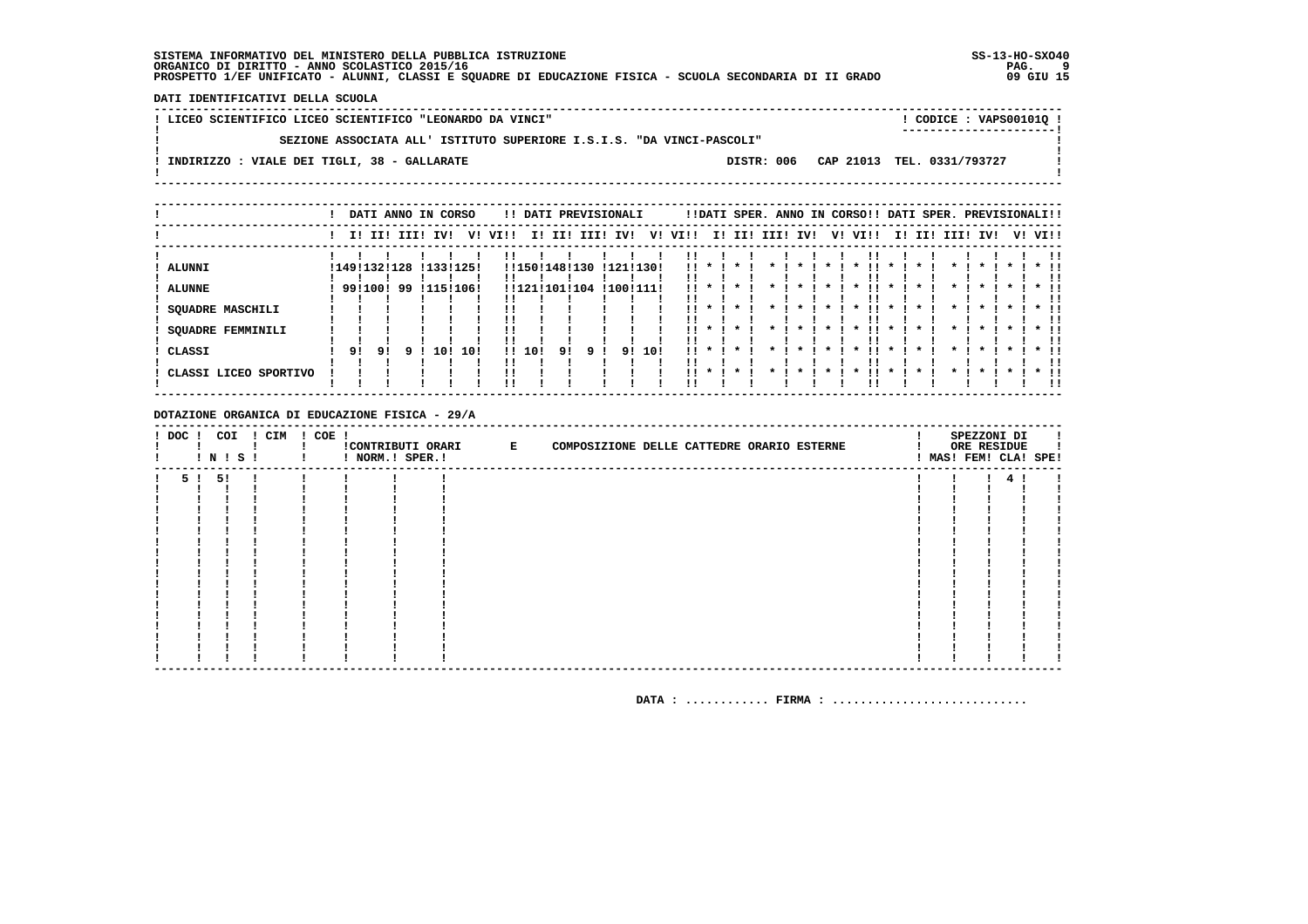SISTEMA INFORMATIVO DEL MINISTERO DELLA PUBBLICA ISTRUZIONE
ORGANICO DI DIRITTO - ANNO SCOLASTICO 2015/16
PROSPETTO 1/EF UNIFICATO - ALUNNI, CLASSI E SQUADRE DI EDUCAZIONE FISICA - SCUOLA SECONDARIA DI II GRADO

SS-13-HO-SXO40
09 GIU 15

DATI IDENTIFICATIVI DELLA SCUOLA

LICEO SCIENTIFICO LICEO SCIENTIFICO "LEONARDO DA VINCI" — CODICE : VAPS00101Q

SEZIONE ASSOCIATA ALL' ISTITUTO SUPERIORE I.S.I.S. "DA VINCI-PASCOLI"

INDIRIZZO : VIALE DEI TIGLI, 38 - GALLARATE — DISTR: 006 CAP 21013 TEL. 0331/793727

| | DATI ANNO IN CORSO | | | | | | DATI PREVISIONALI | | | | | | DATI SPER. ANNO IN CORSO | | | | | | DATI SPER. PREVISIONALI | | | | | |
|---|---|---|---|---|---|---|---|---|---|---|---|---|---|---|---|---|---|---|---|---|---|---|---|---|
| | I | II | III | IV | V | VI | I | II | III | IV | V | VI | I | II | III | IV | V | VI | I | II | III | IV | V | VI |
| ALUNNI | 149 | 132 | 128 | 133 | 125 | | 150 | 148 | 130 | 121 | 130 | | * | * | * | * | * | * | * | * | * | * | * | * |
| ALUNNE | 99 | 100 | 99 | 115 | 106 | | 121 | 101 | 104 | 100 | 111 | | * | * | * | * | * | * | * | * | * | * | * | * |
| SQUADRE MASCHILI | | | | | | | | | | | | | * | * | * | * | * | * | * | * | * | * | * | * |
| SQUADRE FEMMINILI | | | | | | | | | | | | | * | * | * | * | * | * | * | * | * | * | * | * |
| CLASSI | 9 | 9 | 9 | 10 | 10 | | 10 | 9 | 9 | 9 | 10 | | * | * | * | * | * | * | * | * | * | * | * | * |
| CLASSI LICEO SPORTIVO | | | | | | | | | | | | | * | * | * | * | * | * | * | * | * | * | * | * |

DOTAZIONE ORGANICA DI EDUCAZIONE FISICA - 29/A

| DOC | COI N | COI S | CIM | COE | CONTRIBUTI ORARI NORM. | CONTRIBUTI ORARI SPER. | E COMPOSIZIONE DELLE CATTEDRE ORARIO ESTERNE | SPEZZONI DI ORE RESIDUE MAS | FEM | CLA | SPE |
|---|---|---|---|---|---|---|---|---|---|---|---|
| 5 | 5 | | | | | | | | | 4 | |

DATA : ............ FIRMA : ............................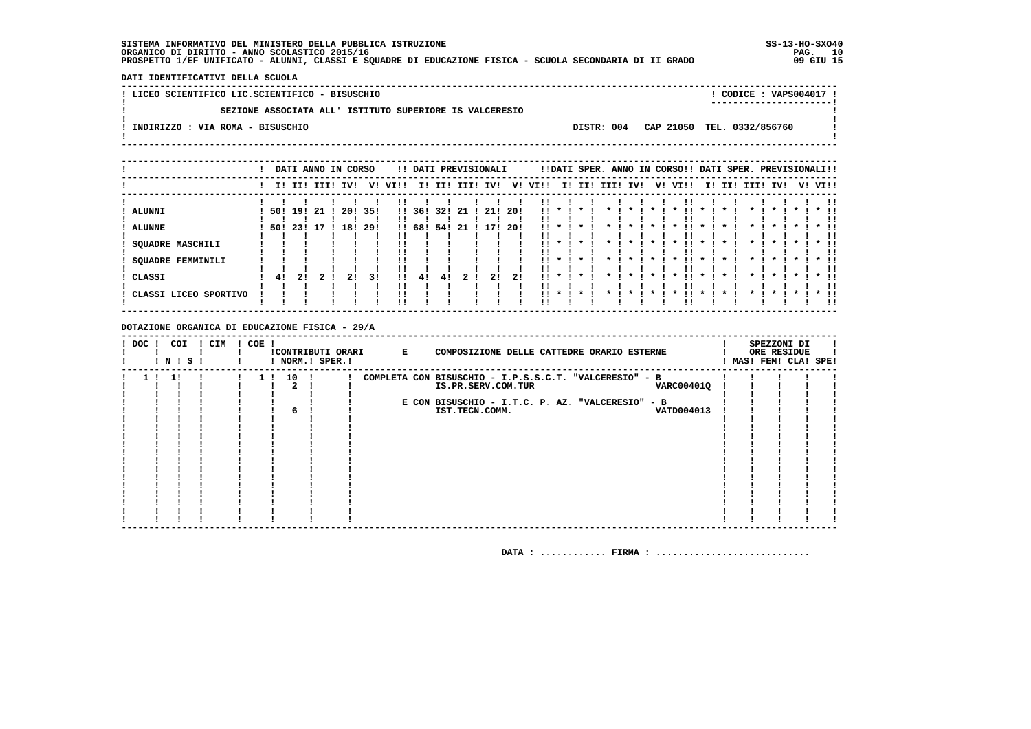SISTEMA INFORMATIVO DEL MINISTERO DELLA PUBBLICA ISTRUZIONE
ORGANICO DI DIRITTO - ANNO SCOLASTICO 2015/16
PROSPETTO 1/EF UNIFICATO - ALUNNI, CLASSI E SQUADRE DI EDUCAZIONE FISICA - SCUOLA SECONDARIA DI II GRADO

SS-13-HO-SXO40
09 GIU 15

**DATI IDENTIFICATIVI DELLA SCUOLA**

LICEO SCIENTIFICO LIC.SCIENTIFICO - BISUSCHIO — CODICE : VAPS004017

SEZIONE ASSOCIATA ALL' ISTITUTO SUPERIORE IS VALCERESIO

INDIRIZZO : VIA ROMA - BISUSCHIO — DISTR: 004 — CAP 21050 — TEL. 0332/856760

| | DATI ANNO IN CORSO | | | | | | DATI PREVISIONALI | | | | | | DATI SPER. ANNO IN CORSO | | | | | | DATI SPER. PREVISIONALI | | | | | |
|---|---|---|---|---|---|---|---|---|---|---|---|---|---|---|---|---|---|---|---|---|---|---|---|---|
| | I | II | III | IV | V | VI | I | II | III | IV | V | VI | I | II | III | IV | V | VI | I | II | III | IV | V | VI |
| ALUNNI | 50 | 19 | 21 | 20 | 35 | | 36 | 32 | 21 | 21 | 20 | | * | * | * | * | * | * | * | * | * | * | * | * |
| ALUNNE | 50 | 23 | 17 | 18 | 29 | | 68 | 54 | 21 | 17 | 20 | | * | * | * | * | * | * | * | * | * | * | * | * |
| SQUADRE MASCHILI | | | | | | | | | | | | | * | * | * | * | * | * | * | * | * | * | * | * |
| SQUADRE FEMMINILI | | | | | | | | | | | | | * | * | * | * | * | * | * | * | * | * | * | * |
| CLASSI | 4 | 2 | 2 | 2 | 3 | | 4 | 4 | 2 | 2 | 2 | | * | * | * | * | * | * | * | * | * | * | * | * |
| CLASSI LICEO SPORTIVO | | | | | | | | | | | | | * | * | * | * | * | * | * | * | * | * | * | * |

**DOTAZIONE ORGANICA DI EDUCAZIONE FISICA - 29/A**

| DOC | COI N | COI S | CIM | COE | CONTRIBUTI ORARI NORM. | CONTRIBUTI ORARI SPER. | E COMPOSIZIONE DELLE CATTEDRE ORARIO ESTERNE | SPEZZONI DI ORE RESIDUE MAS | FEM | CLA | SPE |
|---|---|---|---|---|---|---|---|---|---|---|---|
| 1 | 1 | | | 1 | 10 | | COMPLETA CON BISUSCHIO - I.P.S.S.C.T. "VALCERESIO" - B IS.PR.SERV.COM.TUR VARC00401Q | | | | |
| | | | | | 2 | | | | | | |
| | | | | | 6 | | E CON BISUSCHIO - I.T.C. P. AZ. "VALCERESIO" - B IST.TECN.COMM. VATD004013 | | | | |

DATA : ............ FIRMA : ............................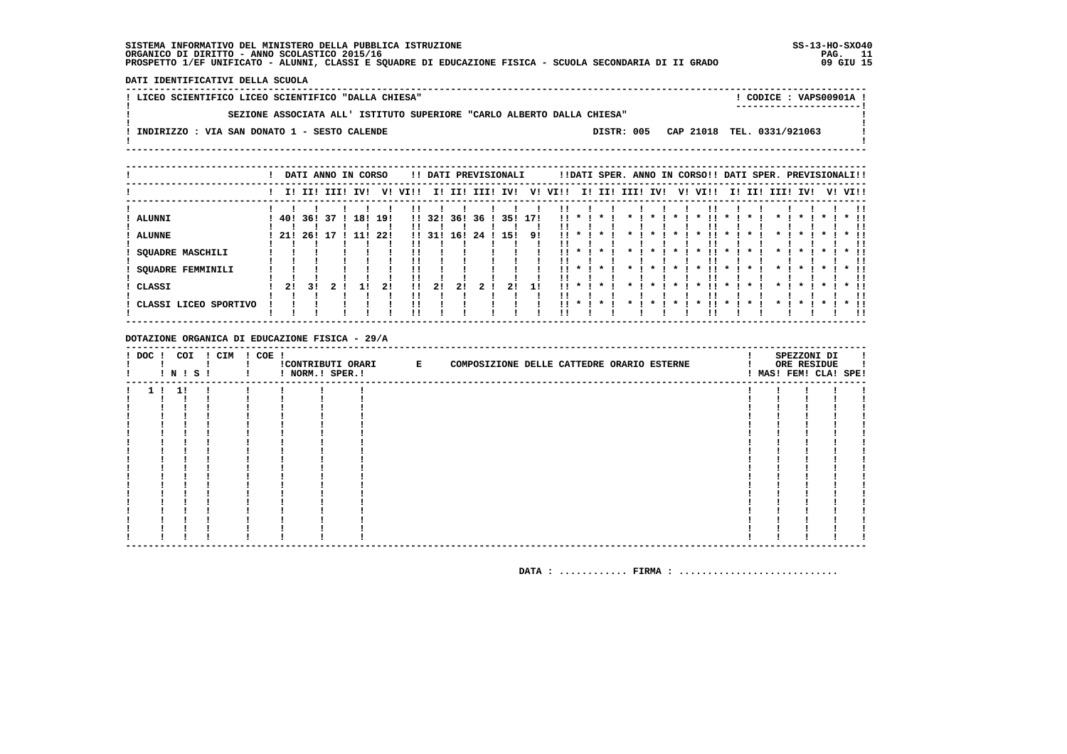SISTEMA INFORMATIVO DEL MINISTERO DELLA PUBBLICA ISTRUZIONE
ORGANICO DI DIRITTO - ANNO SCOLASTICO 2015/16
PROSPETTO 1/EF UNIFICATO - ALUNNI, CLASSI E SQUADRE DI EDUCAZIONE FISICA - SCUOLA SECONDARIA DI II GRADO

SS-13-HO-SXO40
09 GIU 15

DATI IDENTIFICATIVI DELLA SCUOLA

LICEO SCIENTIFICO LICEO SCIENTIFICO "DALLA CHIESA" — CODICE : VAPS00901A

SEZIONE ASSOCIATA ALL' ISTITUTO SUPERIORE "CARLO ALBERTO DALLA CHIESA"

INDIRIZZO : VIA SAN DONATO 1 - SESTO CALENDE — DISTR: 005 CAP 21018 TEL. 0331/921063

| | DATI ANNO IN CORSO | | | | | | DATI PREVISIONALI | | | | | | DATI SPER. ANNO IN CORSO | | | | | | DATI SPER. PREVISIONALI | | | | | |
|---|---|---|---|---|---|---|---|---|---|---|---|---|---|---|---|---|---|---|---|---|---|---|---|---|
| | I | II | III | IV | V | VI | I | II | III | IV | V | VI | I | II | III | IV | V | VI | I | II | III | IV | V | VI |
| ALUNNI | 40 | 36 | 37 | 18 | 19 | | 32 | 36 | 36 | 35 | 17 | | * | * | * | * | * | * | * | * | * | * | * | * |
| ALUNNE | 21 | 26 | 17 | 11 | 22 | | 31 | 16 | 24 | 15 | 9 | | * | * | * | * | * | * | * | * | * | * | * | * |
| SQUADRE MASCHILI | | | | | | | | | | | | | * | * | * | * | * | * | * | * | * | * | * | * |
| SQUADRE FEMMINILI | | | | | | | | | | | | | * | * | * | * | * | * | * | * | * | * | * | * |
| CLASSI | 2 | 3 | 2 | 1 | 2 | | 2 | 2 | 2 | 2 | 1 | | * | * | * | * | * | * | * | * | * | * | * | * |
| CLASSI LICEO SPORTIVO | | | | | | | | | | | | | * | * | * | * | * | * | * | * | * | * | * | * |

DOTAZIONE ORGANICA DI EDUCAZIONE FISICA - 29/A

| DOC | COI N | COI S | CIM | COE | CONTRIBUTI ORARI NORM. | CONTRIBUTI ORARI SPER. | E COMPOSIZIONE DELLE CATTEDRE ORARIO ESTERNE | SPEZZONI DI ORE RESIDUE MAS | FEM | CLA | SPE |
|---|---|---|---|---|---|---|---|---|---|---|---|
| 1 | 1 | | | | | | | | | | |

DATA : ............ FIRMA : ............................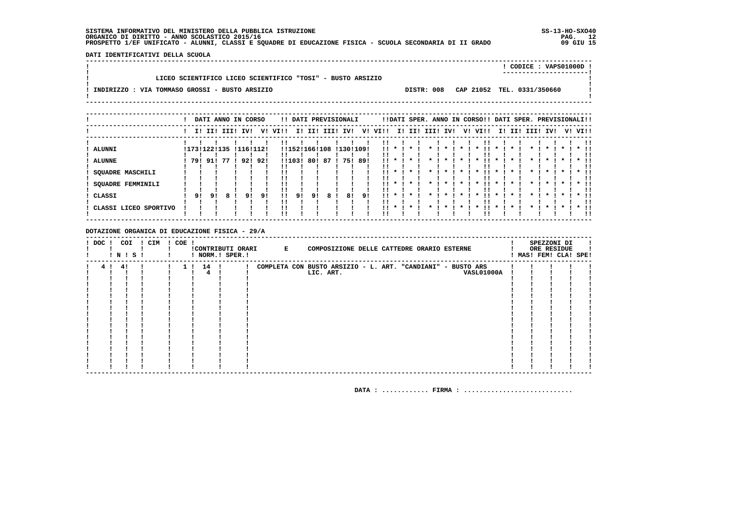SISTEMA INFORMATIVO DEL MINISTERO DELLA PUBBLICA ISTRUZIONE
ORGANICO DI DIRITTO - ANNO SCOLASTICO 2015/16
PROSPETTO 1/EF UNIFICATO - ALUNNI, CLASSI E SQUADRE DI EDUCAZIONE FISICA - SCUOLA SECONDARIA DI II GRADO

SS-13-HO-SXO40
09 GIU 15

**DATI IDENTIFICATIVI DELLA SCUOLA**

CODICE : VAPS01000D

LICEO SCIENTIFICO LICEO SCIENTIFICO "TOSI" - BUSTO ARSIZIO

INDIRIZZO : VIA TOMMASO GROSSI - BUSTO ARSIZIO — DISTR: 008 — CAP 21052 — TEL. 0331/350660

| | DATI ANNO IN CORSO | | | | | | DATI PREVISIONALI | | | | | | DATI SPER. ANNO IN CORSO | | | | | | DATI SPER. PREVISIONALI | | | | | |
|---|---|---|---|---|---|---|---|---|---|---|---|---|---|---|---|---|---|---|---|---|---|---|---|---|
| | I | II | III | IV | V | VI | I | II | III | IV | V | VI | I | II | III | IV | V | VI | I | II | III | IV | V | VI |
| ALUNNI | 173 | 122 | 135 | 116 | 112 | | 152 | 166 | 108 | 130 | 109 | | * | * | * | * | * | * | * | * | * | * | * | * |
| ALUNNE | 79 | 91 | 77 | 92 | 92 | | 103 | 80 | 87 | 75 | 89 | | * | * | * | * | * | * | * | * | * | * | * | * |
| SQUADRE MASCHILI | | | | | | | | | | | | | * | * | * | * | * | * | * | * | * | * | * | * |
| SQUADRE FEMMINILI | | | | | | | | | | | | | * | * | * | * | * | * | * | * | * | * | * | * |
| CLASSI | 9 | 9 | 8 | 9 | 9 | | 9 | 9 | 8 | 8 | 9 | | * | * | * | * | * | * | * | * | * | * | * | * |
| CLASSI LICEO SPORTIVO | | | | | | | | | | | | | * | * | * | * | * | * | * | * | * | * | * | * |

**DOTAZIONE ORGANICA DI EDUCAZIONE FISICA - 29/A**

| DOC | COI N | COI S | CIM | COE | CONTRIBUTI ORARI NORM. | CONTRIBUTI ORARI SPER. | E COMPOSIZIONE DELLE CATTEDRE ORARIO ESTERNE | | SPEZZONI DI ORE RESIDUE MAS | FEM | CLA | SPE |
|---|---|---|---|---|---|---|---|---|---|---|---|---|
| 4 | 4 | | | 1 | 14 | | COMPLETA CON BUSTO ARSIZIO - L. ART. "CANDIANI" - BUSTO ARS | | | | | |
| | | | | | 4 | | LIC. ART. | VASL01000A | | | | |

DATA : ............ FIRMA : ............................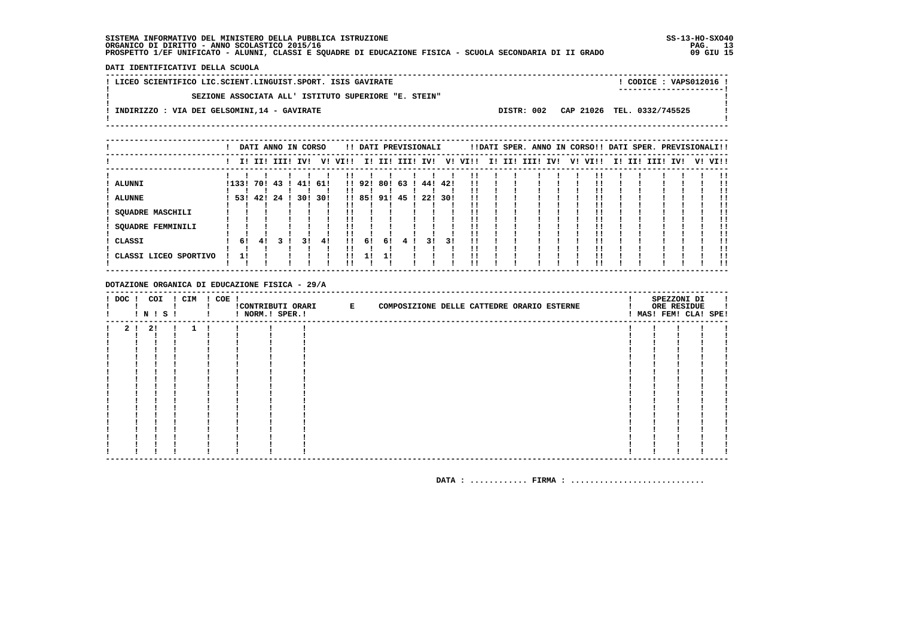SISTEMA INFORMATIVO DEL MINISTERO DELLA PUBBLICA ISTRUZIONE
ORGANICO DI DIRITTO - ANNO SCOLASTICO 2015/16
PROSPETTO 1/EF UNIFICATO - ALUNNI, CLASSI E SQUADRE DI EDUCAZIONE FISICA - SCUOLA SECONDARIA DI II GRADO

SS-13-HO-SXO40
09 GIU 15

**DATI IDENTIFICATIVI DELLA SCUOLA**

LICEO SCIENTIFICO LIC.SCIENT.LINGUIST.SPORT. ISIS GAVIRATE — CODICE : VAPS012016

SEZIONE ASSOCIATA ALL' ISTITUTO SUPERIORE "E. STEIN"

INDIRIZZO : VIA DEI GELSOMINI,14 - GAVIRATE — DISTR: 002 — CAP 21026 — TEL. 0332/745525

| | DATI ANNO IN CORSO | | | | | | DATI PREVISIONALI | | | | | | DATI SPER. ANNO IN CORSO | | | | | | DATI SPER. PREVISIONALI | | | | | |
|---|---|---|---|---|---|---|---|---|---|---|---|---|---|---|---|---|---|---|---|---|---|---|---|---|
| | I | II | III | IV | V | VI | I | II | III | IV | V | VI | I | II | III | IV | V | VI | I | II | III | IV | V | VI |
| ALUNNI | 133 | 70 | 43 | 41 | 61 | | 92 | 80 | 63 | 44 | 42 | | | | | | | | | | | | | |
| ALUNNE | 53 | 42 | 24 | 30 | 30 | | 85 | 91 | 45 | 22 | 30 | | | | | | | | | | | | | |
| SQUADRE MASCHILI | | | | | | | | | | | | | | | | | | | | | | | | |
| SQUADRE FEMMINILI | | | | | | | | | | | | | | | | | | | | | | | | |
| CLASSI | 6 | 4 | 3 | 3 | 4 | | 6 | 6 | 4 | 3 | 3 | | | | | | | | | | | | | |
| CLASSI LICEO SPORTIVO | 1 | | | | | | 1 | 1 | | | | | | | | | | | | | | | | |

**DOTAZIONE ORGANICA DI EDUCAZIONE FISICA - 29/A**

| DOC | COI N | COI S | CIM | COE | CONTRIBUTI ORARI NORM. | CONTRIBUTI ORARI SPER. | E COMPOSIZIONE DELLE CATTEDRE ORARIO ESTERNE | SPEZZONI DI ORE RESIDUE MAS | FEM | CLA | SPE |
|---|---|---|---|---|---|---|---|---|---|---|---|
| 2 | 2 | | 1 | | | | | | | | |

DATA : ............ FIRMA : ............................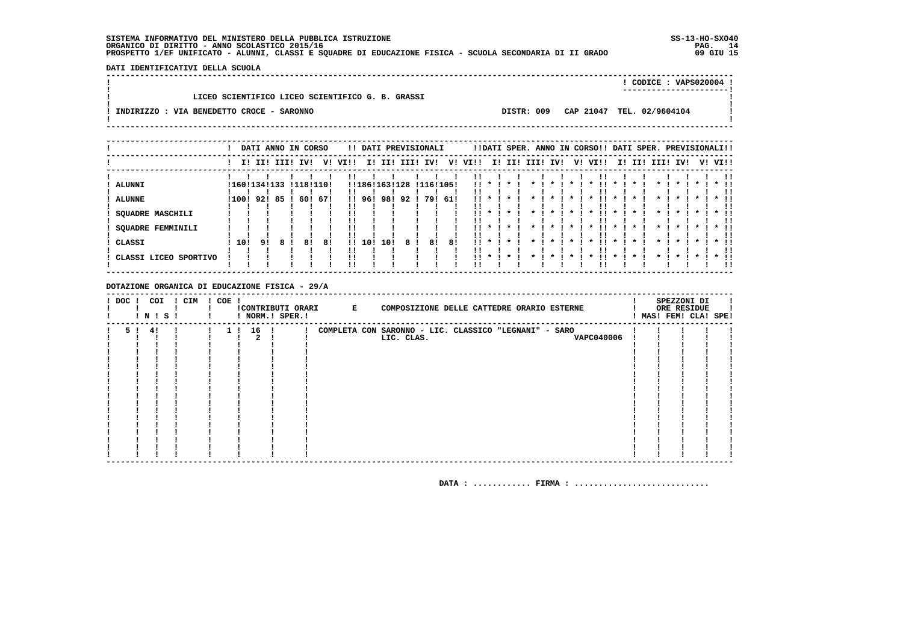SISTEMA INFORMATIVO DEL MINISTERO DELLA PUBBLICA ISTRUZIONE
ORGANICO DI DIRITTO - ANNO SCOLASTICO 2015/16
PROSPETTO 1/EF UNIFICATO - ALUNNI, CLASSI E SQUADRE DI EDUCAZIONE FISICA - SCUOLA SECONDARIA DI II GRADO

SS-13-HO-SXO40
09 GIU 15

**DATI IDENTIFICATIVI DELLA SCUOLA**

CODICE : VAPS020004

LICEO SCIENTIFICO LICEO SCIENTIFICO G. B. GRASSI

INDIRIZZO : VIA BENEDETTO CROCE - SARONNO — DISTR: 009 — CAP 21047 — TEL. 02/9604104

| | DATI ANNO IN CORSO | | | | | | DATI PREVISIONALI | | | | | | DATI SPER. ANNO IN CORSO | | | | | | DATI SPER. PREVISIONALI | | | | | |
|---|---|---|---|---|---|---|---|---|---|---|---|---|---|---|---|---|---|---|---|---|---|---|---|---|
| | I | II | III | IV | V | VI | I | II | III | IV | V | VI | I | II | III | IV | V | VI | I | II | III | IV | V | VI |
| ALUNNI | 160 | 134 | 133 | 118 | 110 | | 186 | 163 | 128 | 116 | 105 | | * | * | * | * | * | * | * | * | * | * | * | * |
| ALUNNE | 100 | 92 | 85 | 60 | 67 | | 96 | 98 | 92 | 79 | 61 | | * | * | * | * | * | * | * | * | * | * | * | * |
| SQUADRE MASCHILI | | | | | | | | | | | | | * | * | * | * | * | * | * | * | * | * | * | * |
| SQUADRE FEMMINILI | | | | | | | | | | | | | * | * | * | * | * | * | * | * | * | * | * | * |
| CLASSI | 10 | 9 | 8 | 8 | 8 | | 10 | 10 | 8 | 8 | 8 | | * | * | * | * | * | * | * | * | * | * | * | * |
| CLASSI LICEO SPORTIVO | | | | | | | | | | | | | * | * | * | * | * | * | * | * | * | * | * | * |

**DOTAZIONE ORGANICA DI EDUCAZIONE FISICA - 29/A**

| DOC | COI N | COI S | CIM | COE | CONTRIBUTI ORARI NORM. | CONTRIBUTI ORARI SPER. | E COMPOSIZIONE DELLE CATTEDRE ORARIO ESTERNE | | SPEZZONI DI ORE RESIDUE MAS | FEM | CLA | SPE |
|---|---|---|---|---|---|---|---|---|---|---|---|---|
| 5 | 4 | | | 1 | 16 | | COMPLETA CON SARONNO - LIC. CLASSICO "LEGNANI" - SARO | | | | | |
| | | | | | 2 | | LIC. CLAS. | VAPC040006 | | | | |

DATA : ............ FIRMA : ............................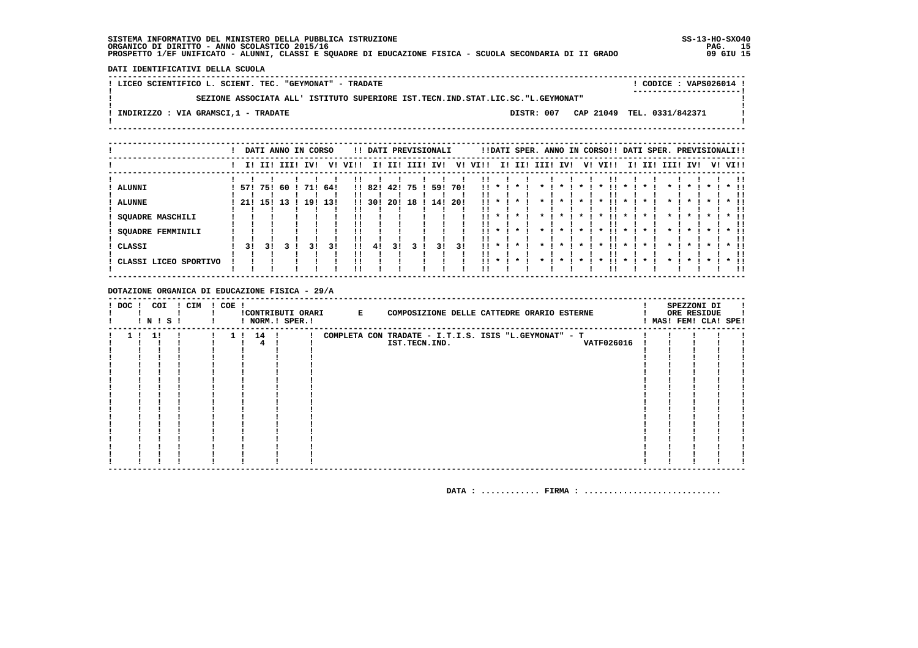SISTEMA INFORMATIVO DEL MINISTERO DELLA PUBBLICA ISTRUZIONE
ORGANICO DI DIRITTO - ANNO SCOLASTICO 2015/16
PROSPETTO 1/EF UNIFICATO - ALUNNI, CLASSI E SQUADRE DI EDUCAZIONE FISICA - SCUOLA SECONDARIA DI II GRADO

SS-13-HO-SXO40
09 GIU 15

**DATI IDENTIFICATIVI DELLA SCUOLA**

LICEO SCIENTIFICO L. SCIENT. TEC. "GEYMONAT" - TRADATE — CODICE : VAPS026014

SEZIONE ASSOCIATA ALL' ISTITUTO SUPERIORE IST.TECN.IND.STAT.LIC.SC."L.GEYMONAT"

INDIRIZZO : VIA GRAMSCI,1 - TRADATE — DISTR: 007 CAP 21049 TEL. 0331/842371

| | DATI ANNO IN CORSO | | | | | | DATI PREVISIONALI | | | | | | DATI SPER. ANNO IN CORSO | | | | | | DATI SPER. PREVISIONALI | | | | | |
|---|---|---|---|---|---|---|---|---|---|---|---|---|---|---|---|---|---|---|---|---|---|---|---|---|
| | I | II | III | IV | V | VI | I | II | III | IV | V | VI | I | II | III | IV | V | VI | I | II | III | IV | V | VI |
| ALUNNI | 57 | 75 | 60 | 71 | 64 | | 82 | 42 | 75 | 59 | 70 | | * | * | * | * | * | * | * | * | * | * | * | * |
| ALUNNE | 21 | 15 | 13 | 19 | 13 | | 30 | 20 | 18 | 14 | 20 | | * | * | * | * | * | * | * | * | * | * | * | * |
| SQUADRE MASCHILI | | | | | | | | | | | | | * | * | * | * | * | * | * | * | * | * | * | * |
| SQUADRE FEMMINILI | | | | | | | | | | | | | * | * | * | * | * | * | * | * | * | * | * | * |
| CLASSI | 3 | 3 | 3 | 3 | 3 | | 4 | 3 | 3 | 3 | 3 | | * | * | * | * | * | * | * | * | * | * | * | * |
| CLASSI LICEO SPORTIVO | | | | | | | | | | | | | * | * | * | * | * | * | * | * | * | * | * | * |

**DOTAZIONE ORGANICA DI EDUCAZIONE FISICA - 29/A**

| DOC | COI N | COI S | CIM | COE | CONTRIBUTI ORARI NORM. | CONTRIBUTI ORARI SPER. | E COMPOSIZIONE DELLE CATTEDRE ORARIO ESTERNE | SPEZZONI DI ORE RESIDUE MAS | FEM | CLA | SPE |
|---|---|---|---|---|---|---|---|---|---|---|---|
| 1 | 1 | | | 1 | 14 | | COMPLETA CON TRADATE - I.T.I.S. ISIS "L.GEYMONAT" - T | | | | |
| | | | | | 4 | | IST.TECN.IND. VATF026016 | | | | |

DATA : ............ FIRMA : ............................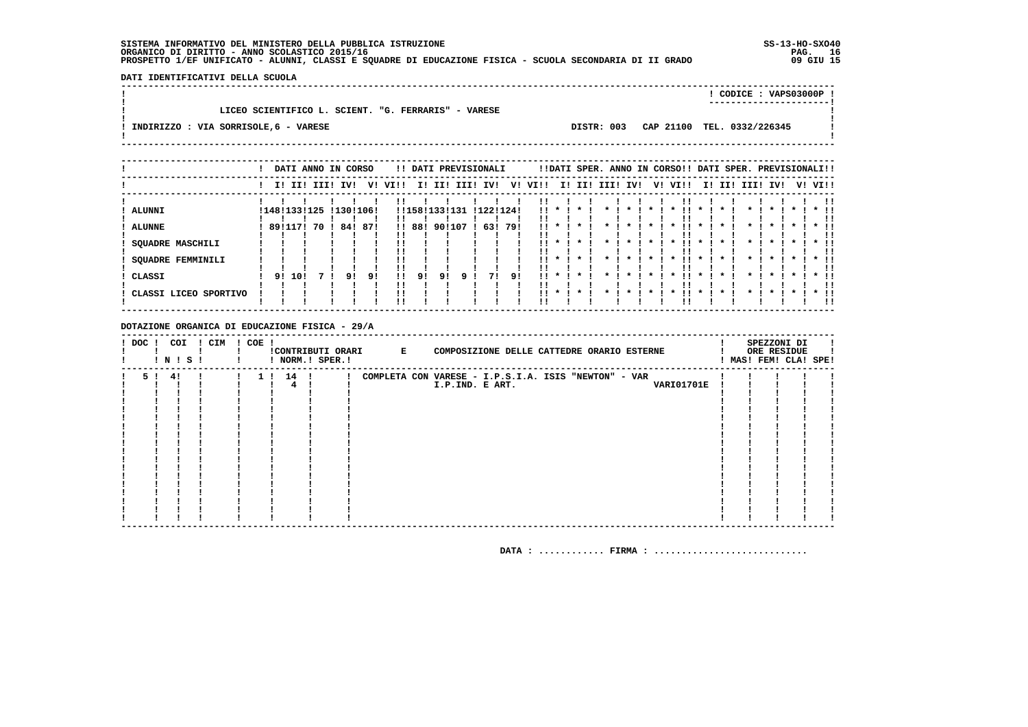SISTEMA INFORMATIVO DEL MINISTERO DELLA PUBBLICA ISTRUZIONE
ORGANICO DI DIRITTO - ANNO SCOLASTICO 2015/16
PROSPETTO 1/EF UNIFICATO - ALUNNI, CLASSI E SQUADRE DI EDUCAZIONE FISICA - SCUOLA SECONDARIA DI II GRADO

SS-13-HO-SXO40
09 GIU 15

**DATI IDENTIFICATIVI DELLA SCUOLA**

CODICE : VAPS03000P

LICEO SCIENTIFICO L. SCIENT. "G. FERRARIS" - VARESE

INDIRIZZO : VIA SORRISOLE,6 - VARESE — DISTR: 003 — CAP 21100 — TEL. 0332/226345

| | DATI ANNO IN CORSO | | | | | | DATI PREVISIONALI | | | | | | DATI SPER. ANNO IN CORSO | | | | | | DATI SPER. PREVISIONALI | | | | | |
|---|---|---|---|---|---|---|---|---|---|---|---|---|---|---|---|---|---|---|---|---|---|---|---|---|
| | I | II | III | IV | V | VI | I | II | III | IV | V | VI | I | II | III | IV | V | VI | I | II | III | IV | V | VI |
| ALUNNI | 148 | 133 | 125 | 130 | 106 | | 158 | 133 | 131 | 122 | 124 | | * | * | * | * | * | * | * | * | * | * | * | * |
| ALUNNE | 89 | 117 | 70 | 84 | 87 | | 88 | 90 | 107 | 63 | 79 | | * | * | * | * | * | * | * | * | * | * | * | * |
| SQUADRE MASCHILI | | | | | | | | | | | | | * | * | * | * | * | * | * | * | * | * | * | * |
| SQUADRE FEMMINILI | | | | | | | | | | | | | * | * | * | * | * | * | * | * | * | * | * | * |
| CLASSI | 9 | 10 | 7 | 9 | 9 | | 9 | 9 | 9 | 7 | 9 | | * | * | * | * | * | * | * | * | * | * | * | * |
| CLASSI LICEO SPORTIVO | | | | | | | | | | | | | * | * | * | * | * | * | * | * | * | * | * | * |

**DOTAZIONE ORGANICA DI EDUCAZIONE FISICA - 29/A**

| DOC | COI N | COI S | CIM | COE | CONTRIBUTI ORARI NORM. | CONTRIBUTI ORARI SPER. | E COMPOSIZIONE DELLE CATTEDRE ORARIO ESTERNE | SPEZZONI DI ORE RESIDUE MAS | FEM | CLA | SPE |
|---|---|---|---|---|---|---|---|---|---|---|---|
| 5 | 4 | | | 1 | 14 | | COMPLETA CON VARESE - I.P.S.I.A. ISIS "NEWTON" - VAR | | | | |
| | | | | | 4 | | I.P.IND. E ART. VARI01701E | | | | |

DATA : ............ FIRMA : ............................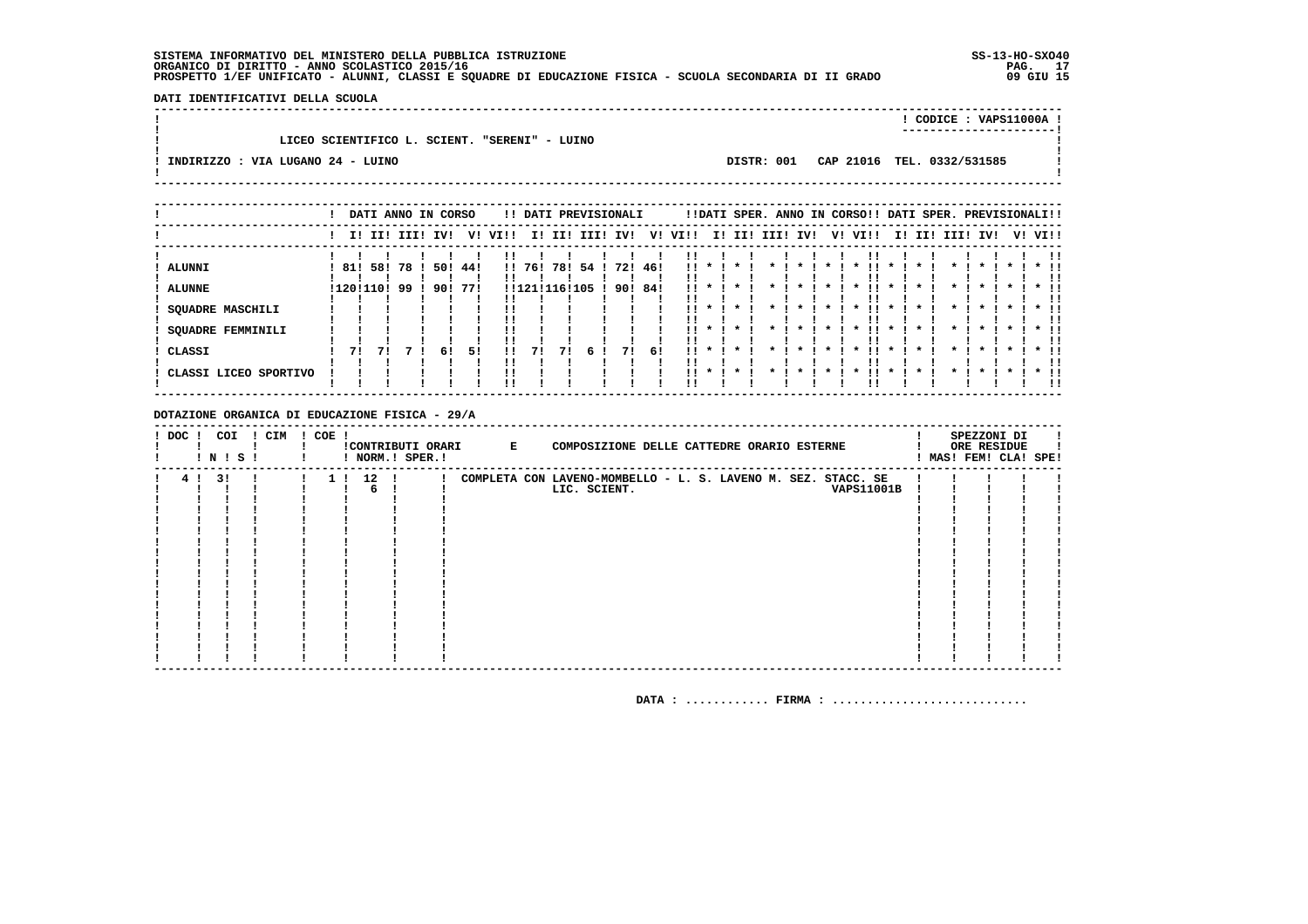SISTEMA INFORMATIVO DEL MINISTERO DELLA PUBBLICA ISTRUZIONE
ORGANICO DI DIRITTO - ANNO SCOLASTICO 2015/16
PROSPETTO 1/EF UNIFICATO - ALUNNI, CLASSI E SQUADRE DI EDUCAZIONE FISICA - SCUOLA SECONDARIA DI II GRADO

SS-13-HO-SXO40
09 GIU 15

**DATI IDENTIFICATIVI DELLA SCUOLA**

CODICE : VAPS11000A

LICEO SCIENTIFICO L. SCIENT. "SERENI" - LUINO

INDIRIZZO : VIA LUGANO 24 - LUINO

DISTR: 001 CAP 21016 TEL. 0332/531585

| | DATI ANNO IN CORSO | | | | | | DATI PREVISIONALI | | | | | | DATI SPER. ANNO IN CORSO | | | | | | DATI SPER. PREVISIONALI | | | | | |
|---|---|---|---|---|---|---|---|---|---|---|---|---|---|---|---|---|---|---|---|---|---|---|---|---|
| | I | II | III | IV | V | VI | I | II | III | IV | V | VI | I | II | III | IV | V | VI | I | II | III | IV | V | VI |
| ALUNNI | 81 | 58 | 78 | 50 | 44 | | 76 | 78 | 54 | 72 | 46 | | * | * | * | * | * | * | * | * | * | * | * | * |
| ALUNNE | 120 | 110 | 99 | 90 | 77 | | 121 | 116 | 105 | 90 | 84 | | * | * | * | * | * | * | * | * | * | * | * | * |
| SQUADRE MASCHILI | | | | | | | | | | | | | * | * | * | * | * | * | * | * | * | * | * | * |
| SQUADRE FEMMINILI | | | | | | | | | | | | | * | * | * | * | * | * | * | * | * | * | * | * |
| CLASSI | 7 | 7 | 7 | 6 | 5 | | 7 | 7 | 6 | 7 | 6 | | * | * | * | * | * | * | * | * | * | * | * | * |
| CLASSI LICEO SPORTIVO | | | | | | | | | | | | | * | * | * | * | * | * | * | * | * | * | * | * |

**DOTAZIONE ORGANICA DI EDUCAZIONE FISICA - 29/A**

| DOC | COI N | COI S | CIM | COE | CONTRIBUTI ORARI NORM. | CONTRIBUTI ORARI SPER. | E COMPOSIZIONE DELLE CATTEDRE ORARIO ESTERNE | SPEZZONI DI ORE RESIDUE MAS | FEM | CLA | SPE |
|---|---|---|---|---|---|---|---|---|---|---|---|
| 4 | 3 | | | 1 | 12 | | COMPLETA CON LAVENO-MOMBELLO - L. S. LAVENO M. SEZ. STACC. SE LIC. SCIENT. VAPS11001B | | | | |
| | | | | | 6 | | | | | | |

DATA : ............ FIRMA : ............................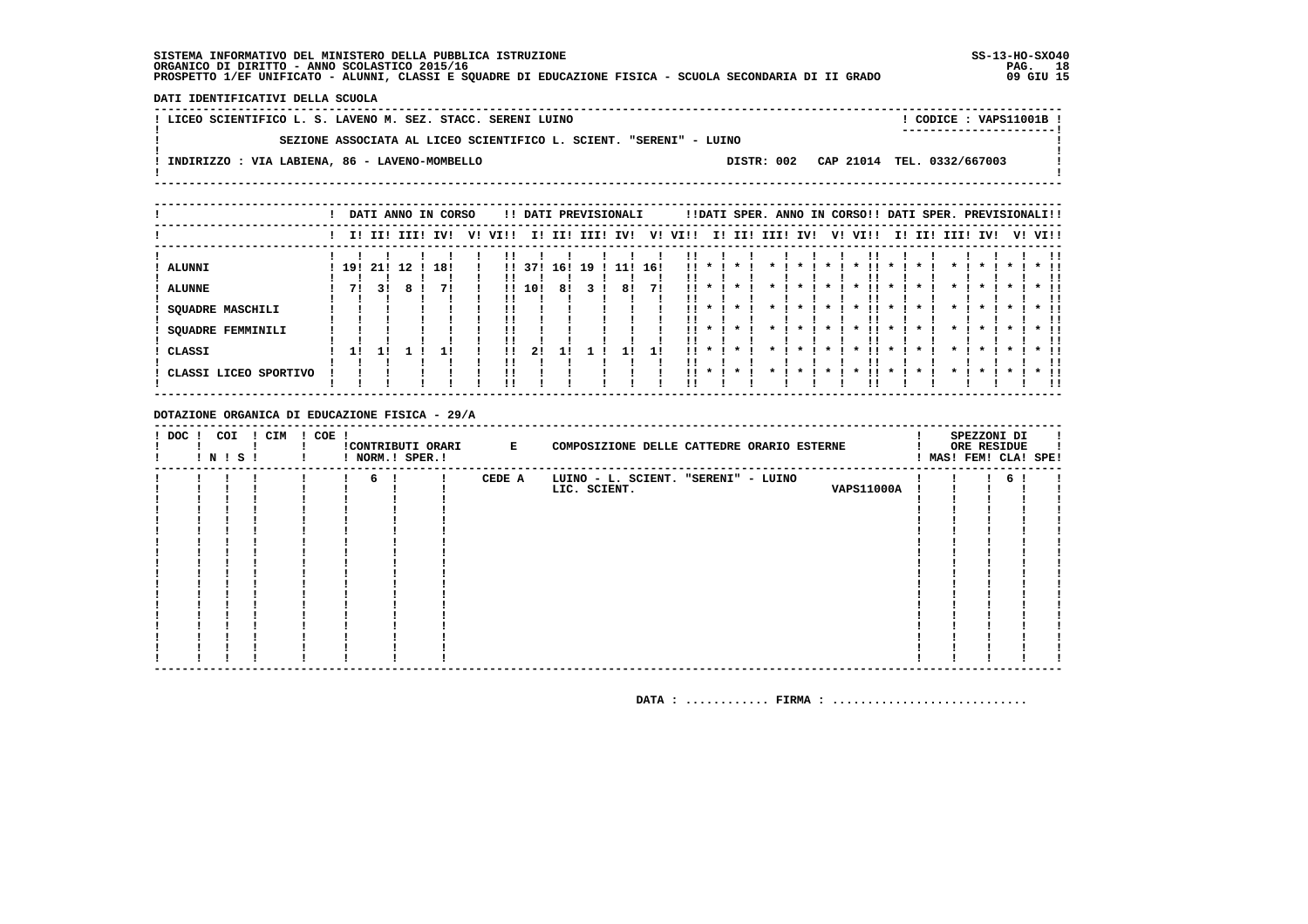SISTEMA INFORMATIVO DEL MINISTERO DELLA PUBBLICA ISTRUZIONE
ORGANICO DI DIRITTO - ANNO SCOLASTICO 2015/16
PROSPETTO 1/EF UNIFICATO - ALUNNI, CLASSI E SQUADRE DI EDUCAZIONE FISICA - SCUOLA SECONDARIA DI II GRADO

SS-13-HO-SXO40
09 GIU 15

**DATI IDENTIFICATIVI DELLA SCUOLA**

LICEO SCIENTIFICO L. S. LAVENO M. SEZ. STACC. SERENI LUINO — CODICE : VAPS11001B

SEZIONE ASSOCIATA AL LICEO SCIENTIFICO L. SCIENT. "SERENI" - LUINO

INDIRIZZO : VIA LABIENA, 86 - LAVENO-MOMBELLO — DISTR: 002 CAP 21014 TEL. 0332/667003

| | DATI ANNO IN CORSO | | | | | | DATI PREVISIONALI | | | | | | DATI SPER. ANNO IN CORSO | | | | | | DATI SPER. PREVISIONALI | | | | | |
|---|---|---|---|---|---|---|---|---|---|---|---|---|---|---|---|---|---|---|---|---|---|---|---|---|
| | I | II | III | IV | V | VI | I | II | III | IV | V | VI | I | II | III | IV | V | VI | I | II | III | IV | V | VI |
| ALUNNI | 19 | 21 | 12 | 18 | | | 37 | 16 | 19 | 11 | 16 | | * | * | * | * | * | * | * | * | * | * | * | * |
| ALUNNE | 7 | 3 | 8 | 7 | | | 10 | 8 | 3 | 8 | 7 | | * | * | * | * | * | * | * | * | * | * | * | * |
| SQUADRE MASCHILI | | | | | | | | | | | | | * | * | * | * | * | * | * | * | * | * | * | * |
| SQUADRE FEMMINILI | | | | | | | | | | | | | * | * | * | * | * | * | * | * | * | * | * | * |
| CLASSI | 1 | 1 | 1 | 1 | | | 2 | 1 | 1 | 1 | 1 | | * | * | * | * | * | * | * | * | * | * | * | * |
| CLASSI LICEO SPORTIVO | | | | | | | | | | | | | * | * | * | * | * | * | * | * | * | * | * | * |

**DOTAZIONE ORGANICA DI EDUCAZIONE FISICA - 29/A**

| DOC | COI N | COI S | CIM | COE | CONTRIBUTI ORARI NORM. | CONTRIBUTI ORARI SPER. | E COMPOSIZIONE DELLE CATTEDRE ORARIO ESTERNE | SPEZZONI DI ORE RESIDUE MAS | FEM | CLA | SPE |
|---|---|---|---|---|---|---|---|---|---|---|---|
| | | | | | 6 | | CEDE A LUINO - L. SCIENT. "SERENI" - LUINO LIC. SCIENT. VAPS11000A | | | 6 | |

DATA : ............ FIRMA : ...........................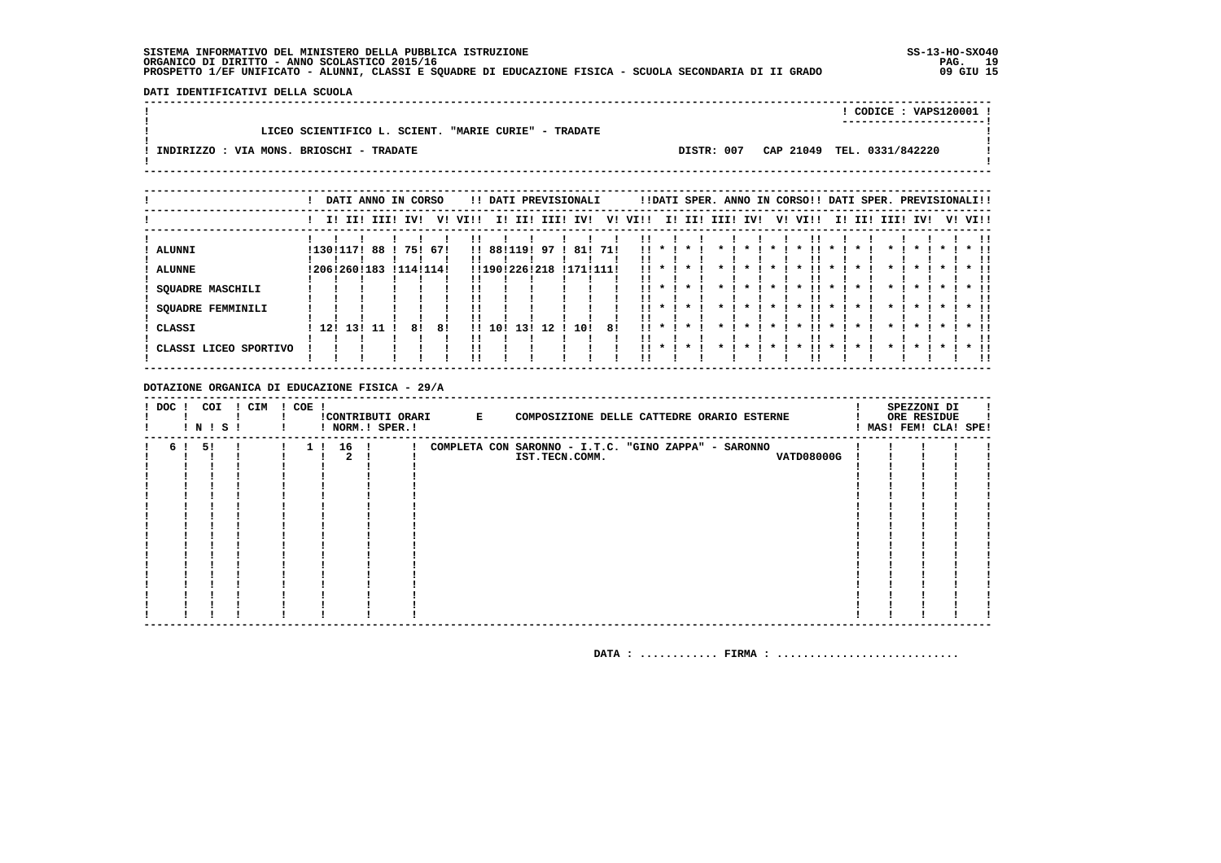SISTEMA INFORMATIVO DEL MINISTERO DELLA PUBBLICA ISTRUZIONE
ORGANICO DI DIRITTO - ANNO SCOLASTICO 2015/16
PROSPETTO 1/EF UNIFICATO - ALUNNI, CLASSI E SQUADRE DI EDUCAZIONE FISICA - SCUOLA SECONDARIA DI II GRADO

SS-13-HO-SXO40
09 GIU 15

**DATI IDENTIFICATIVI DELLA SCUOLA**

CODICE : VAPS120001

LICEO SCIENTIFICO L. SCIENT. "MARIE CURIE" - TRADATE

INDIRIZZO : VIA MONS. BRIOSCHI - TRADATE — DISTR: 007 — CAP 21049 — TEL. 0331/842220

| | DATI ANNO IN CORSO | | | | | | DATI PREVISIONALI | | | | | | DATI SPER. ANNO IN CORSO | | | | | | DATI SPER. PREVISIONALI | | | | | |
|---|---|---|---|---|---|---|---|---|---|---|---|---|---|---|---|---|---|---|---|---|---|---|---|---|
| | I | II | III | IV | V | VI | I | II | III | IV | V | VI | I | II | III | IV | V | VI | I | II | III | IV | V | VI |
| ALUNNI | 130 | 117 | 88 | 75 | 67 | | 88 | 119 | 97 | 81 | 71 | | * | * | * | * | * | * | * | * | * | * | * | * |
| ALUNNE | 206 | 260 | 183 | 114 | 114 | | 190 | 226 | 218 | 171 | 111 | | * | * | * | * | * | * | * | * | * | * | * | * |
| SQUADRE MASCHILI | | | | | | | | | | | | | * | * | * | * | * | * | * | * | * | * | * | * |
| SQUADRE FEMMINILI | | | | | | | | | | | | | * | * | * | * | * | * | * | * | * | * | * | * |
| CLASSI | 12 | 13 | 11 | 8 | 8 | | 10 | 13 | 12 | 10 | 8 | | * | * | * | * | * | * | * | * | * | * | * | * |
| CLASSI LICEO SPORTIVO | | | | | | | | | | | | | * | * | * | * | * | * | * | * | * | * | * | * |

**DOTAZIONE ORGANICA DI EDUCAZIONE FISICA - 29/A**

| DOC | COI N | COI S | CIM | COE | CONTRIBUTI ORARI NORM. | CONTRIBUTI ORARI SPER. | E COMPOSIZIONE DELLE CATTEDRE ORARIO ESTERNE | SPEZZONI DI ORE RESIDUE MAS | FEM | CLA | SPE |
|---|---|---|---|---|---|---|---|---|---|---|---|
| 6 | 5 | | | 1 | 16 | | COMPLETA CON SARONNO - I.T.C. "GINO ZAPPA" - SARONNO | | | | |
| | | | | | 2 | | IST.TECN.COMM. VATD08000G | | | | |

DATA : ............ FIRMA : ............................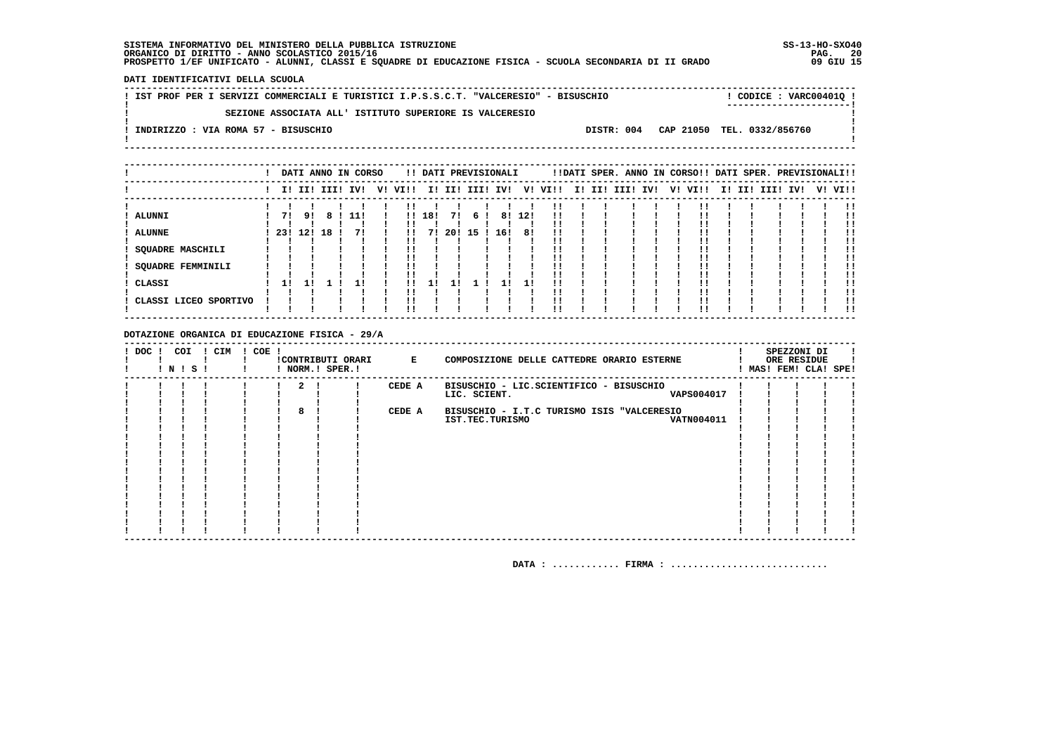SISTEMA INFORMATIVO DEL MINISTERO DELLA PUBBLICA ISTRUZIONE
ORGANICO DI DIRITTO - ANNO SCOLASTICO 2015/16
PROSPETTO 1/EF UNIFICATO - ALUNNI, CLASSI E SQUADRE DI EDUCAZIONE FISICA - SCUOLA SECONDARIA DI II GRADO

SS-13-HO-SXO40
09 GIU 15

DATI IDENTIFICATIVI DELLA SCUOLA

IST PROF PER I SERVIZI COMMERCIALI E TURISTICI I.P.S.S.C.T. "VALCERESIO" - BISUSCHIO — CODICE : VARC00401Q

SEZIONE ASSOCIATA ALL' ISTITUTO SUPERIORE IS VALCERESIO

INDIRIZZO : VIA ROMA 57 - BISUSCHIO — DISTR: 004 CAP 21050 TEL. 0332/856760

| | DATI ANNO IN CORSO | | | | | | DATI PREVISIONALI | | | | | | DATI SPER. ANNO IN CORSO | | | | | | DATI SPER. PREVISIONALI | | | | | |
|---|---|---|---|---|---|---|---|---|---|---|---|---|---|---|---|---|---|---|---|---|---|---|---|---|
| | I | II | III | IV | V | VI | I | II | III | IV | V | VI | I | II | III | IV | V | VI | I | II | III | IV | V | VI |
| ALUNNI | 7 | 9 | 8 | 11 | | | 18 | 7 | 6 | 8 | 12 | | | | | | | | | | | | | |
| ALUNNE | 23 | 12 | 18 | 7 | | | 7 | 20 | 15 | 16 | 8 | | | | | | | | | | | | | |
| SQUADRE MASCHILI | | | | | | | | | | | | | | | | | | | | | | | | |
| SQUADRE FEMMINILI | | | | | | | | | | | | | | | | | | | | | | | | |
| CLASSI | 1 | 1 | 1 | 1 | | | 1 | 1 | 1 | 1 | 1 | | | | | | | | | | | | | |
| CLASSI LICEO SPORTIVO | | | | | | | | | | | | | | | | | | | | | | | | |

DOTAZIONE ORGANICA DI EDUCAZIONE FISICA - 29/A

| DOC | COI N | COI S | CIM | COE | CONTRIBUTI ORARI NORM. | CONTRIBUTI ORARI SPER. | E | COMPOSIZIONE DELLE CATTEDRE ORARIO ESTERNE | SPEZZONI DI ORE RESIDUE MAS | FEM | CLA | SPE |
|---|---|---|---|---|---|---|---|---|---|---|---|---|
| | | | | | 2 | | CEDE A | BISUSCHIO - LIC.SCIENTIFICO - BISUSCHIO LIC. SCIENT. VAPS004017 | | | | |
| | | | | | 8 | | CEDE A | BISUSCHIO - I.T.C TURISMO ISIS "VALCERESIO IST.TEC.TURISMO VATN004011 | | | | |

DATA : ............ FIRMA : ............................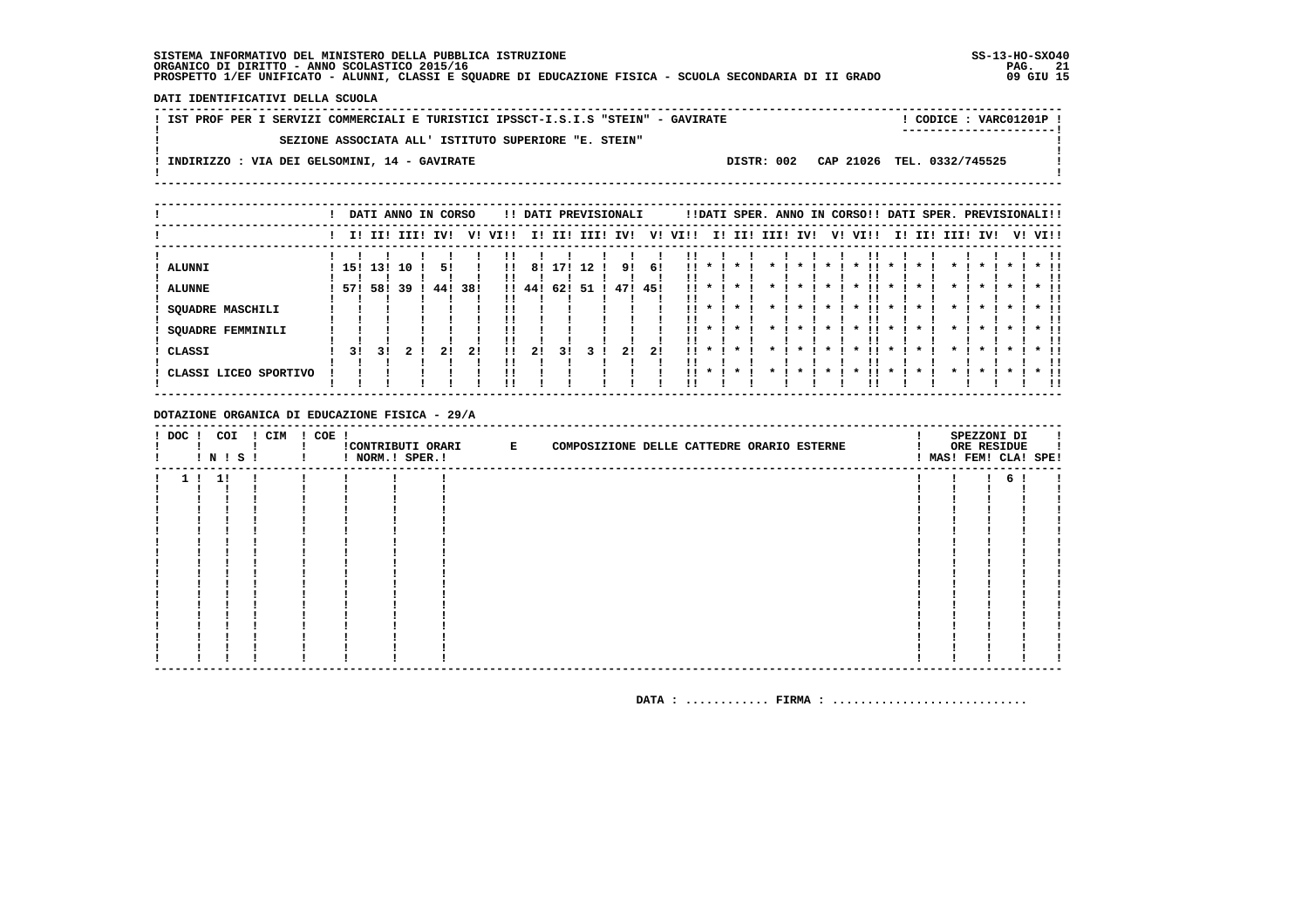SISTEMA INFORMATIVO DEL MINISTERO DELLA PUBBLICA ISTRUZIONE
ORGANICO DI DIRITTO - ANNO SCOLASTICO 2015/16
PROSPETTO 1/EF UNIFICATO - ALUNNI, CLASSI E SQUADRE DI EDUCAZIONE FISICA - SCUOLA SECONDARIA DI II GRADO

SS-13-HO-SXO40
09 GIU 15

**DATI IDENTIFICATIVI DELLA SCUOLA**

IST PROF PER I SERVIZI COMMERCIALI E TURISTICI IPSSCT-I.S.I.S "STEIN" - GAVIRATE — CODICE : VARC01201P

SEZIONE ASSOCIATA ALL' ISTITUTO SUPERIORE "E. STEIN"

INDIRIZZO : VIA DEI GELSOMINI, 14 - GAVIRATE — DISTR: 002 CAP 21026 TEL. 0332/745525

| | DATI ANNO IN CORSO | | | | | | DATI PREVISIONALI | | | | | | DATI SPER. ANNO IN CORSO | | | | | | DATI SPER. PREVISIONALI | | | | | |
|---|---|---|---|---|---|---|---|---|---|---|---|---|---|---|---|---|---|---|---|---|---|---|---|---|
| | I | II | III | IV | V | VI | I | II | III | IV | V | VI | I | II | III | IV | V | VI | I | II | III | IV | V | VI |
| ALUNNI | 15 | 13 | 10 | 5 | | | 8 | 17 | 12 | 9 | 6 | | * | * | * | * | * | * | * | * | * | * | * | * |
| ALUNNE | 57 | 58 | 39 | 44 | 38 | | 44 | 62 | 51 | 47 | 45 | | * | * | * | * | * | * | * | * | * | * | * | * |
| SQUADRE MASCHILI | | | | | | | | | | | | | * | * | * | * | * | * | * | * | * | * | * | * |
| SQUADRE FEMMINILI | | | | | | | | | | | | | * | * | * | * | * | * | * | * | * | * | * | * |
| CLASSI | 3 | 3 | 2 | 2 | 2 | | 2 | 3 | 3 | 2 | 2 | | * | * | * | * | * | * | * | * | * | * | * | * |
| CLASSI LICEO SPORTIVO | | | | | | | | | | | | | * | * | * | * | * | * | * | * | * | * | * | * |

**DOTAZIONE ORGANICA DI EDUCAZIONE FISICA - 29/A**

| DOC | COI N | COI S | CIM | COE | CONTRIBUTI ORARI NORM. | CONTRIBUTI ORARI SPER. | E COMPOSIZIONE DELLE CATTEDRE ORARIO ESTERNE | SPEZZONI DI ORE RESIDUE MAS | FEM | CLA | SPE |
|---|---|---|---|---|---|---|---|---|---|---|---|
| 1 | 1 | | | | | | | | | 6 | |

DATA : ............ FIRMA : ............................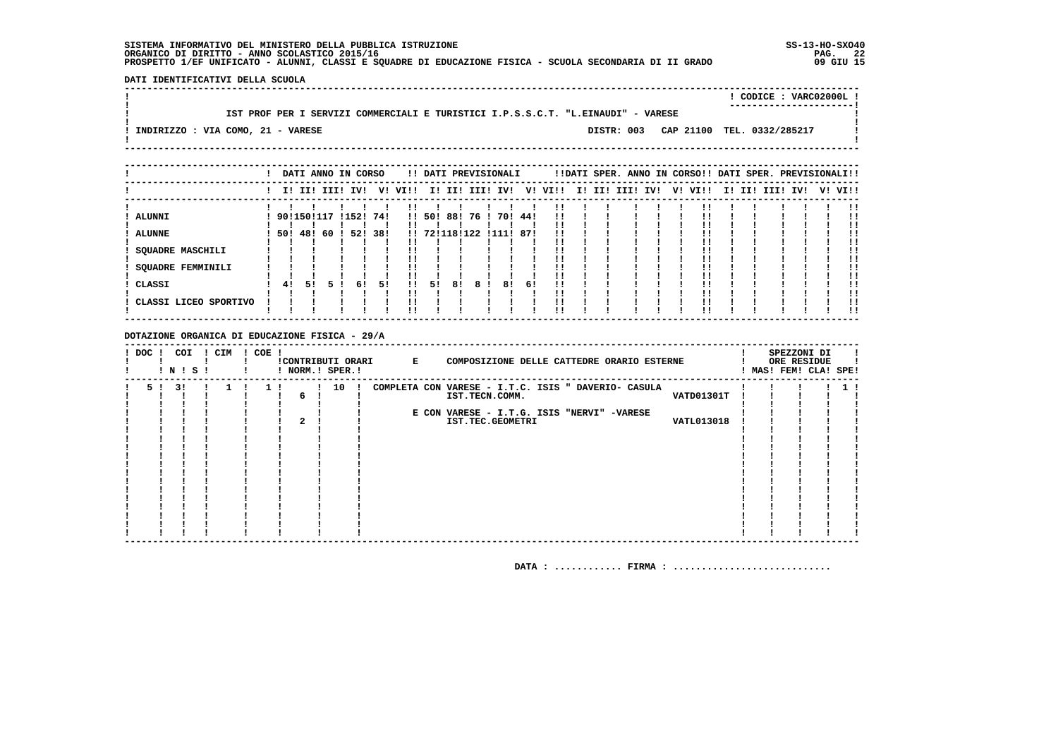SISTEMA INFORMATIVO DEL MINISTERO DELLA PUBBLICA ISTRUZIONE
ORGANICO DI DIRITTO - ANNO SCOLASTICO 2015/16
PROSPETTO 1/EF UNIFICATO - ALUNNI, CLASSI E SQUADRE DI EDUCAZIONE FISICA - SCUOLA SECONDARIA DI II GRADO

SS-13-HO-SXO40
09 GIU 15

**DATI IDENTIFICATIVI DELLA SCUOLA**

CODICE : VARC02000L

IST PROF PER I SERVIZI COMMERCIALI E TURISTICI I.P.S.S.C.T. "L.EINAUDI" - VARESE

INDIRIZZO : VIA COMO, 21 - VARESE — DISTR: 003 CAP 21100 TEL. 0332/285217

| | DATI ANNO IN CORSO | | | | | DATI PREVISIONALI | | | | | DATI SPER. ANNO IN CORSO | | | | | DATI SPER. PREVISIONALI | | | | |
|---|---|---|---|---|---|---|---|---|---|---|---|---|---|---|---|---|---|---|---|---|
| | I | II | III | IV | V | I | II | III | IV | V | I | II | III | IV | V | I | II | III | IV | V |
| ALUNNI | 90 | 150 | 117 | 152 | 74 | 50 | 88 | 76 | 70 | 44 | | | | | | | | | | |
| ALUNNE | 50 | 48 | 60 | 52 | 38 | 72 | 118 | 122 | 111 | 87 | | | | | | | | | | |
| SQUADRE MASCHILI | | | | | | | | | | | | | | | | | | | | |
| SQUADRE FEMMINILI | | | | | | | | | | | | | | | | | | | | |
| CLASSI | 4 | 5 | 5 | 6 | 5 | 5 | 8 | 8 | 8 | 6 | | | | | | | | | | |
| CLASSI LICEO SPORTIVO | | | | | | | | | | | | | | | | | | | | |

**DOTAZIONE ORGANICA DI EDUCAZIONE FISICA - 29/A**

| DOC | COI N | COI S | CIM | COE | CONTRIBUTI ORARI NORM. | CONTRIBUTI ORARI SPER. | E COMPOSIZIONE DELLE CATTEDRE ORARIO ESTERNE | | SPEZZONI DI ORE RESIDUE MAS | FEM | CLA | SPE |
|---|---|---|---|---|---|---|---|---|---|---|---|---|
| 5 | 3 | | 1 | 1 | 6 | 10 | COMPLETA CON VARESE - I.T.C. ISIS " DAVERIO- CASULA IST.TECN.COMM. | VATD01301T | | | | 1 |
| | | | | | 2 | | E CON VARESE - I.T.G. ISIS "NERVI" -VARESE IST.TEC.GEOMETRI | VATL013018 | | | | |

DATA : ............ FIRMA : ............................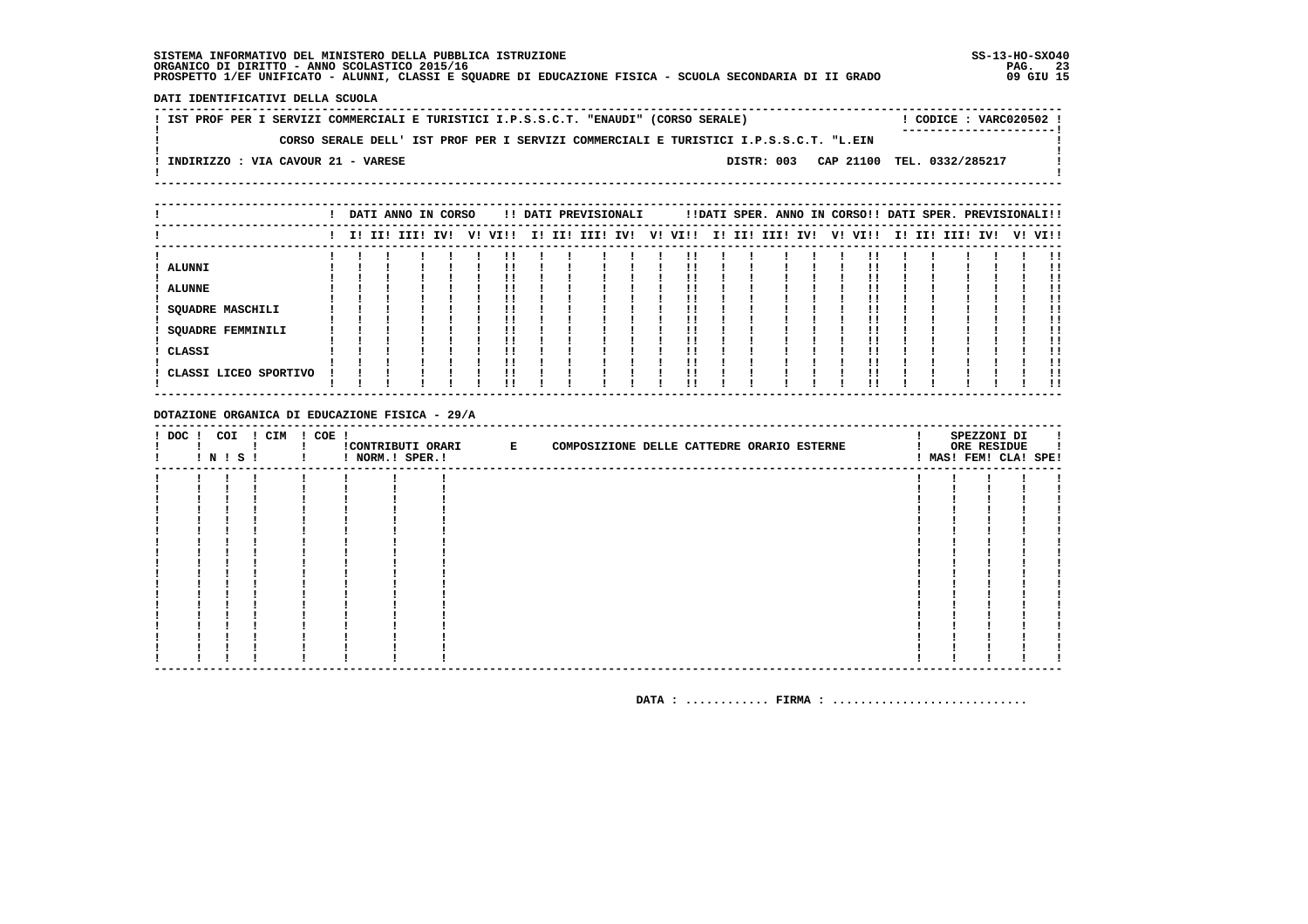DATI IDENTIFICATIVI DELLA SCUOLA

| IST PROF PER I SERVIZI COMMERCIALI E TURISTICI I.P.S.S.C.T. "ENAUDI" (CORSO SERALE) | CODICE : VARC020502 |
|---|---|
| CORSO SERALE DELL' IST PROF PER I SERVIZI COMMERCIALI E TURISTICI I.P.S.S.C.T. "L.EIN | |
| INDIRIZZO : VIA CAVOUR 21 - VARESE | DISTR: 003 CAP 21100 TEL. 0332/285217 |

| | DATI ANNO IN CORSO | | | | | | DATI PREVISIONALI | | | | | | DATI SPER. ANNO IN CORSO | | | | | | DATI SPER. PREVISIONALI | | | | | |
|---|---|---|---|---|---|---|---|---|---|---|---|---|---|---|---|---|---|---|---|---|---|---|---|---|
| | I | II | III | IV | V | VI | I | II | III | IV | V | VI | I | II | III | IV | V | VI | I | II | III | IV | V | VI |
| ALUNNI | | | | | | | | | | | | | | | | | | | | | | | | |
| ALUNNE | | | | | | | | | | | | | | | | | | | | | | | | |
| SQUADRE MASCHILI | | | | | | | | | | | | | | | | | | | | | | | | |
| SQUADRE FEMMINILI | | | | | | | | | | | | | | | | | | | | | | | | |
| CLASSI | | | | | | | | | | | | | | | | | | | | | | | | |
| CLASSI LICEO SPORTIVO | | | | | | | | | | | | | | | | | | | | | | | | |

DOTAZIONE ORGANICA DI EDUCAZIONE FISICA - 29/A

| DOC | COI N | COI S | CIM | COE | CONTRIBUTI ORARI NORM. | CONTRIBUTI ORARI SPER. | E COMPOSIZIONE DELLE CATTEDRE ORARIO ESTERNE | SPEZZONI DI ORE RESIDUE MAS | FEM | CLA | SPE |
|---|---|---|---|---|---|---|---|---|---|---|---|
| | | | | | | | | | | | |

DATA : ............ FIRMA : ............................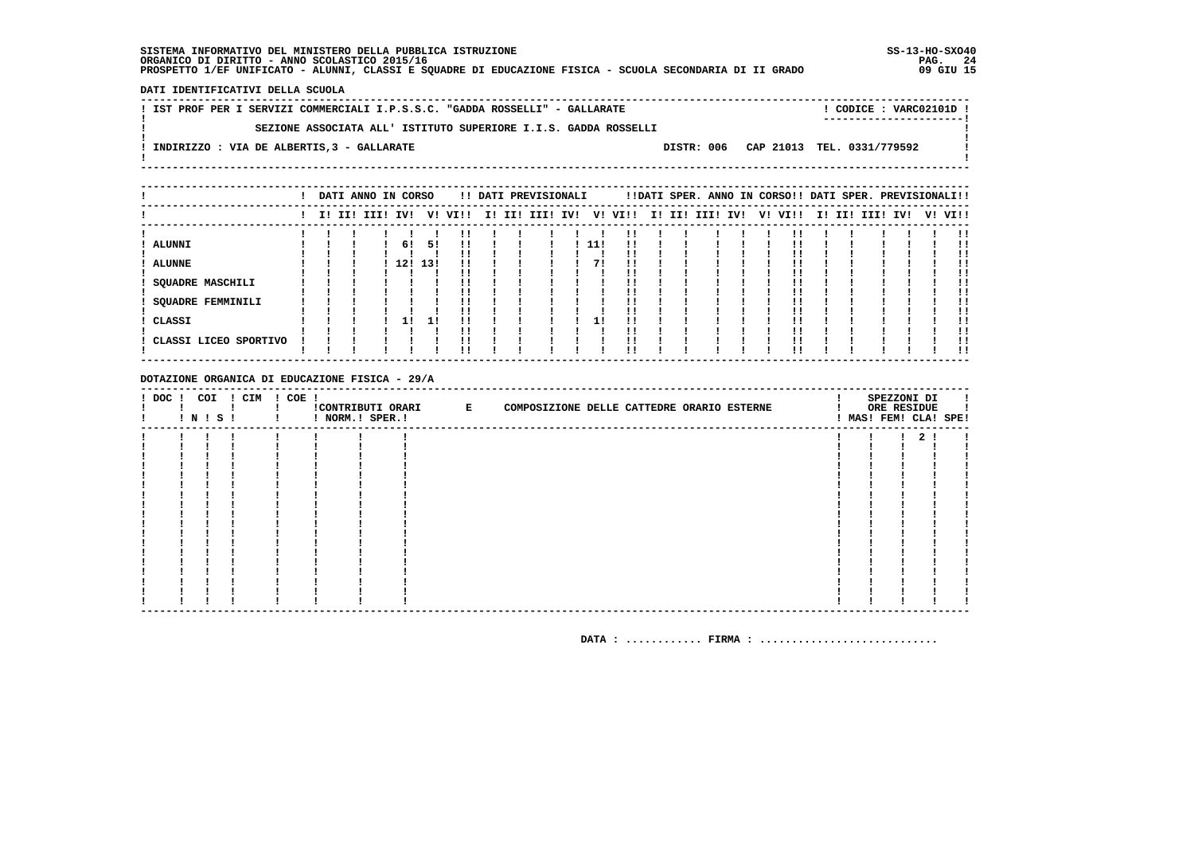SISTEMA INFORMATIVO DEL MINISTERO DELLA PUBBLICA ISTRUZIONE
ORGANICO DI DIRITTO - ANNO SCOLASTICO 2015/16
PROSPETTO 1/EF UNIFICATO - ALUNNI, CLASSI E SQUADRE DI EDUCAZIONE FISICA - SCUOLA SECONDARIA DI II GRADO

SS-13-HO-SXO40
09 GIU 15

**DATI IDENTIFICATIVI DELLA SCUOLA**

IST PROF PER I SERVIZI COMMERCIALI I.P.S.S.C. "GADDA ROSSELLI" - GALLARATE — CODICE : VARC02101D

SEZIONE ASSOCIATA ALL' ISTITUTO SUPERIORE I.I.S. GADDA ROSSELLI

INDIRIZZO : VIA DE ALBERTIS,3 - GALLARATE — DISTR: 006 CAP 21013 TEL. 0331/779592

| | DATI ANNO IN CORSO | | | | | | DATI PREVISIONALI | | | | | | DATI SPER. ANNO IN CORSO | | | | | | DATI SPER. PREVISIONALI | | | | | |
|---|---|---|---|---|---|---|---|---|---|---|---|---|---|---|---|---|---|---|---|---|---|---|---|---|
| | I | II | III | IV | V | VI | I | II | III | IV | V | VI | I | II | III | IV | V | VI | I | II | III | IV | V | VI |
| ALUNNI | | | | 6 | 5 | | | | | | 11 | | | | | | | | | | | | | |
| ALUNNE | | | | 12 | 13 | | | | | | 7 | | | | | | | | | | | | | |
| SQUADRE MASCHILI | | | | | | | | | | | | | | | | | | | | | | | | |
| SQUADRE FEMMINILI | | | | | | | | | | | | | | | | | | | | | | | | |
| CLASSI | | | | 1 | 1 | | | | | | 1 | | | | | | | | | | | | | |
| CLASSI LICEO SPORTIVO | | | | | | | | | | | | | | | | | | | | | | | | |

**DOTAZIONE ORGANICA DI EDUCAZIONE FISICA - 29/A**

| DOC | COI N | COI S | CIM | COE | CONTRIBUTI ORARI NORM. | CONTRIBUTI ORARI SPER. | E COMPOSIZIONE DELLE CATTEDRE ORARIO ESTERNE | SPEZZONI DI ORE RESIDUE MAS | FEM | CLA | SPE |
|---|---|---|---|---|---|---|---|---|---|---|---|
| | | | | | | | | | | 2 | |

DATA : ............ FIRMA : ............................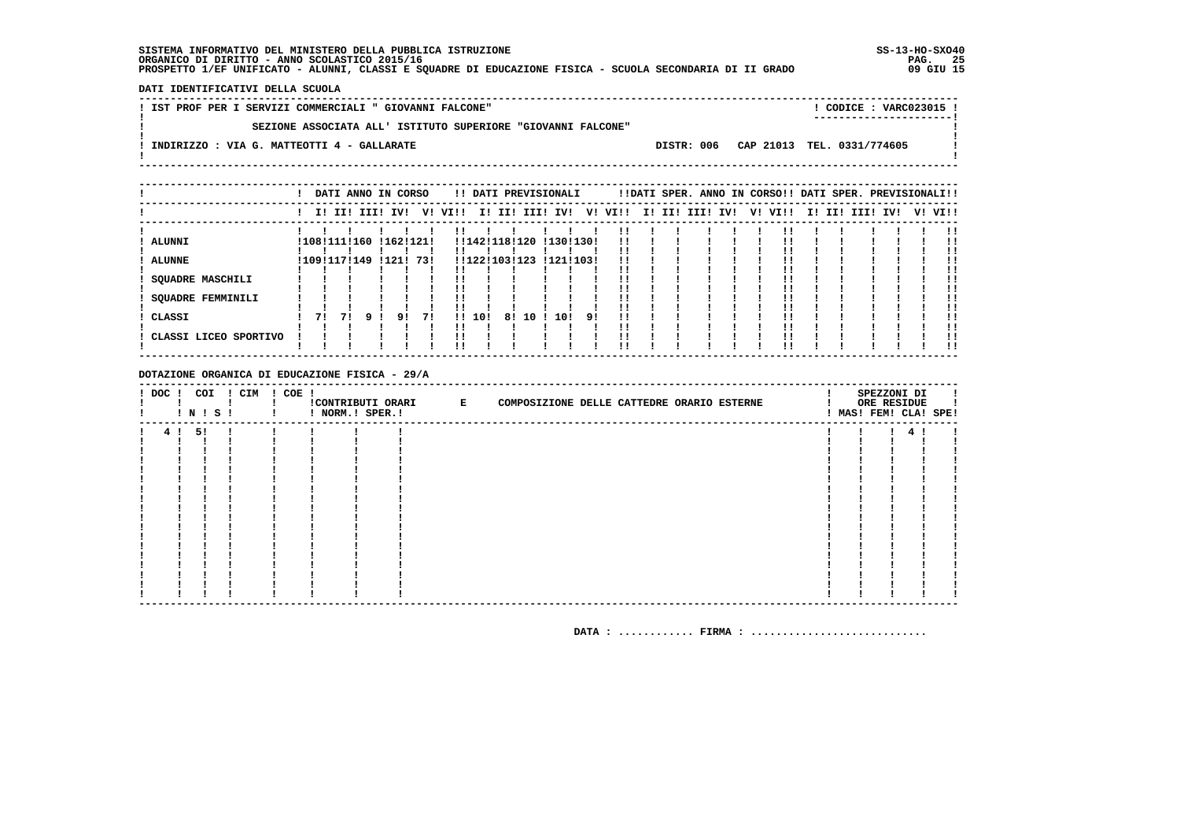SISTEMA INFORMATIVO DEL MINISTERO DELLA PUBBLICA ISTRUZIONE
ORGANICO DI DIRITTO - ANNO SCOLASTICO 2015/16
PROSPETTO 1/EF UNIFICATO - ALUNNI, CLASSI E SQUADRE DI EDUCAZIONE FISICA - SCUOLA SECONDARIA DI II GRADO

SS-13-HO-SXO40
09 GIU 15

DATI IDENTIFICATIVI DELLA SCUOLA

IST PROF PER I SERVIZI COMMERCIALI " GIOVANNI FALCONE" — CODICE : VARC023015

SEZIONE ASSOCIATA ALL' ISTITUTO SUPERIORE "GIOVANNI FALCONE"

INDIRIZZO : VIA G. MATTEOTTI 4 - GALLARATE — DISTR: 006 — CAP 21013 — TEL. 0331/774605

| | DATI ANNO IN CORSO | | | | | | DATI PREVISIONALI | | | | | | DATI SPER. ANNO IN CORSO | | | | | | DATI SPER. PREVISIONALI | | | | | |
|---|---|---|---|---|---|---|---|---|---|---|---|---|---|---|---|---|---|---|---|---|---|---|---|---|
| | I | II | III | IV | V | VI | I | II | III | IV | V | VI | I | II | III | IV | V | VI | I | II | III | IV | V | VI |
| ALUNNI | 108 | 111 | 160 | 162 | 121 | | 142 | 118 | 120 | 130 | 130 | | | | | | | | | | | | | |
| ALUNNE | 109 | 117 | 149 | 121 | 73 | | 122 | 103 | 123 | 121 | 103 | | | | | | | | | | | | | |
| SQUADRE MASCHILI | | | | | | | | | | | | | | | | | | | | | | | | |
| SQUADRE FEMMINILI | | | | | | | | | | | | | | | | | | | | | | | | |
| CLASSI | 7 | 7 | 9 | 9 | 7 | | 10 | 8 | 10 | 10 | 9 | | | | | | | | | | | | | |
| CLASSI LICEO SPORTIVO | | | | | | | | | | | | | | | | | | | | | | | | |

DOTAZIONE ORGANICA DI EDUCAZIONE FISICA - 29/A

| DOC | COI N | COI S | CIM | COE | CONTRIBUTI ORARI NORM. | CONTRIBUTI ORARI SPER. | E COMPOSIZIONE DELLE CATTEDRE ORARIO ESTERNE | SPEZZONI DI ORE RESIDUE MAS | FEM | CLA | SPE |
|---|---|---|---|---|---|---|---|---|---|---|---|
| 4 | 5 | | | | | | | | | 4 | |

DATA : ............ FIRMA : ............................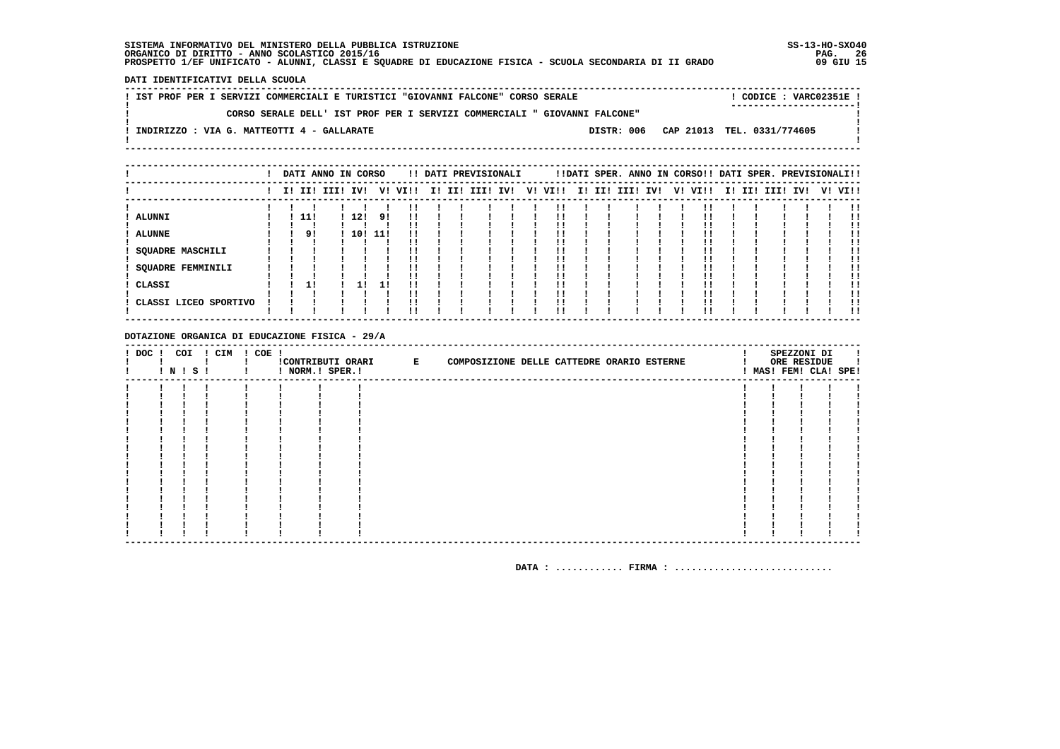SISTEMA INFORMATIVO DEL MINISTERO DELLA PUBBLICA ISTRUZIONE
ORGANICO DI DIRITTO - ANNO SCOLASTICO 2015/16
PROSPETTO 1/EF UNIFICATO - ALUNNI, CLASSI E SQUADRE DI EDUCAZIONE FISICA - SCUOLA SECONDARIA DI II GRADO

SS-13-HO-SXO40
09 GIU 15

**DATI IDENTIFICATIVI DELLA SCUOLA**

IST PROF PER I SERVIZI COMMERCIALI E TURISTICI "GIOVANNI FALCONE" CORSO SERALE — CODICE : VARC02351E

CORSO SERALE DELL' IST PROF PER I SERVIZI COMMERCIALI " GIOVANNI FALCONE"

INDIRIZZO : VIA G. MATTEOTTI 4 - GALLARATE — DISTR: 006 CAP 21013 TEL. 0331/774605

| | DATI ANNO IN CORSO | | | | | | DATI PREVISIONALI | | | | | | DATI SPER. ANNO IN CORSO | | | | | | DATI SPER. PREVISIONALI | | | | | |
|---|---|---|---|---|---|---|---|---|---|---|---|---|---|---|---|---|---|---|---|---|---|---|---|---|
| | I | II | III | IV | V | VI | I | II | III | IV | V | VI | I | II | III | IV | V | VI | I | II | III | IV | V | VI |
| ALUNNI | | 11 | | 12 | 9 | | | | | | | | | | | | | | | | | | | |
| ALUNNE | | 9 | | 10 | 11 | | | | | | | | | | | | | | | | | | | |
| SQUADRE MASCHILI | | | | | | | | | | | | | | | | | | | | | | | | |
| SQUADRE FEMMINILI | | | | | | | | | | | | | | | | | | | | | | | | |
| CLASSI | | 1 | | 1 | 1 | | | | | | | | | | | | | | | | | | | |
| CLASSI LICEO SPORTIVO | | | | | | | | | | | | | | | | | | | | | | | | |

**DOTAZIONE ORGANICA DI EDUCAZIONE FISICA - 29/A**

| DOC | COI N | COI S | CIM | COE | CONTRIBUTI ORARI NORM. | CONTRIBUTI ORARI SPER. | E COMPOSIZIONE DELLE CATTEDRE ORARIO ESTERNE | SPEZZONI DI ORE RESIDUE MAS | FEM | CLA | SPE |
|---|---|---|---|---|---|---|---|---|---|---|---|
| | | | | | | | | | | | |

DATA : ............ FIRMA : ............................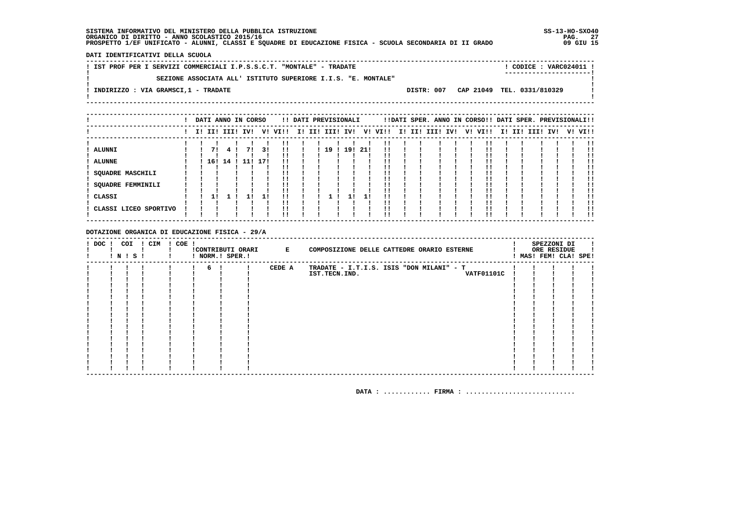**SISTEMA INFORMATIVO DEL MINISTERO DELLA PUBBLICA ISTRUZIONE**
**ORGANICO DI DIRITTO - ANNO SCOLASTICO 2015/16**
**PROSPETTO 1/EF UNIFICATO - ALUNNI, CLASSI E SQUADRE DI EDUCAZIONE FISICA - SCUOLA SECONDARIA DI II GRADO**

SS-13-HO-SXO40
09 GIU 15

**DATI IDENTIFICATIVI DELLA SCUOLA**

IST PROF PER I SERVIZI COMMERCIALI I.P.S.S.C.T. "MONTALE" - TRADATE — CODICE : VARC024011

SEZIONE ASSOCIATA ALL' ISTITUTO SUPERIORE I.I.S. "E. MONTALE"

INDIRIZZO : VIA GRAMSCI,1 - TRADATE — DISTR: 007 CAP 21049 TEL. 0331/810329

| | DATI ANNO IN CORSO | | | | | | DATI PREVISIONALI | | | | | | DATI SPER. ANNO IN CORSO | | | | | | DATI SPER. PREVISIONALI | | | | | |
|---|---|---|---|---|---|---|---|---|---|---|---|---|---|---|---|---|---|---|---|---|---|---|---|---|
| | I | II | III | IV | V | VI | I | II | III | IV | V | VI | I | II | III | IV | V | VI | I | II | III | IV | V | VI |
| ALUNNI | | 7 | 4 | 7 | 3 | | | 19 | | 19 | 21 | | | | | | | | | | | | | |
| ALUNNE | | 16 | 14 | 11 | 17 | | | | | | | | | | | | | | | | | | | |
| SQUADRE MASCHILI | | | | | | | | | | | | | | | | | | | | | | | | |
| SQUADRE FEMMINILI | | | | | | | | | | | | | | | | | | | | | | | | |
| CLASSI | | 1 | 1 | 1 | 1 | | | 1 | | 1 | 1 | | | | | | | | | | | | | |
| CLASSI LICEO SPORTIVO | | | | | | | | | | | | | | | | | | | | | | | | |

**DOTAZIONE ORGANICA DI EDUCAZIONE FISICA - 29/A**

| DOC | COI N | COI S | CIM | COE | CONTRIBUTI ORARI NORM. | CONTRIBUTI ORARI SPER. | E | COMPOSIZIONE DELLE CATTEDRE ORARIO ESTERNE | SPEZZONI DI ORE RESIDUE MAS | FEM | CLA | SPE |
|---|---|---|---|---|---|---|---|---|---|---|---|---|
| | | | | | 6 | | CEDE A | TRADATE - I.T.I.S. ISIS "DON MILANI" - T IST.TECN.IND. VATF01101C | | | | |

DATA : ............ FIRMA : ............................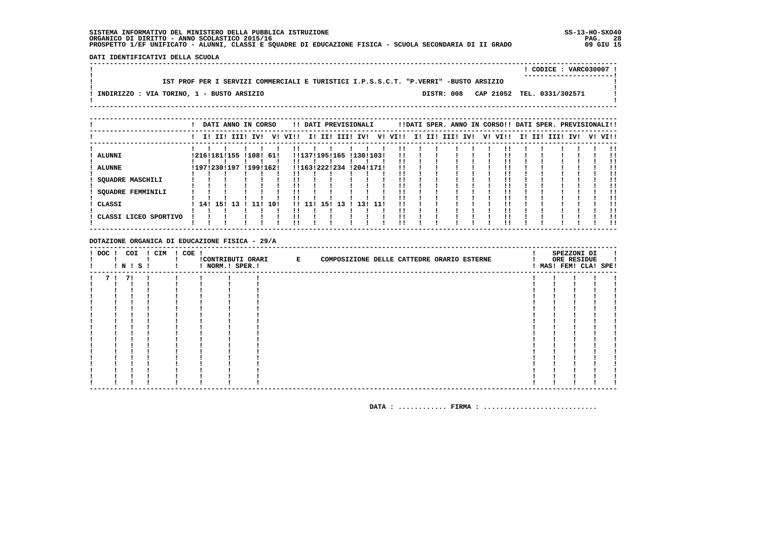SISTEMA INFORMATIVO DEL MINISTERO DELLA PUBBLICA ISTRUZIONE
ORGANICO DI DIRITTO - ANNO SCOLASTICO 2015/16
PROSPETTO 1/EF UNIFICATO - ALUNNI, CLASSI E SQUADRE DI EDUCAZIONE FISICA - SCUOLA SECONDARIA DI II GRADO

SS-13-HO-SXO40
09 GIU 15

**DATI IDENTIFICATIVI DELLA SCUOLA**

CODICE : VARC030007

IST PROF PER I SERVIZI COMMERCIALI E TURISTICI I.P.S.S.C.T. "P.VERRI" -BUSTO ARSIZIO

INDIRIZZO : VIA TORINO, 1 - BUSTO ARSIZIO — DISTR: 008 — CAP 21052 — TEL. 0331/302571

| | DATI ANNO IN CORSO | | | | | | DATI PREVISIONALI | | | | | | DATI SPER. ANNO IN CORSO | | | | | | DATI SPER. PREVISIONALI | | | | | |
|---|---|---|---|---|---|---|---|---|---|---|---|---|---|---|---|---|---|---|---|---|---|---|---|---|
| | I | II | III | IV | V | VI | I | II | III | IV | V | VI | I | II | III | IV | V | VI | I | II | III | IV | V | VI |
| ALUNNI | 216 | 181 | 155 | 108 | 61 | | 137 | 195 | 165 | 130 | 103 | | | | | | | | | | | | | |
| ALUNNE | 197 | 230 | 197 | 199 | 162 | | 163 | 222 | 234 | 204 | 171 | | | | | | | | | | | | | |
| SQUADRE MASCHILI | | | | | | | | | | | | | | | | | | | | | | | | |
| SQUADRE FEMMINILI | | | | | | | | | | | | | | | | | | | | | | | | |
| CLASSI | 14 | 15 | 13 | 11 | 10 | | 11 | 15 | 13 | 13 | 11 | | | | | | | | | | | | | |
| CLASSI LICEO SPORTIVO | | | | | | | | | | | | | | | | | | | | | | | | |

**DOTAZIONE ORGANICA DI EDUCAZIONE FISICA - 29/A**

| DOC | COI N | COI S | CIM | COE | CONTRIBUTI ORARI NORM. | CONTRIBUTI ORARI SPER. | E COMPOSIZIONE DELLE CATTEDRE ORARIO ESTERNE | SPEZZONI DI ORE RESIDUE MAS | FEM | CLA | SPE |
|---|---|---|---|---|---|---|---|---|---|---|---|
| 7 | 7 | | | | | | | | | | |

DATA : ............ FIRMA : ............................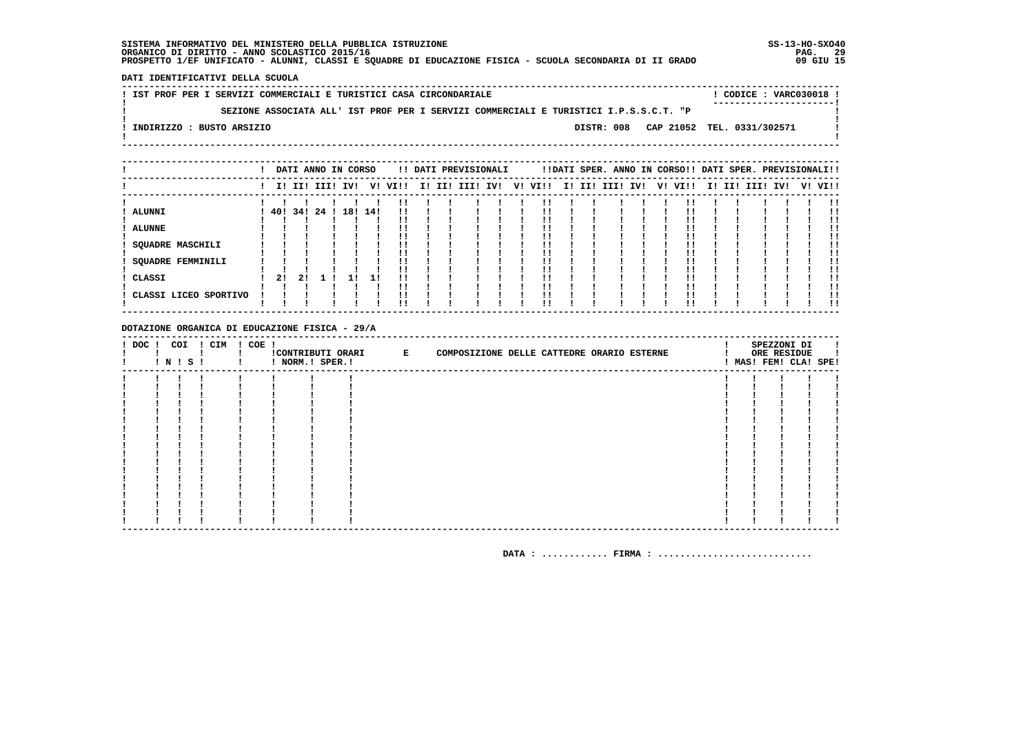**SISTEMA INFORMATIVO DEL MINISTERO DELLA PUBBLICA ISTRUZIONE** SS-13-HO-SXO40
**ORGANICO DI DIRITTO - ANNO SCOLASTICO 2015/16**
**PROSPETTO 1/EF UNIFICATO - ALUNNI, CLASSI E SQUADRE DI EDUCAZIONE FISICA - SCUOLA SECONDARIA DI II GRADO** 09 GIU 15

**DATI IDENTIFICATIVI DELLA SCUOLA**

IST PROF PER I SERVIZI COMMERCIALI E TURISTICI CASA CIRCONDARIALE — CODICE : VARC030018

SEZIONE ASSOCIATA ALL' IST PROF PER I SERVIZI COMMERCIALI E TURISTICI I.P.S.S.C.T. "P

INDIRIZZO : BUSTO ARSIZIO — DISTR: 008 CAP 21052 TEL. 0331/302571

| | DATI ANNO IN CORSO | | | | | | DATI PREVISIONALI | | | | | | DATI SPER. ANNO IN CORSO | | | | | | DATI SPER. PREVISIONALI | | | | | |
|---|---|---|---|---|---|---|---|---|---|---|---|---|---|---|---|---|---|---|---|---|---|---|---|---|
| | I | II | III | IV | V | VI | I | II | III | IV | V | VI | I | II | III | IV | V | VI | I | II | III | IV | V | VI |
| ALUNNI | 40 | 34 | 24 | 18 | 14 | | | | | | | | | | | | | | | | | | | |
| ALUNNE | | | | | | | | | | | | | | | | | | | | | | | | |
| SQUADRE MASCHILI | | | | | | | | | | | | | | | | | | | | | | | | |
| SQUADRE FEMMINILI | | | | | | | | | | | | | | | | | | | | | | | | |
| CLASSI | 2 | 2 | 1 | 1 | 1 | | | | | | | | | | | | | | | | | | | |
| CLASSI LICEO SPORTIVO | | | | | | | | | | | | | | | | | | | | | | | | |

**DOTAZIONE ORGANICA DI EDUCAZIONE FISICA - 29/A**

| DOC | COI N | COI S | CIM | COE | CONTRIBUTI ORARI NORM. | CONTRIBUTI ORARI SPER. | E COMPOSIZIONE DELLE CATTEDRE ORARIO ESTERNE | SPEZZONI DI ORE RESIDUE MAS | FEM | CLA | SPE |
|---|---|---|---|---|---|---|---|---|---|---|---|
| | | | | | | | | | | | |

DATA : ............ FIRMA : ............................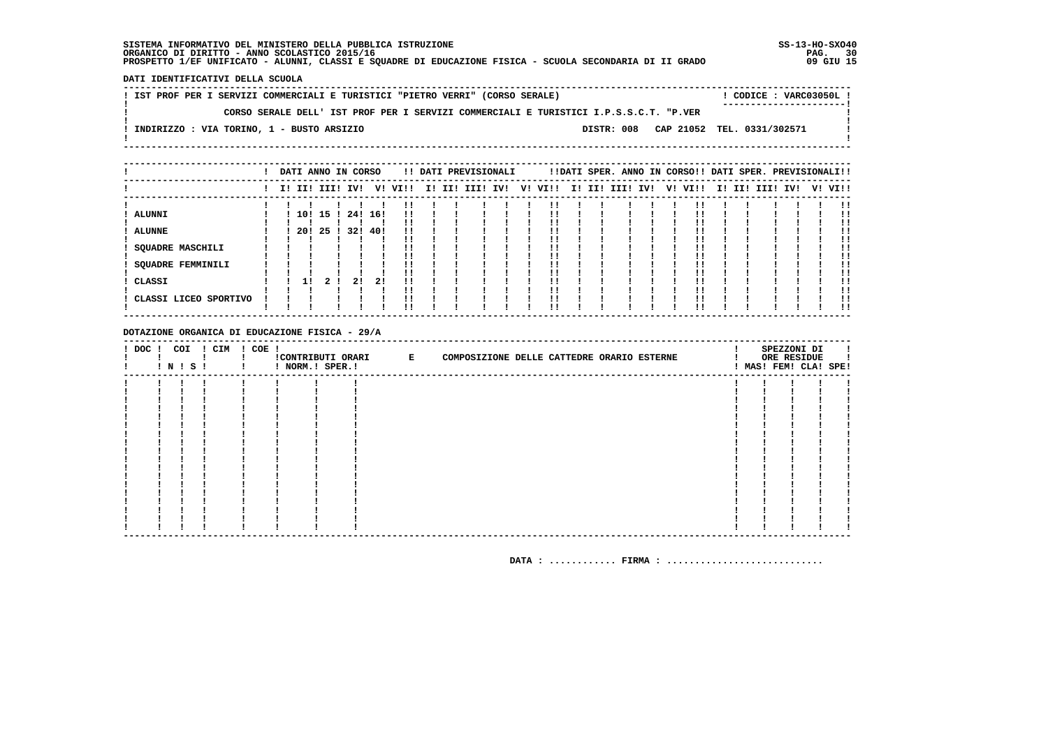SISTEMA INFORMATIVO DEL MINISTERO DELLA PUBBLICA ISTRUZIONE
ORGANICO DI DIRITTO - ANNO SCOLASTICO 2015/16
PROSPETTO 1/EF UNIFICATO - ALUNNI, CLASSI E SQUADRE DI EDUCAZIONE FISICA - SCUOLA SECONDARIA DI II GRADO

SS-13-HO-SXO40
09 GIU 15

**DATI IDENTIFICATIVI DELLA SCUOLA**

IST PROF PER I SERVIZI COMMERCIALI E TURISTICI "PIETRO VERRI" (CORSO SERALE) — CODICE : VARC03050L

CORSO SERALE DELL' IST PROF PER I SERVIZI COMMERCIALI E TURISTICI I.P.S.S.C.T. "P.VER

INDIRIZZO : VIA TORINO, 1 - BUSTO ARSIZIO — DISTR: 008 CAP 21052 TEL. 0331/302571

| | DATI ANNO IN CORSO | | | | | | DATI PREVISIONALI | | | | | | DATI SPER. ANNO IN CORSO | | | | | | DATI SPER. PREVISIONALI | | | | | |
|---|---|---|---|---|---|---|---|---|---|---|---|---|---|---|---|---|---|---|---|---|---|---|---|---|
| | I | II | III | IV | V | VI | I | II | III | IV | V | VI | I | II | III | IV | V | VI | I | II | III | IV | V | VI |
| ALUNNI | | 10 | 15 | 24 | 16 | | | | | | | | | | | | | | | | | | | |
| ALUNNE | | 20 | 25 | 32 | 40 | | | | | | | | | | | | | | | | | | | |
| SQUADRE MASCHILI | | | | | | | | | | | | | | | | | | | | | | | | |
| SQUADRE FEMMINILI | | | | | | | | | | | | | | | | | | | | | | | | |
| CLASSI | | 1 | 2 | 2 | 2 | | | | | | | | | | | | | | | | | | | |
| CLASSI LICEO SPORTIVO | | | | | | | | | | | | | | | | | | | | | | | | |

**DOTAZIONE ORGANICA DI EDUCAZIONE FISICA - 29/A**

| DOC | COI N | COI S | CIM | COE | CONTRIBUTI ORARI NORM. | CONTRIBUTI ORARI SPER. | E COMPOSIZIONE DELLE CATTEDRE ORARIO ESTERNE | SPEZZONI DI ORE RESIDUE MAS | FEM | CLA | SPE |
|---|---|---|---|---|---|---|---|---|---|---|---|
| | | | | | | | | | | | |

DATA : ............ FIRMA : ............................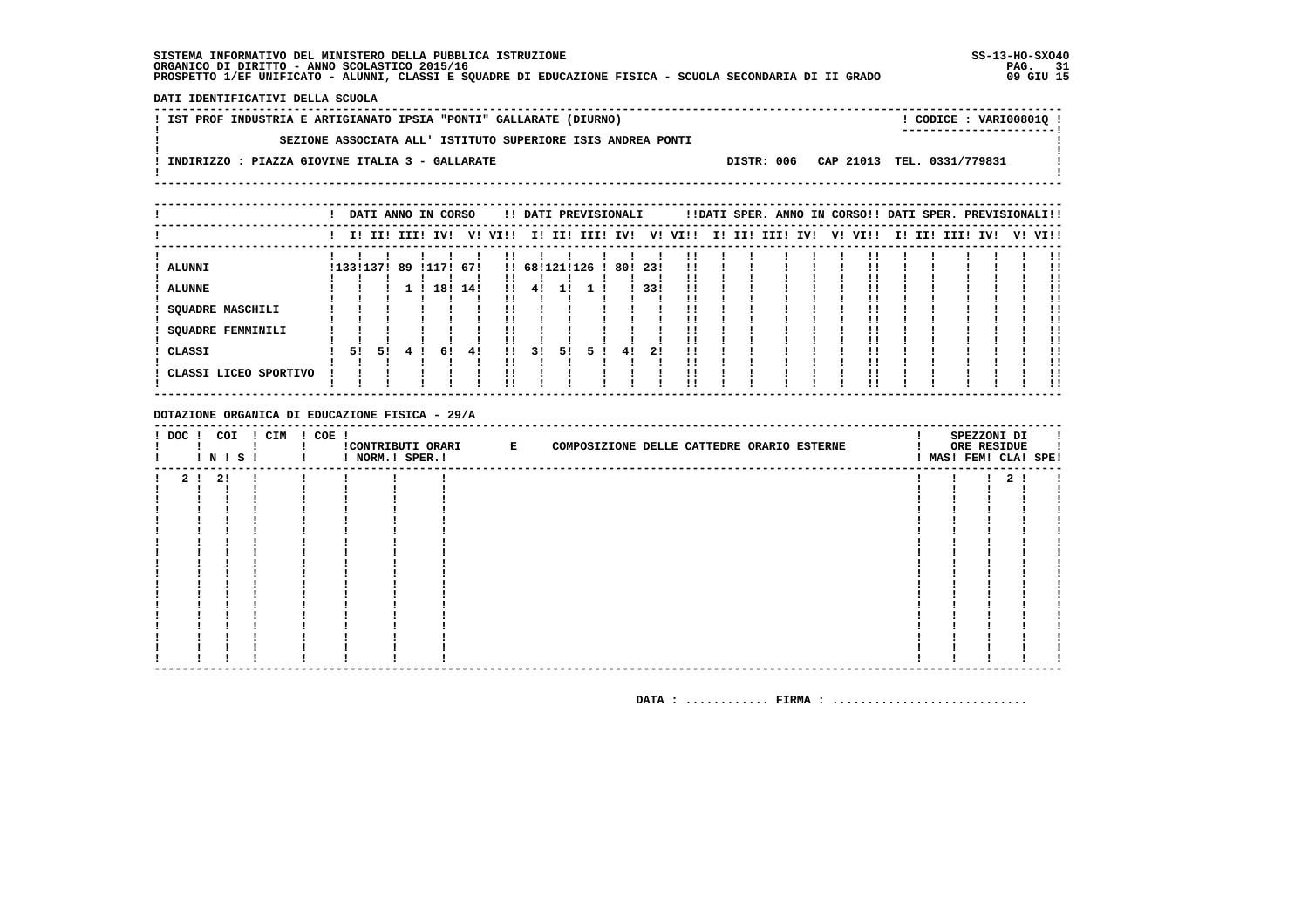SISTEMA INFORMATIVO DEL MINISTERO DELLA PUBBLICA ISTRUZIONE
ORGANICO DI DIRITTO - ANNO SCOLASTICO 2015/16
PROSPETTO 1/EF UNIFICATO - ALUNNI, CLASSI E SQUADRE DI EDUCAZIONE FISICA - SCUOLA SECONDARIA DI II GRADO

SS-13-HO-SXO40
09 GIU 15

DATI IDENTIFICATIVI DELLA SCUOLA

IST PROF INDUSTRIA E ARTIGIANATO IPSIA "PONTI" GALLARATE (DIURNO) — CODICE : VARI00801Q

SEZIONE ASSOCIATA ALL' ISTITUTO SUPERIORE ISIS ANDREA PONTI

INDIRIZZO : PIAZZA GIOVINE ITALIA 3 - GALLARATE — DISTR: 006 — CAP 21013 — TEL. 0331/779831

| | DATI ANNO IN CORSO | | | | | | DATI PREVISIONALI | | | | | | DATI SPER. ANNO IN CORSO | | | | | | DATI SPER. PREVISIONALI | | | | | |
|---|---|---|---|---|---|---|---|---|---|---|---|---|---|---|---|---|---|---|---|---|---|---|---|---|
| | I | II | III | IV | V | VI | I | II | III | IV | V | VI | I | II | III | IV | V | VI | I | II | III | IV | V | VI |
| ALUNNI | 133 | 137 | 89 | 117 | 67 | | 68 | 121 | 126 | 80 | 23 | | | | | | | | | | | | | |
| ALUNNE | | | 1 | 18 | 14 | | 4 | 1 | 1 | | 33 | | | | | | | | | | | | | |
| SQUADRE MASCHILI | | | | | | | | | | | | | | | | | | | | | | | | |
| SQUADRE FEMMINILI | | | | | | | | | | | | | | | | | | | | | | | | |
| CLASSI | 5 | 5 | 4 | 6 | 4 | | 3 | 5 | 5 | 4 | 2 | | | | | | | | | | | | | |
| CLASSI LICEO SPORTIVO | | | | | | | | | | | | | | | | | | | | | | | | |

DOTAZIONE ORGANICA DI EDUCAZIONE FISICA - 29/A

| DOC | COI N | COI S | CIM | COE | CONTRIBUTI ORARI NORM. | CONTRIBUTI ORARI SPER. | E COMPOSIZIONE DELLE CATTEDRE ORARIO ESTERNE | SPEZZONI DI ORE RESIDUE MAS | FEM | CLA | SPE |
|---|---|---|---|---|---|---|---|---|---|---|---|
| 2 | 2 | | | | | | | | | 2 | |

DATA : ............ FIRMA : ............................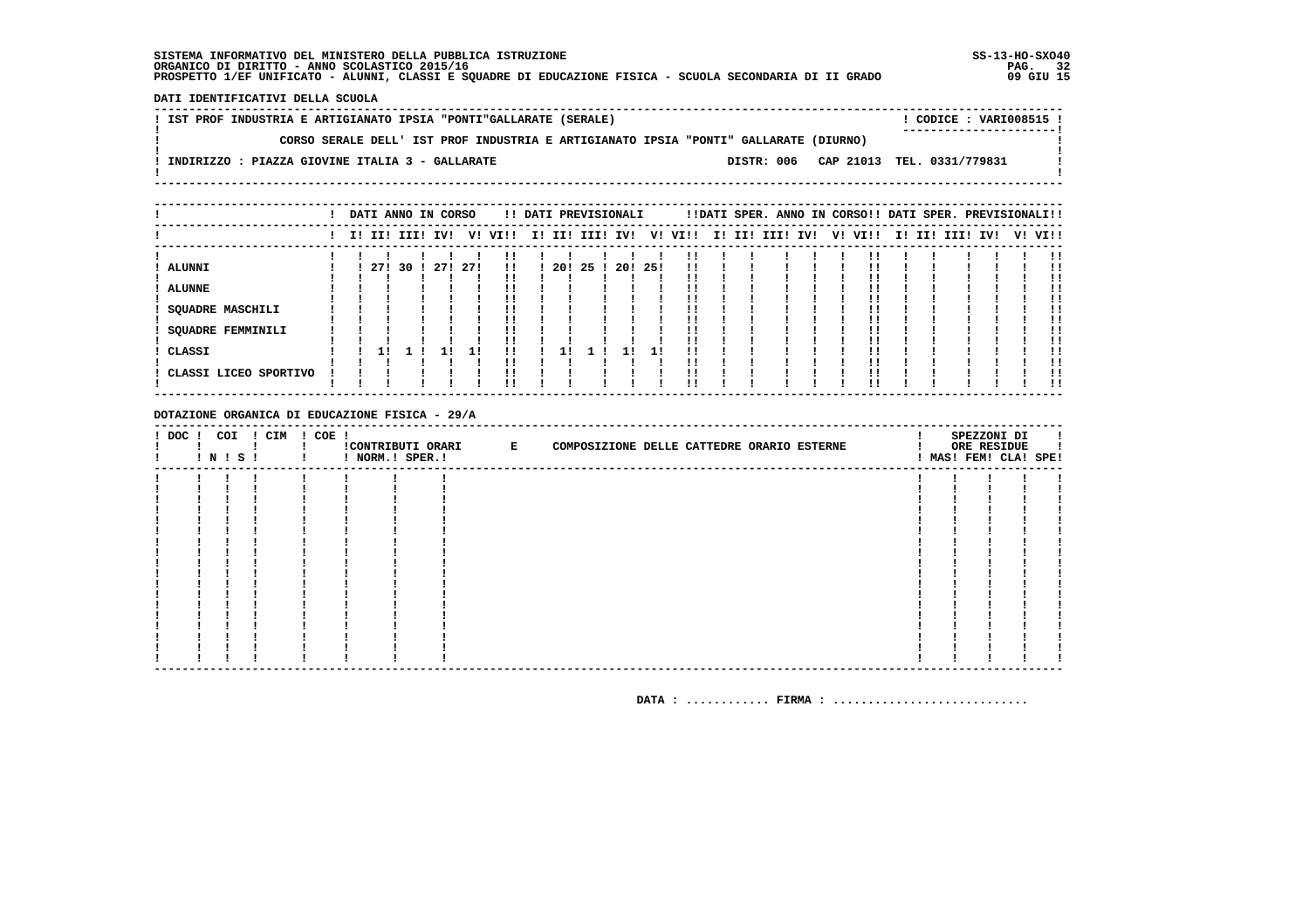SISTEMA INFORMATIVO DEL MINISTERO DELLA PUBBLICA ISTRUZIONE
ORGANICO DI DIRITTO - ANNO SCOLASTICO 2015/16
PROSPETTO 1/EF UNIFICATO - ALUNNI, CLASSI E SQUADRE DI EDUCAZIONE FISICA - SCUOLA SECONDARIA DI II GRADO

SS-13-HO-SXO40
09 GIU 15

**DATI IDENTIFICATIVI DELLA SCUOLA**

IST PROF INDUSTRIA E ARTIGIANATO IPSIA "PONTI"GALLARATE (SERALE) — CODICE : VARI008515

CORSO SERALE DELL' IST PROF INDUSTRIA E ARTIGIANATO IPSIA "PONTI" GALLARATE (DIURNO)

INDIRIZZO : PIAZZA GIOVINE ITALIA 3 - GALLARATE — DISTR: 006 CAP 21013 TEL. 0331/779831

| | DATI ANNO IN CORSO | | | | | | DATI PREVISIONALI | | | | | | DATI SPER. ANNO IN CORSO | | | | | | DATI SPER. PREVISIONALI | | | | | |
|---|---|---|---|---|---|---|---|---|---|---|---|---|---|---|---|---|---|---|---|---|---|---|---|---|
| | I | II | III | IV | V | VI | I | II | III | IV | V | VI | I | II | III | IV | V | VI | I | II | III | IV | V | VI |
| ALUNNI | | 27 | 30 | 27 | 27 | | | 20 | 25 | 20 | 25 | | | | | | | | | | | | | |
| ALUNNE | | | | | | | | | | | | | | | | | | | | | | | | |
| SQUADRE MASCHILI | | | | | | | | | | | | | | | | | | | | | | | | |
| SQUADRE FEMMINILI | | | | | | | | | | | | | | | | | | | | | | | | |
| CLASSI | | 1 | 1 | 1 | 1 | | | 1 | 1 | 1 | 1 | | | | | | | | | | | | | |
| CLASSI LICEO SPORTIVO | | | | | | | | | | | | | | | | | | | | | | | | |

**DOTAZIONE ORGANICA DI EDUCAZIONE FISICA - 29/A**

| DOC | COI N | COI S | CIM | COE | CONTRIBUTI ORARI NORM. | CONTRIBUTI ORARI SPER. | E COMPOSIZIONE DELLE CATTEDRE ORARIO ESTERNE | SPEZZONI DI ORE RESIDUE MAS | FEM | CLA | SPE |
|---|---|---|---|---|---|---|---|---|---|---|---|
| | | | | | | | | | | | |

DATA : ............ FIRMA : ............................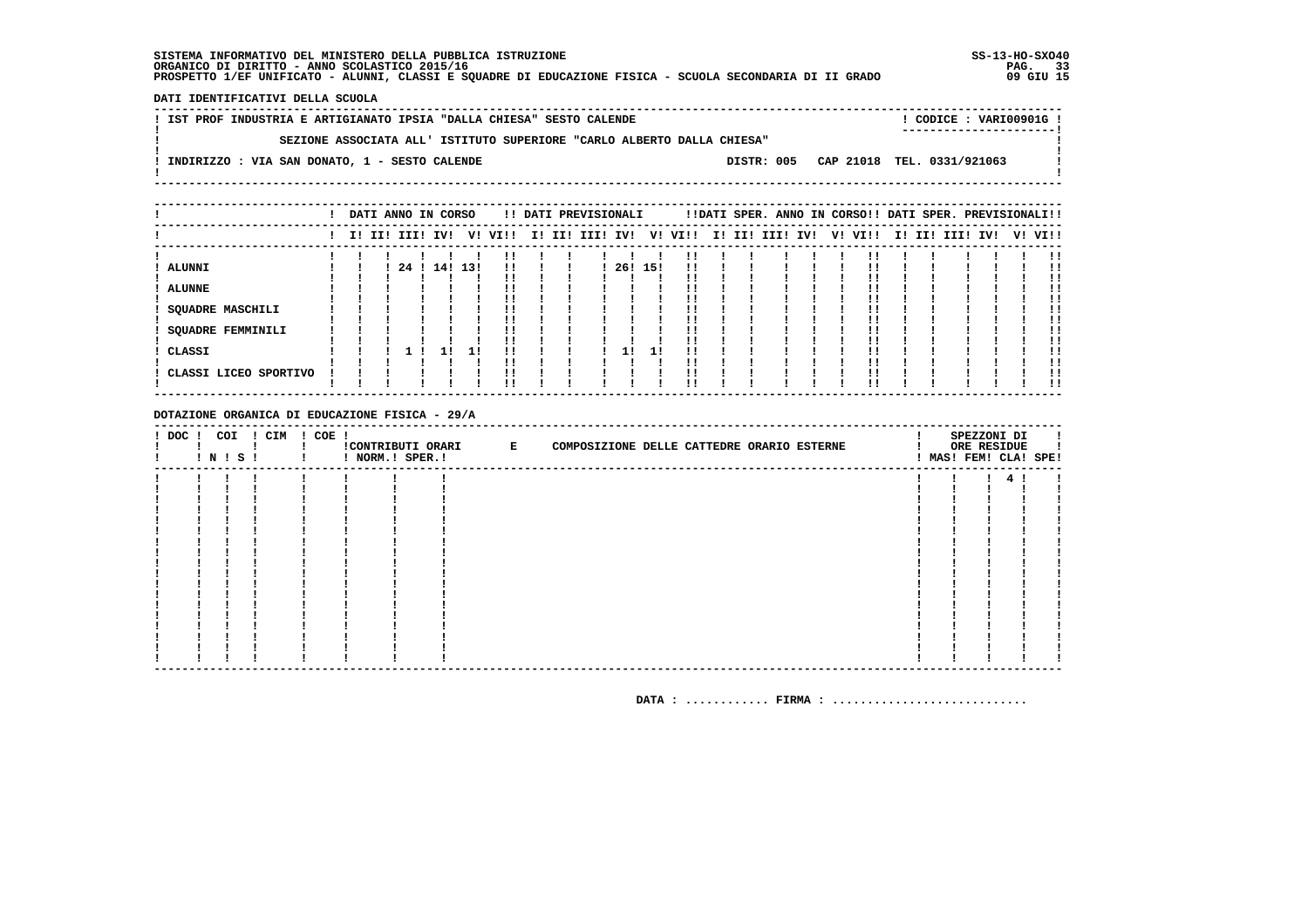SISTEMA INFORMATIVO DEL MINISTERO DELLA PUBBLICA ISTRUZIONE
ORGANICO DI DIRITTO - ANNO SCOLASTICO 2015/16
PROSPETTO 1/EF UNIFICATO - ALUNNI, CLASSI E SQUADRE DI EDUCAZIONE FISICA - SCUOLA SECONDARIA DI II GRADO

SS-13-HO-SXO40
09 GIU 15

**DATI IDENTIFICATIVI DELLA SCUOLA**

IST PROF INDUSTRIA E ARTIGIANATO IPSIA "DALLA CHIESA" SESTO CALENDE — CODICE : VARI00901G

SEZIONE ASSOCIATA ALL' ISTITUTO SUPERIORE "CARLO ALBERTO DALLA CHIESA"

INDIRIZZO : VIA SAN DONATO, 1 - SESTO CALENDE — DISTR: 005 CAP 21018 TEL. 0331/921063

| | DATI ANNO IN CORSO | | | | | | DATI PREVISIONALI | | | | | | DATI SPER. ANNO IN CORSO | | | | | | DATI SPER. PREVISIONALI | | | | | |
|---|---|---|---|---|---|---|---|---|---|---|---|---|---|---|---|---|---|---|---|---|---|---|---|---|
| | I | II | III | IV | V | VI | I | II | III | IV | V | VI | I | II | III | IV | V | VI | I | II | III | IV | V | VI |
| ALUNNI | | | 24 | 14 | 13 | | | | | 26 | 15 | | | | | | | | | | | | | |
| ALUNNE | | | | | | | | | | | | | | | | | | | | | | | | |
| SQUADRE MASCHILI | | | | | | | | | | | | | | | | | | | | | | | | |
| SQUADRE FEMMINILI | | | | | | | | | | | | | | | | | | | | | | | | |
| CLASSI | | | 1 | 1 | 1 | | | | | 1 | 1 | | | | | | | | | | | | | |
| CLASSI LICEO SPORTIVO | | | | | | | | | | | | | | | | | | | | | | | | |

**DOTAZIONE ORGANICA DI EDUCAZIONE FISICA - 29/A**

| DOC | COI N | COI S | CIM | COE | CONTRIBUTI ORARI NORM. | CONTRIBUTI ORARI SPER. | E COMPOSIZIONE DELLE CATTEDRE ORARIO ESTERNE | SPEZZONI DI ORE RESIDUE MAS | FEM | CLA | SPE |
|---|---|---|---|---|---|---|---|---|---|---|---|
| | | | | | | | | | | 4 | |

DATA : ............ FIRMA : ............................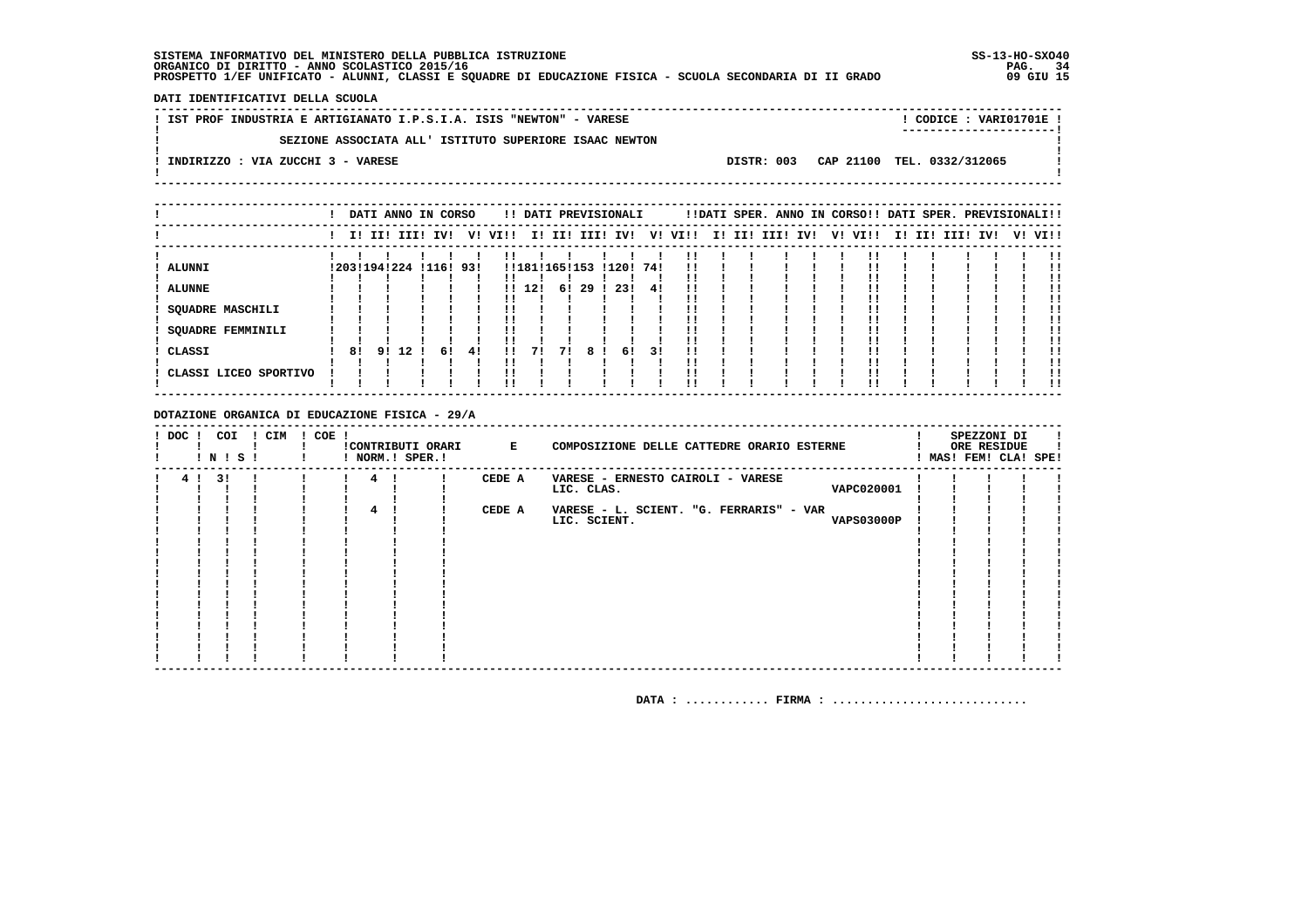SISTEMA INFORMATIVO DEL MINISTERO DELLA PUBBLICA ISTRUZIONE
ORGANICO DI DIRITTO - ANNO SCOLASTICO 2015/16
PROSPETTO 1/EF UNIFICATO - ALUNNI, CLASSI E SQUADRE DI EDUCAZIONE FISICA - SCUOLA SECONDARIA DI II GRADO

SS-13-HO-SXO40
09 GIU 15

**DATI IDENTIFICATIVI DELLA SCUOLA**

IST PROF INDUSTRIA E ARTIGIANATO I.P.S.I.A. ISIS "NEWTON" - VARESE — CODICE : VARI01701E

SEZIONE ASSOCIATA ALL' ISTITUTO SUPERIORE ISAAC NEWTON

INDIRIZZO : VIA ZUCCHI 3 - VARESE — DISTR: 003 CAP 21100 TEL. 0332/312065

| | DATI ANNO IN CORSO | | | | | | DATI PREVISIONALI | | | | | | DATI SPER. ANNO IN CORSO | | | | | | DATI SPER. PREVISIONALI | | | | | |
|---|---|---|---|---|---|---|---|---|---|---|---|---|---|---|---|---|---|---|---|---|---|---|---|---|
| | I | II | III | IV | V | VI | I | II | III | IV | V | VI | I | II | III | IV | V | VI | I | II | III | IV | V | VI |
| ALUNNI | 203 | 194 | 224 | 116 | 93 | | 181 | 165 | 153 | 120 | 74 | | | | | | | | | | | | | |
| ALUNNE | | | | | | | 12 | 6 | 29 | 23 | 4 | | | | | | | | | | | | | |
| SQUADRE MASCHILI | | | | | | | | | | | | | | | | | | | | | | | | |
| SQUADRE FEMMINILI | | | | | | | | | | | | | | | | | | | | | | | | |
| CLASSI | 8 | 9 | 12 | 6 | 4 | | 7 | 7 | 8 | 6 | 3 | | | | | | | | | | | | | |
| CLASSI LICEO SPORTIVO | | | | | | | | | | | | | | | | | | | | | | | | |

**DOTAZIONE ORGANICA DI EDUCAZIONE FISICA - 29/A**

| DOC | COI N | COI S | CIM | COE | CONTRIBUTI ORARI NORM. | CONTRIBUTI ORARI SPER. | E | COMPOSIZIONE DELLE CATTEDRE ORARIO ESTERNE | | SPEZZONI DI ORE RESIDUE MAS | FEM | CLA | SPE |
|---|---|---|---|---|---|---|---|---|---|---|---|---|---|
| 4 | 3 | | | | 4 | | CEDE A | VARESE - ERNESTO CAIROLI - VARESE LIC. CLAS. | VAPC020001 | | | | |
| | | | | | 4 | | CEDE A | VARESE - L. SCIENT. "G. FERRARIS" - VAR LIC. SCIENT. | VAPS03000P | | | | |

DATA : ............ FIRMA : ............................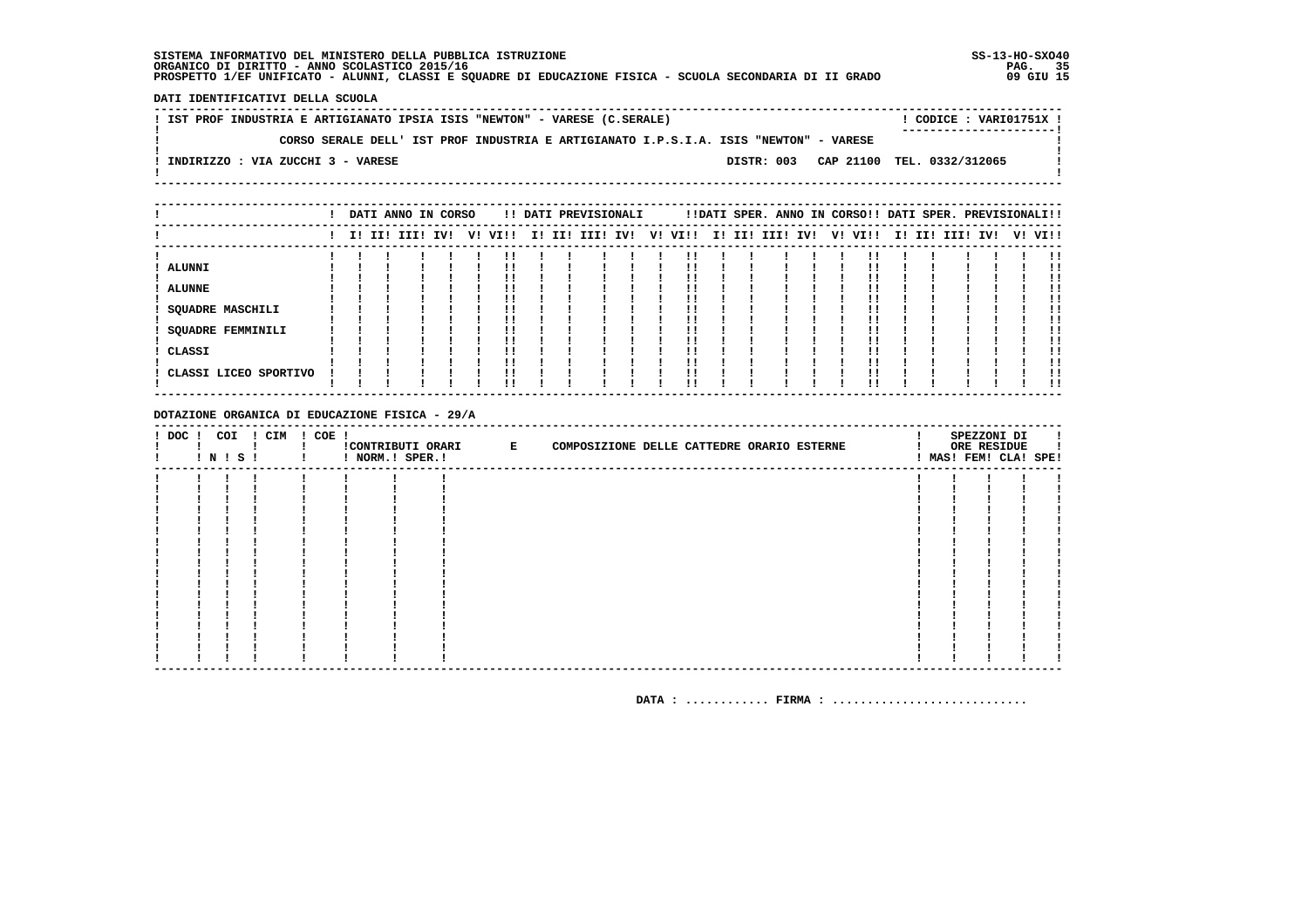SISTEMA INFORMATIVO DEL MINISTERO DELLA PUBBLICA ISTRUZIONE
ORGANICO DI DIRITTO - ANNO SCOLASTICO 2015/16
PROSPETTO 1/EF UNIFICATO - ALUNNI, CLASSI E SQUADRE DI EDUCAZIONE FISICA - SCUOLA SECONDARIA DI II GRADO

SS-13-HO-SXO40
09 GIU 15

**DATI IDENTIFICATIVI DELLA SCUOLA**

IST PROF INDUSTRIA E ARTIGIANATO IPSIA ISIS "NEWTON" - VARESE (C.SERALE) — CODICE : VARI01751X

CORSO SERALE DELL' IST PROF INDUSTRIA E ARTIGIANATO I.P.S.I.A. ISIS "NEWTON" - VARESE

INDIRIZZO : VIA ZUCCHI 3 - VARESE — DISTR: 003 — CAP 21100 — TEL. 0332/312065

| | DATI ANNO IN CORSO | | | | | | DATI PREVISIONALI | | | | | | DATI SPER. ANNO IN CORSO | | | | | | DATI SPER. PREVISIONALI | | | | | |
|---|---|---|---|---|---|---|---|---|---|---|---|---|---|---|---|---|---|---|---|---|---|---|---|---|
| | I | II | III | IV | V | VI | I | II | III | IV | V | VI | I | II | III | IV | V | VI | I | II | III | IV | V | VI |
| ALUNNI | | | | | | | | | | | | | | | | | | | | | | | | |
| ALUNNE | | | | | | | | | | | | | | | | | | | | | | | | |
| SQUADRE MASCHILI | | | | | | | | | | | | | | | | | | | | | | | | |
| SQUADRE FEMMINILI | | | | | | | | | | | | | | | | | | | | | | | | |
| CLASSI | | | | | | | | | | | | | | | | | | | | | | | | |
| CLASSI LICEO SPORTIVO | | | | | | | | | | | | | | | | | | | | | | | | |

**DOTAZIONE ORGANICA DI EDUCAZIONE FISICA - 29/A**

| DOC | COI N | COI S | CIM | COE | CONTRIBUTI ORARI NORM. | CONTRIBUTI ORARI SPER. | E COMPOSIZIONE DELLE CATTEDRE ORARIO ESTERNE | SPEZZONI DI ORE RESIDUE MAS | FEM | CLA | SPE |
|---|---|---|---|---|---|---|---|---|---|---|---|
| | | | | | | | | | | | |

DATA : ............ FIRMA : ...........................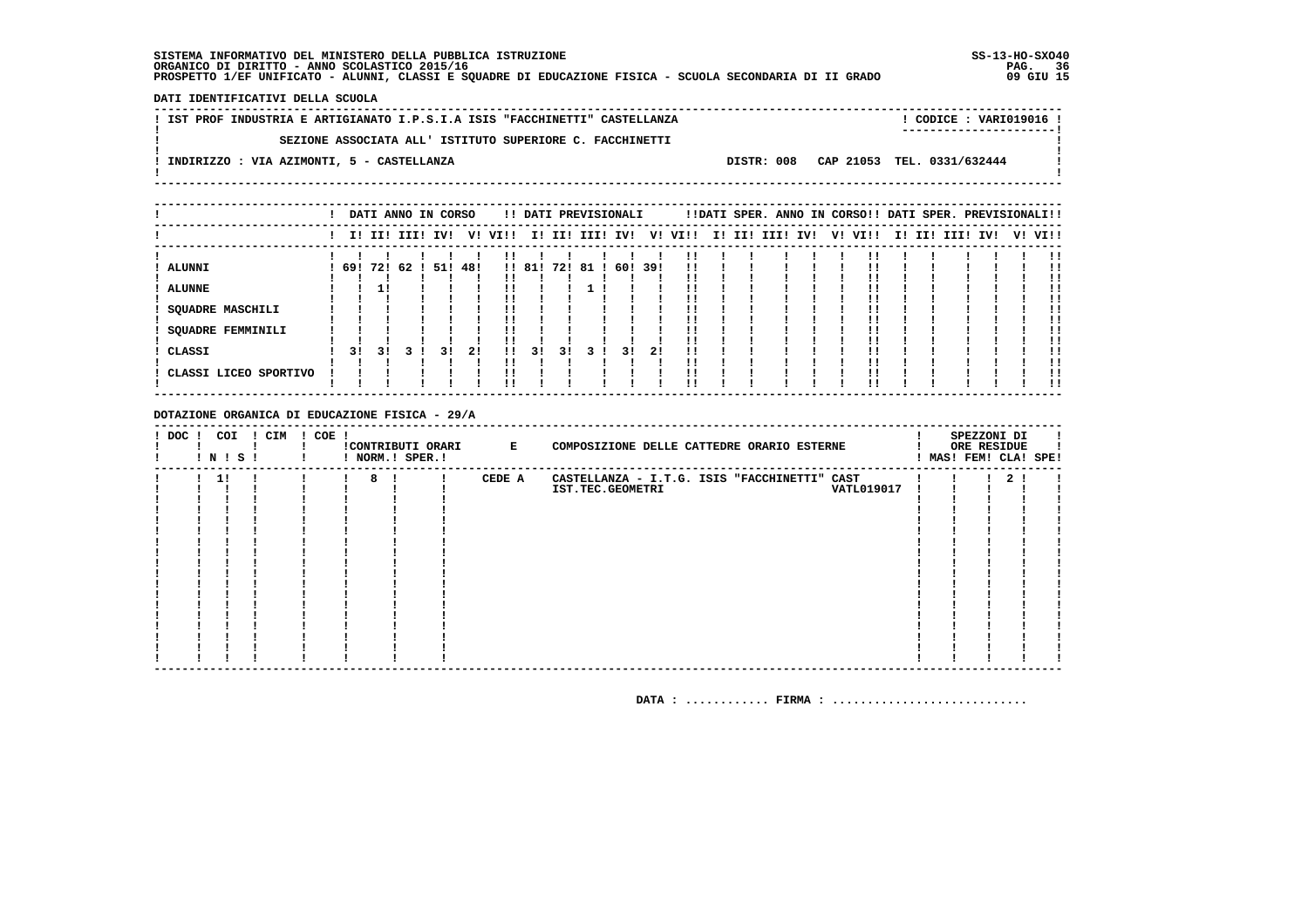SISTEMA INFORMATIVO DEL MINISTERO DELLA PUBBLICA ISTRUZIONE
ORGANICO DI DIRITTO - ANNO SCOLASTICO 2015/16
PROSPETTO 1/EF UNIFICATO - ALUNNI, CLASSI E SQUADRE DI EDUCAZIONE FISICA - SCUOLA SECONDARIA DI II GRADO

SS-13-HO-SXO40
09 GIU 15

DATI IDENTIFICATIVI DELLA SCUOLA

IST PROF INDUSTRIA E ARTIGIANATO I.P.S.I.A ISIS "FACCHINETTI" CASTELLANZA — CODICE : VARI019016

SEZIONE ASSOCIATA ALL' ISTITUTO SUPERIORE C. FACCHINETTI

INDIRIZZO : VIA AZIMONTI, 5 - CASTELLANZA — DISTR: 008 CAP 21053 TEL. 0331/632444

| | DATI ANNO IN CORSO | | | | | | DATI PREVISIONALI | | | | | | DATI SPER. ANNO IN CORSO | | | | | | DATI SPER. PREVISIONALI | | | | | |
|---|---|---|---|---|---|---|---|---|---|---|---|---|---|---|---|---|---|---|---|---|---|---|---|---|
| | I | II | III | IV | V | VI | I | II | III | IV | V | VI | I | II | III | IV | V | VI | I | II | III | IV | V | VI |
| ALUNNI | 69 | 72 | 62 | 51 | 48 | | 81 | 72 | 81 | 60 | 39 | | | | | | | | | | | | | |
| ALUNNE | | 1 | | | | | | | 1 | | | | | | | | | | | | | | | |
| SQUADRE MASCHILI | | | | | | | | | | | | | | | | | | | | | | | | |
| SQUADRE FEMMINILI | | | | | | | | | | | | | | | | | | | | | | | | |
| CLASSI | 3 | 3 | 3 | 3 | 2 | | 3 | 3 | 3 | 3 | 2 | | | | | | | | | | | | | |
| CLASSI LICEO SPORTIVO | | | | | | | | | | | | | | | | | | | | | | | | |

DOTAZIONE ORGANICA DI EDUCAZIONE FISICA - 29/A

| DOC | COI N | COI S | CIM | COE | CONTRIBUTI ORARI NORM. | CONTRIBUTI ORARI SPER. | E COMPOSIZIONE DELLE CATTEDRE ORARIO ESTERNE | SPEZZONI DI ORE RESIDUE MAS | FEM | CLA | SPE |
|---|---|---|---|---|---|---|---|---|---|---|---|
| | 1 | | | | 8 | | CEDE A CASTELLANZA - I.T.G. ISIS "FACCHINETTI" CAST IST.TEC.GEOMETRI VATL019017 | | | 2 | |

DATA : ............ FIRMA : ............................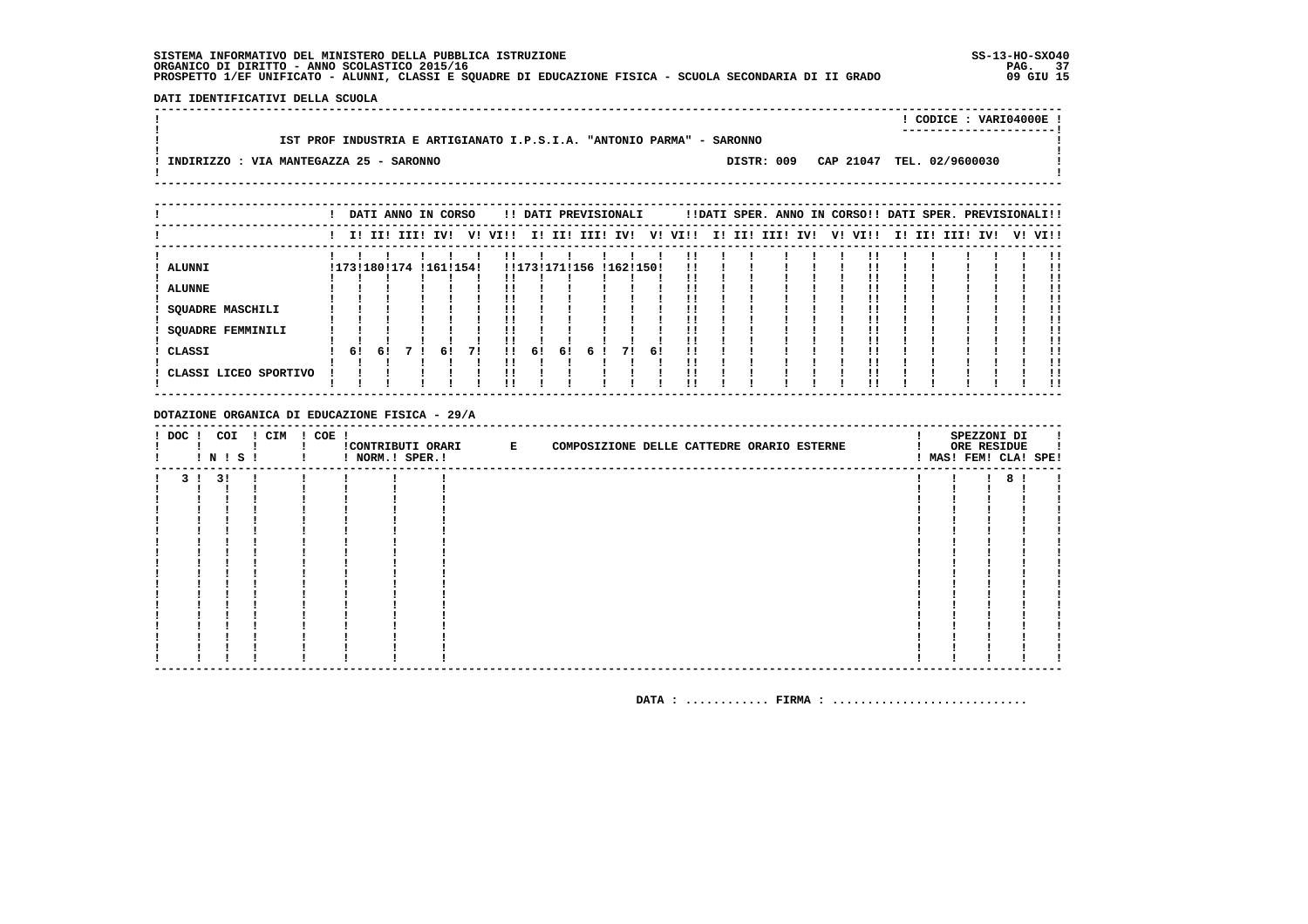SISTEMA INFORMATIVO DEL MINISTERO DELLA PUBBLICA ISTRUZIONE
ORGANICO DI DIRITTO - ANNO SCOLASTICO 2015/16
PROSPETTO 1/EF UNIFICATO - ALUNNI, CLASSI E SQUADRE DI EDUCAZIONE FISICA - SCUOLA SECONDARIA DI II GRADO

SS-13-HO-SXO40
09 GIU 15

**DATI IDENTIFICATIVI DELLA SCUOLA**

CODICE : VARI04000E

IST PROF INDUSTRIA E ARTIGIANATO I.P.S.I.A. "ANTONIO PARMA" - SARONNO

INDIRIZZO : VIA MANTEGAZZA 25 - SARONNO — DISTR: 009 — CAP 21047 — TEL. 02/9600030

| | DATI ANNO IN CORSO | | | | | | DATI PREVISIONALI | | | | | | DATI SPER. ANNO IN CORSO | | | | | | DATI SPER. PREVISIONALI | | | | | |
|---|---|---|---|---|---|---|---|---|---|---|---|---|---|---|---|---|---|---|---|---|---|---|---|---|
| | I | II | III | IV | V | VI | I | II | III | IV | V | VI | I | II | III | IV | V | VI | I | II | III | IV | V | VI |
| ALUNNI | 173 | 180 | 174 | 161 | 154 | | 173 | 171 | 156 | 162 | 150 | | | | | | | | | | | | | |
| ALUNNE | | | | | | | | | | | | | | | | | | | | | | | | |
| SQUADRE MASCHILI | | | | | | | | | | | | | | | | | | | | | | | | |
| SQUADRE FEMMINILI | | | | | | | | | | | | | | | | | | | | | | | | |
| CLASSI | 6 | 6 | 7 | 6 | 7 | | 6 | 6 | 6 | 7 | 6 | | | | | | | | | | | | | |
| CLASSI LICEO SPORTIVO | | | | | | | | | | | | | | | | | | | | | | | | |

**DOTAZIONE ORGANICA DI EDUCAZIONE FISICA - 29/A**

| DOC | COI N | COI S | CIM | COE | CONTRIBUTI ORARI NORM. | CONTRIBUTI ORARI SPER. | E COMPOSIZIONE DELLE CATTEDRE ORARIO ESTERNE | SPEZZONI DI ORE RESIDUE MAS | FEM | CLA | SPE |
|---|---|---|---|---|---|---|---|---|---|---|---|
| 3 | 3 | | | | | | | | | 8 | |

DATA : ............ FIRMA : ...........................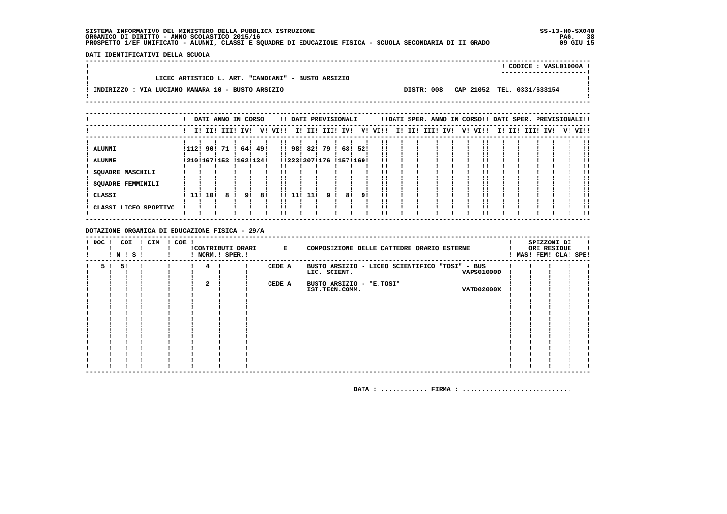SISTEMA INFORMATIVO DEL MINISTERO DELLA PUBBLICA ISTRUZIONE
ORGANICO DI DIRITTO - ANNO SCOLASTICO 2015/16
PROSPETTO 1/EF UNIFICATO - ALUNNI, CLASSI E SQUADRE DI EDUCAZIONE FISICA - SCUOLA SECONDARIA DI II GRADO

SS-13-HO-SXO40
09 GIU 15

**DATI IDENTIFICATIVI DELLA SCUOLA**

CODICE : VASL01000A

LICEO ARTISTICO L. ART. "CANDIANI" - BUSTO ARSIZIO

INDIRIZZO : VIA LUCIANO MANARA 10 - BUSTO ARSIZIO — DISTR: 008 — CAP 21052 — TEL. 0331/633154

| | DATI ANNO IN CORSO | | | | | | DATI PREVISIONALI | | | | | | DATI SPER. ANNO IN CORSO | | | | | | DATI SPER. PREVISIONALI | | | | | |
|---|---|---|---|---|---|---|---|---|---|---|---|---|---|---|---|---|---|---|---|---|---|---|---|---|
| | I | II | III | IV | V | VI | I | II | III | IV | V | VI | I | II | III | IV | V | VI | I | II | III | IV | V | VI |
| ALUNNI | 112 | 90 | 71 | 64 | 49 | | 98 | 82 | 79 | 68 | 52 | | | | | | | | | | | | | |
| ALUNNE | 210 | 167 | 153 | 162 | 134 | | 223 | 207 | 176 | 157 | 169 | | | | | | | | | | | | | |
| SQUADRE MASCHILI | | | | | | | | | | | | | | | | | | | | | | | | |
| SQUADRE FEMMINILI | | | | | | | | | | | | | | | | | | | | | | | | |
| CLASSI | 11 | 10 | 8 | 9 | 8 | | 11 | 11 | 9 | 8 | 9 | | | | | | | | | | | | | |
| CLASSI LICEO SPORTIVO | | | | | | | | | | | | | | | | | | | | | | | | |

**DOTAZIONE ORGANICA DI EDUCAZIONE FISICA - 29/A**

| DOC | COI N | COI S | CIM | COE | CONTRIBUTI ORARI NORM. | CONTRIBUTI ORARI SPER. | E | COMPOSIZIONE DELLE CATTEDRE ORARIO ESTERNE | | SPEZZONI DI ORE RESIDUE MAS | FEM | CLA | SPE |
|---|---|---|---|---|---|---|---|---|---|---|---|---|---|
| 5 | 5 | | | | 4 | | CEDE A | BUSTO ARSIZIO - LICEO SCIENTIFICO "TOSI" - BUS LIC. SCIENT. | VAPS01000D | | | | |
| | | | | | 2 | | CEDE A | BUSTO ARSIZIO - "E.TOSI" IST.TECN.COMM. | VATD02000X | | | | |

DATA : ............ FIRMA : ............................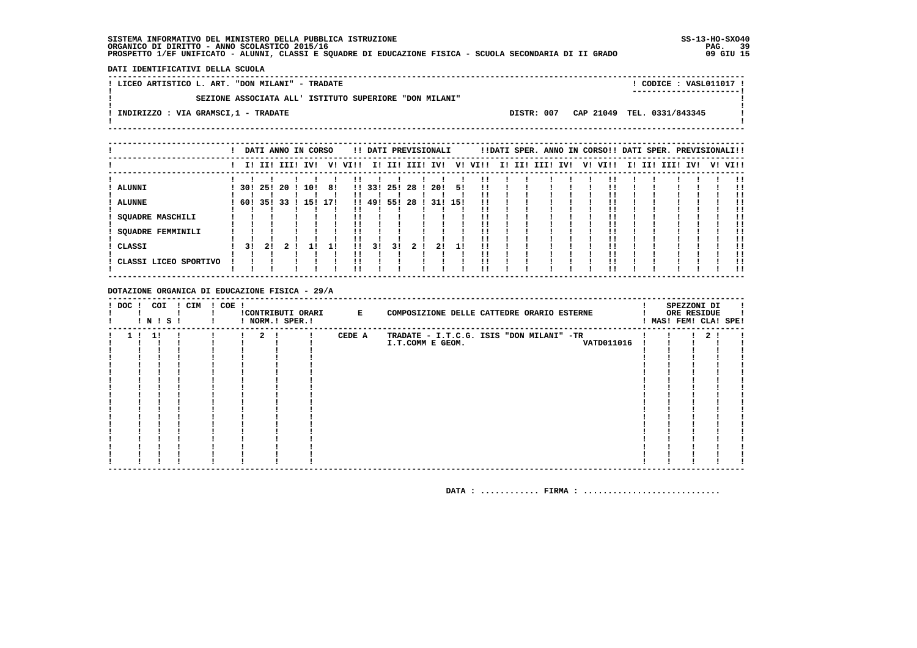SISTEMA INFORMATIVO DEL MINISTERO DELLA PUBBLICA ISTRUZIONE
ORGANICO DI DIRITTO - ANNO SCOLASTICO 2015/16
PROSPETTO 1/EF UNIFICATO - ALUNNI, CLASSI E SQUADRE DI EDUCAZIONE FISICA - SCUOLA SECONDARIA DI II GRADO

SS-13-HO-SXO40
09 GIU 15

**DATI IDENTIFICATIVI DELLA SCUOLA**

LICEO ARTISTICO L. ART. "DON MILANI" - TRADATE — CODICE : VASL011017

SEZIONE ASSOCIATA ALL' ISTITUTO SUPERIORE "DON MILANI"

INDIRIZZO : VIA GRAMSCI,1 - TRADATE — DISTR: 007 CAP 21049 TEL. 0331/843345

| | DATI ANNO IN CORSO | | | | | | DATI PREVISIONALI | | | | | | DATI SPER. ANNO IN CORSO | | | | | | DATI SPER. PREVISIONALI | | | | | |
|---|---|---|---|---|---|---|---|---|---|---|---|---|---|---|---|---|---|---|---|---|---|---|---|---|
| | I | II | III | IV | V | VI | I | II | III | IV | V | VI | I | II | III | IV | V | VI | I | II | III | IV | V | VI |
| ALUNNI | 30 | 25 | 20 | 10 | 8 | | 33 | 25 | 28 | 20 | 5 | | | | | | | | | | | | | |
| ALUNNE | 60 | 35 | 33 | 15 | 17 | | 49 | 55 | 28 | 31 | 15 | | | | | | | | | | | | | |
| SQUADRE MASCHILI | | | | | | | | | | | | | | | | | | | | | | | | |
| SQUADRE FEMMINILI | | | | | | | | | | | | | | | | | | | | | | | | |
| CLASSI | 3 | 2 | 2 | 1 | 1 | | 3 | 3 | 2 | 2 | 1 | | | | | | | | | | | | | |
| CLASSI LICEO SPORTIVO | | | | | | | | | | | | | | | | | | | | | | | | |

**DOTAZIONE ORGANICA DI EDUCAZIONE FISICA - 29/A**

| DOC | COI N | COI S | CIM | COE | CONTRIBUTI ORARI NORM. | CONTRIBUTI ORARI SPER. | E COMPOSIZIONE DELLE CATTEDRE ORARIO ESTERNE | SPEZZONI DI ORE RESIDUE MAS | FEM | CLA | SPE |
|---|---|---|---|---|---|---|---|---|---|---|---|
| 1 | 1 | | | | 2 | | CEDE A TRADATE - I.T.C.G. ISIS "DON MILANI" -TR I.T.COMM E GEOM. VATD011016 | | | 2 | |

DATA : ............ FIRMA : ............................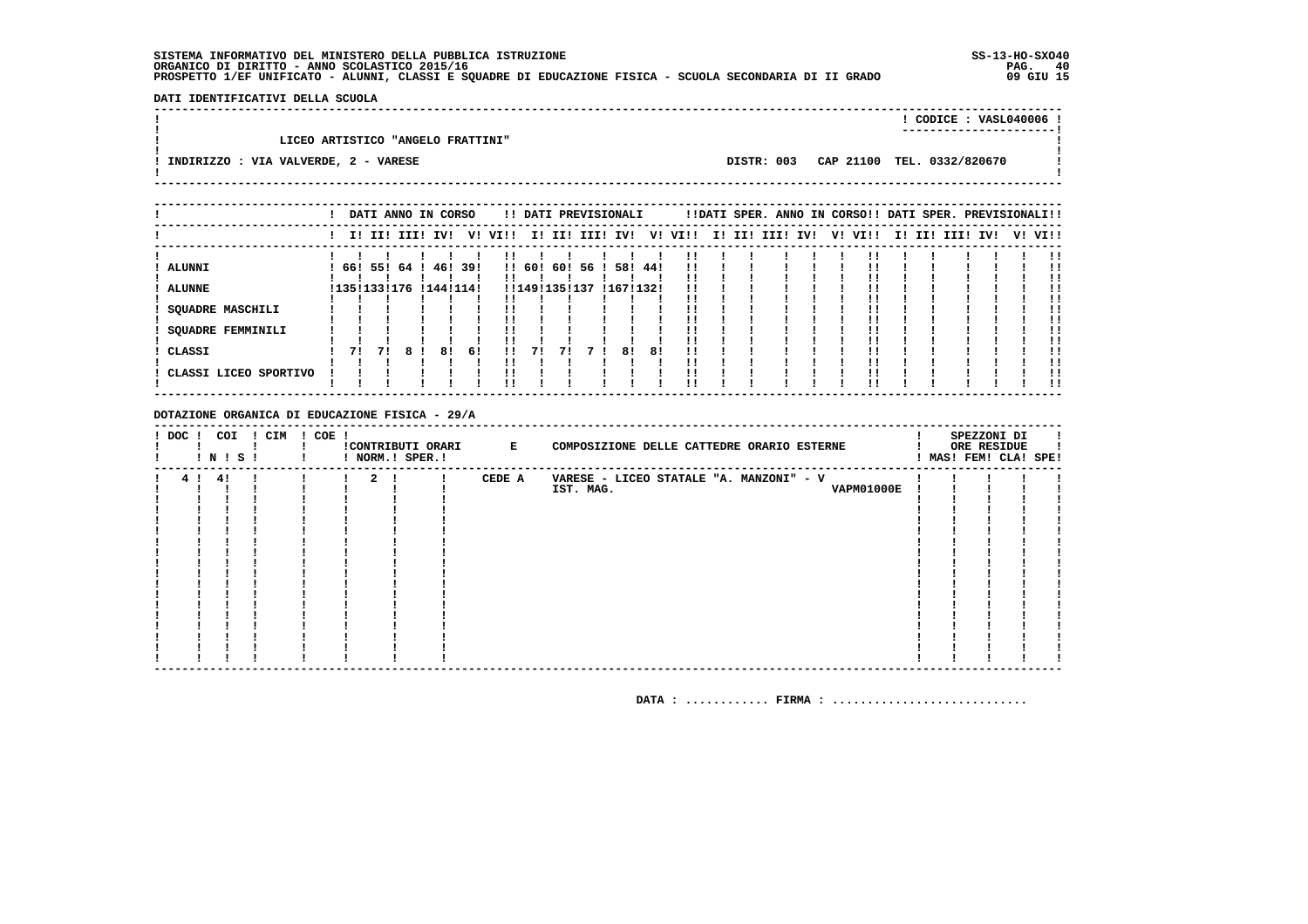SISTEMA INFORMATIVO DEL MINISTERO DELLA PUBBLICA ISTRUZIONE
ORGANICO DI DIRITTO - ANNO SCOLASTICO 2015/16
PROSPETTO 1/EF UNIFICATO - ALUNNI, CLASSI E SQUADRE DI EDUCAZIONE FISICA - SCUOLA SECONDARIA DI II GRADO

SS-13-HO-SXO40
09 GIU 15

**DATI IDENTIFICATIVI DELLA SCUOLA**

LICEO ARTISTICO "ANGELO FRATTINI"

CODICE : VASL040006

INDIRIZZO : VIA VALVERDE, 2 - VARESE

DISTR: 003 CAP 21100 TEL. 0332/820670

| | DATI ANNO IN CORSO | | | | | | DATI PREVISIONALI | | | | | | DATI SPER. ANNO IN CORSO | | | | | | DATI SPER. PREVISIONALI | | | | | |
|---|---|---|---|---|---|---|---|---|---|---|---|---|---|---|---|---|---|---|---|---|---|---|---|---|
| | I | II | III | IV | V | VI | I | II | III | IV | V | VI | I | II | III | IV | V | VI | I | II | III | IV | V | VI |
| ALUNNI | 66 | 55 | 64 | 46 | 39 | | 60 | 60 | 56 | 58 | 44 | | | | | | | | | | | | | |
| ALUNNE | 135 | 133 | 176 | 144 | 114 | | 149 | 135 | 137 | 167 | 132 | | | | | | | | | | | | | |
| SQUADRE MASCHILI | | | | | | | | | | | | | | | | | | | | | | | | |
| SQUADRE FEMMINILI | | | | | | | | | | | | | | | | | | | | | | | | |
| CLASSI | 7 | 7 | 8 | 8 | 6 | | 7 | 7 | 7 | 8 | 8 | | | | | | | | | | | | | |
| CLASSI LICEO SPORTIVO | | | | | | | | | | | | | | | | | | | | | | | | |

**DOTAZIONE ORGANICA DI EDUCAZIONE FISICA - 29/A**

| DOC | COI N | COI S | CIM | COE | CONTRIBUTI ORARI NORM. | CONTRIBUTI ORARI SPER. | E COMPOSIZIONE DELLE CATTEDRE ORARIO ESTERNE | SPEZZONI DI ORE RESIDUE MAS | FEM | CLA | SPE |
|---|---|---|---|---|---|---|---|---|---|---|---|
| 4 | 4 | | | | 2 | | CEDE A VARESE - LICEO STATALE "A. MANZONI" - V IST. MAG. VAPM01000E | | | | |

DATA : ............ FIRMA : ............................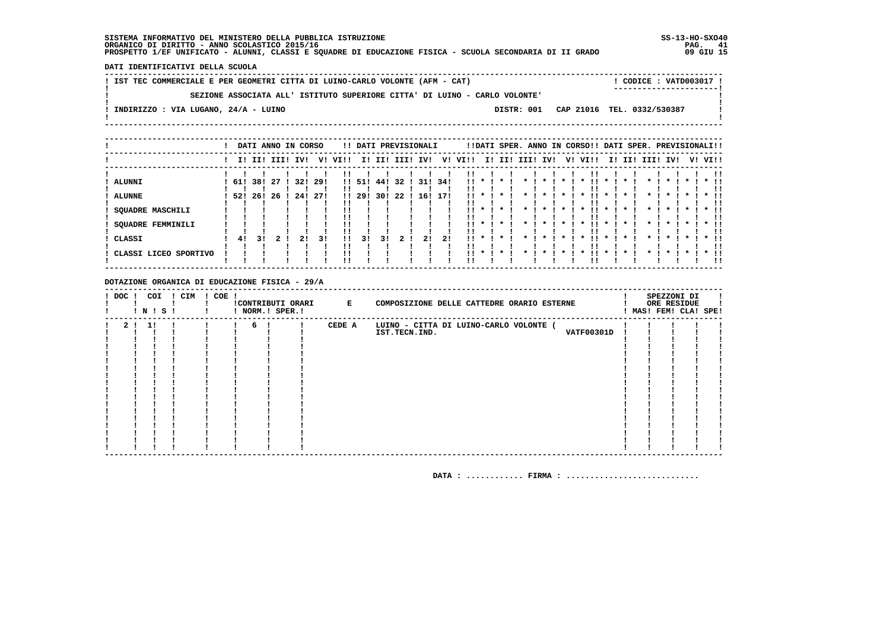SISTEMA INFORMATIVO DEL MINISTERO DELLA PUBBLICA ISTRUZIONE
ORGANICO DI DIRITTO - ANNO SCOLASTICO 2015/16
PROSPETTO 1/EF UNIFICATO - ALUNNI, CLASSI E SQUADRE DI EDUCAZIONE FISICA - SCUOLA SECONDARIA DI II GRADO

SS-13-HO-SXO40
09 GIU 15

DATI IDENTIFICATIVI DELLA SCUOLA

IST TEC COMMERCIALE E PER GEOMETRI CITTA DI LUINO-CARLO VOLONTE (AFM - CAT) — CODICE : VATD003017

SEZIONE ASSOCIATA ALL' ISTITUTO SUPERIORE CITTA' DI LUINO - CARLO VOLONTE'

INDIRIZZO : VIA LUGANO, 24/A - LUINO — DISTR: 001 CAP 21016 TEL. 0332/530387

| | DATI ANNO IN CORSO | | | | | | DATI PREVISIONALI | | | | | | DATI SPER. ANNO IN CORSO | | | | | | DATI SPER. PREVISIONALI | | | | | |
|---|---|---|---|---|---|---|---|---|---|---|---|---|---|---|---|---|---|---|---|---|---|---|---|---|
| | I | II | III | IV | V | VI | I | II | III | IV | V | VI | I | II | III | IV | V | VI | I | II | III | IV | V | VI |
| ALUNNI | 61 | 38 | 27 | 32 | 29 | | 51 | 44 | 32 | 31 | 34 | | * | * | * | * | * | * | * | * | * | * | * | * |
| ALUNNE | 52 | 26 | 26 | 24 | 27 | | 29 | 30 | 22 | 16 | 17 | | * | * | * | * | * | * | * | * | * | * | * | * |
| SQUADRE MASCHILI | | | | | | | | | | | | | * | * | * | * | * | * | * | * | * | * | * | * |
| SQUADRE FEMMINILI | | | | | | | | | | | | | * | * | * | * | * | * | * | * | * | * | * | * |
| CLASSI | 4 | 3 | 2 | 2 | 3 | | 3 | 3 | 2 | 2 | 2 | | * | * | * | * | * | * | * | * | * | * | * | * |
| CLASSI LICEO SPORTIVO | | | | | | | | | | | | | * | * | * | * | * | * | * | * | * | * | * | * |

DOTAZIONE ORGANICA DI EDUCAZIONE FISICA - 29/A

| DOC | COI N | COI S | CIM | COE | CONTRIBUTI ORARI NORM. | CONTRIBUTI ORARI SPER. | E COMPOSIZIONE DELLE CATTEDRE ORARIO ESTERNE | SPEZZONI DI ORE RESIDUE MAS | FEM | CLA | SPE |
|---|---|---|---|---|---|---|---|---|---|---|---|
| 2 | 1 | | | | 6 | | CEDE A LUINO - CITTA DI LUINO-CARLO VOLONTE ( IST.TECN.IND. VATF00301D | | | | |

DATA : ............ FIRMA : ............................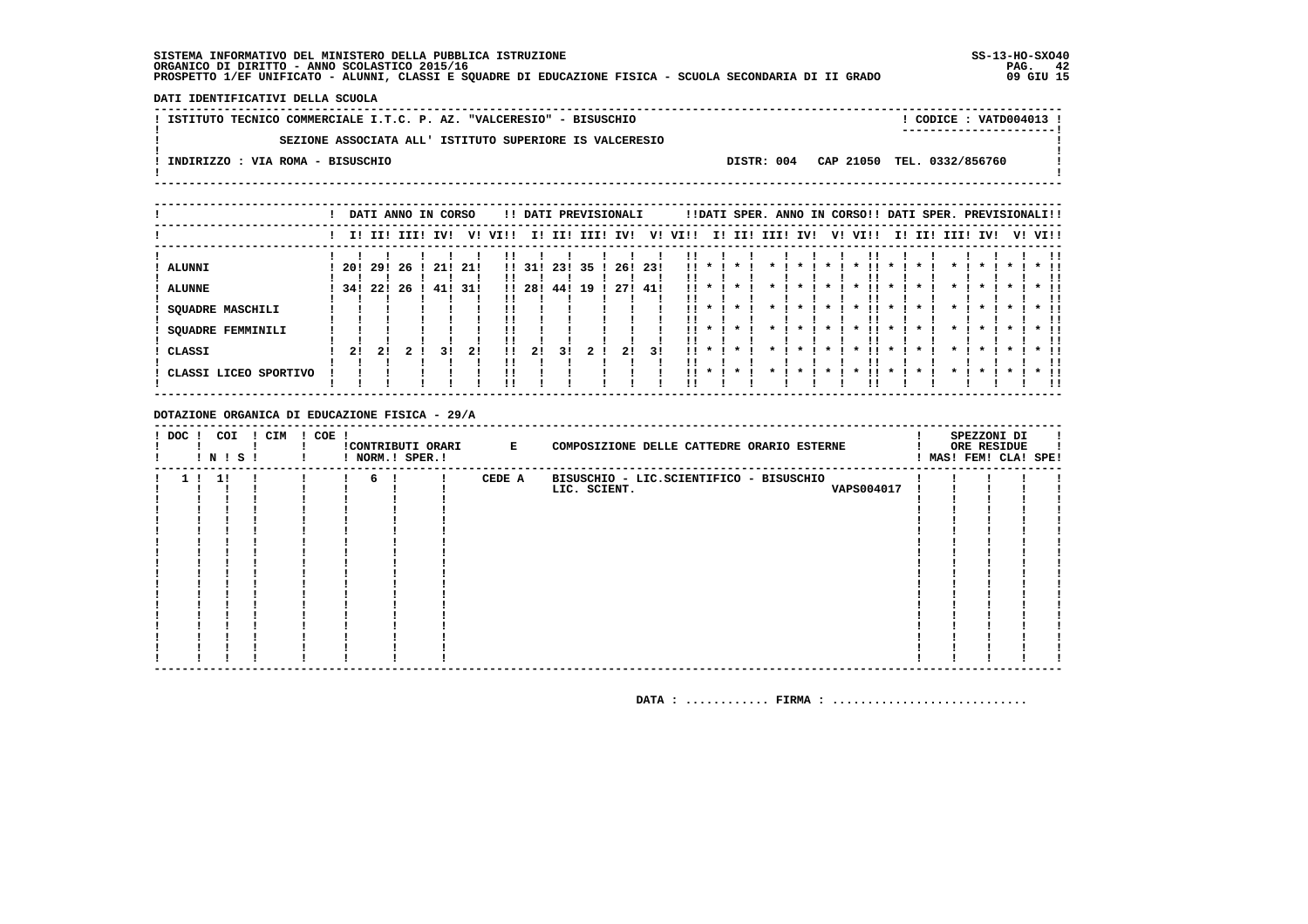SISTEMA INFORMATIVO DEL MINISTERO DELLA PUBBLICA ISTRUZIONE
ORGANICO DI DIRITTO - ANNO SCOLASTICO 2015/16
PROSPETTO 1/EF UNIFICATO - ALUNNI, CLASSI E SQUADRE DI EDUCAZIONE FISICA - SCUOLA SECONDARIA DI II GRADO

SS-13-HO-SXO40
09 GIU 15

DATI IDENTIFICATIVI DELLA SCUOLA

ISTITUTO TECNICO COMMERCIALE I.T.C. P. AZ. "VALCERESIO" - BISUSCHIO — CODICE : VATD004013

SEZIONE ASSOCIATA ALL' ISTITUTO SUPERIORE IS VALCERESIO

INDIRIZZO : VIA ROMA - BISUSCHIO — DISTR: 004 CAP 21050 TEL. 0332/856760

| | DATI ANNO IN CORSO | | | | | | DATI PREVISIONALI | | | | | | DATI SPER. ANNO IN CORSO | | | | | | DATI SPER. PREVISIONALI | | | | | |
|---|---|---|---|---|---|---|---|---|---|---|---|---|---|---|---|---|---|---|---|---|---|---|---|---|
| | I | II | III | IV | V | VI | I | II | III | IV | V | VI | I | II | III | IV | V | VI | I | II | III | IV | V | VI |
| ALUNNI | 20 | 29 | 26 | 21 | 21 | | 31 | 23 | 35 | 26 | 23 | | * | * | * | * | * | * | * | * | * | * | * | * |
| ALUNNE | 34 | 22 | 26 | 41 | 31 | | 28 | 44 | 19 | 27 | 41 | | * | * | * | * | * | * | * | * | * | * | * | * |
| SQUADRE MASCHILI | | | | | | | | | | | | | * | * | * | * | * | * | * | * | * | * | * | * |
| SQUADRE FEMMINILI | | | | | | | | | | | | | * | * | * | * | * | * | * | * | * | * | * | * |
| CLASSI | 2 | 2 | 2 | 3 | 2 | | 2 | 3 | 2 | 2 | 3 | | * | * | * | * | * | * | * | * | * | * | * | * |
| CLASSI LICEO SPORTIVO | | | | | | | | | | | | | * | * | * | * | * | * | * | * | * | * | * | * |

DOTAZIONE ORGANICA DI EDUCAZIONE FISICA - 29/A

| DOC | COI N | COI S | CIM | COE | CONTRIBUTI ORARI NORM. | CONTRIBUTI ORARI SPER. | E COMPOSIZIONE DELLE CATTEDRE ORARIO ESTERNE | SPEZZONI DI ORE RESIDUE MAS | FEM | CLA | SPE |
|---|---|---|---|---|---|---|---|---|---|---|---|
| 1 | 1 | | | | 6 | | CEDE A BISUSCHIO - LIC.SCIENTIFICO - BISUSCHIO LIC. SCIENT. VAPS004017 | | | | |

DATA : ............ FIRMA : ............................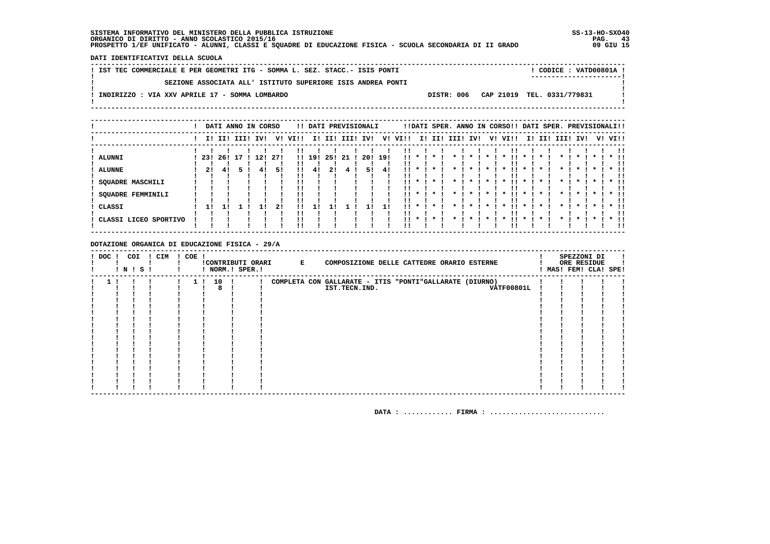SISTEMA INFORMATIVO DEL MINISTERO DELLA PUBBLICA ISTRUZIONE
ORGANICO DI DIRITTO - ANNO SCOLASTICO 2015/16
PROSPETTO 1/EF UNIFICATO - ALUNNI, CLASSI E SQUADRE DI EDUCAZIONE FISICA - SCUOLA SECONDARIA DI II GRADO

SS-13-HO-SXO40
09 GIU 15

**DATI IDENTIFICATIVI DELLA SCUOLA**

IST TEC COMMERCIALE E PER GEOMETRI ITG - SOMMA L. SEZ. STACC.- ISIS PONTI — CODICE : VATD00801A

SEZIONE ASSOCIATA ALL' ISTITUTO SUPERIORE ISIS ANDREA PONTI

INDIRIZZO : VIA XXV APRILE 17 - SOMMA LOMBARDO — DISTR: 006 — CAP 21019 — TEL. 0331/779831

| | DATI ANNO IN CORSO | | | | | | DATI PREVISIONALI | | | | | | DATI SPER. ANNO IN CORSO | | | | | | DATI SPER. PREVISIONALI | | | | | |
|---|---|---|---|---|---|---|---|---|---|---|---|---|---|---|---|---|---|---|---|---|---|---|---|---|
| | I | II | III | IV | V | VI | I | II | III | IV | V | VI | I | II | III | IV | V | VI | I | II | III | IV | V | VI |
| ALUNNI | 23 | 26 | 17 | 12 | 27 | | 19 | 25 | 21 | 20 | 19 | | * | * | * | * | * | * | * | * | * | * | * | * |
| ALUNNE | 2 | 4 | 5 | 4 | 5 | | 4 | 2 | 4 | 5 | 4 | | * | * | * | * | * | * | * | * | * | * | * | * |
| SQUADRE MASCHILI | | | | | | | | | | | | | * | * | * | * | * | * | * | * | * | * | * | * |
| SQUADRE FEMMINILI | | | | | | | | | | | | | * | * | * | * | * | * | * | * | * | * | * | * |
| CLASSI | 1 | 1 | 1 | 1 | 2 | | 1 | 1 | 1 | 1 | 1 | | * | * | * | * | * | * | * | * | * | * | * | * |
| CLASSI LICEO SPORTIVO | | | | | | | | | | | | | * | * | * | * | * | * | * | * | * | * | * | * |

**DOTAZIONE ORGANICA DI EDUCAZIONE FISICA - 29/A**

| DOC | COI N | COI S | CIM | COE | CONTRIBUTI ORARI NORM. | CONTRIBUTI ORARI SPER. | E COMPOSIZIONE DELLE CATTEDRE ORARIO ESTERNE | | SPEZZONI DI ORE RESIDUE MAS | FEM | CLA | SPE |
|---|---|---|---|---|---|---|---|---|---|---|---|---|
| 1 | | | | 1 | 10<br>8 | | COMPLETA CON GALLARATE - ITIS "PONTI"GALLARATE (DIURNO)<br>IST.TECN.IND. | VATF00801L | | | | |

DATA : ............ FIRMA : ............................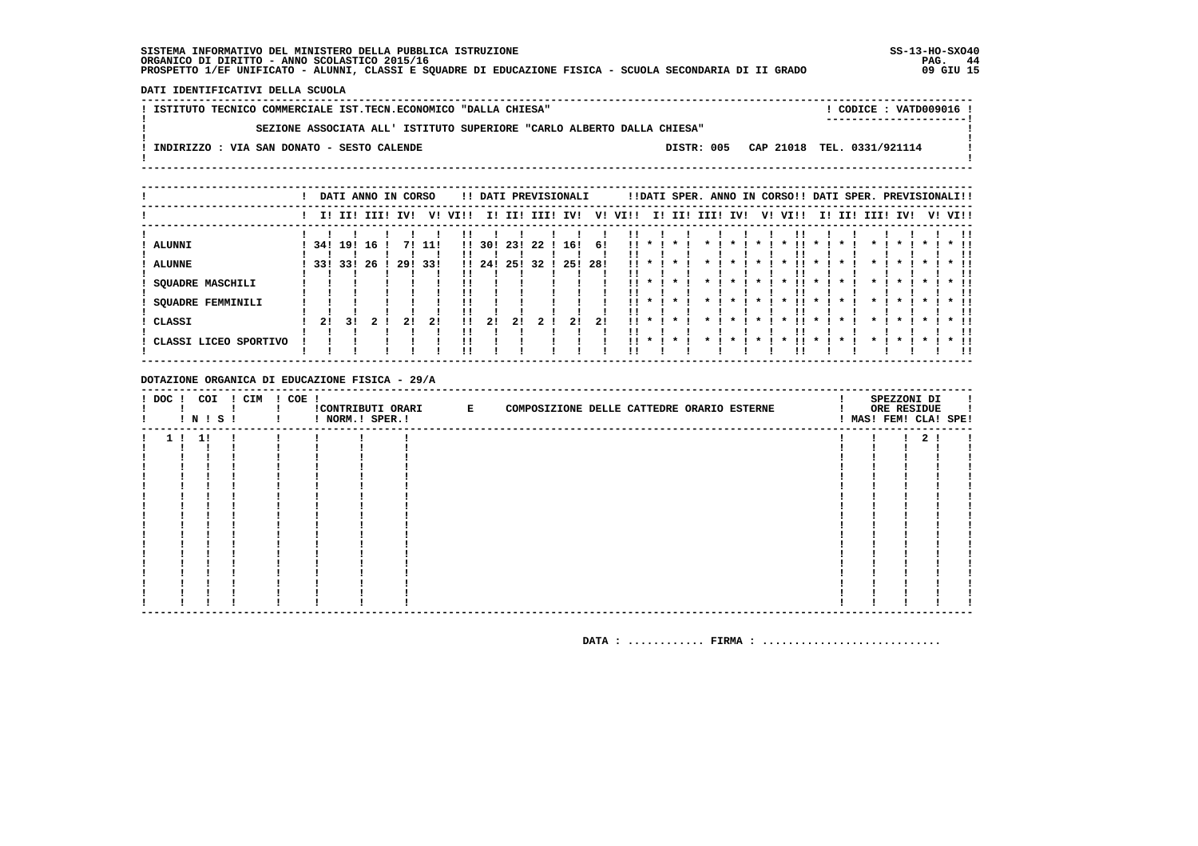**SISTEMA INFORMATIVO DEL MINISTERO DELLA PUBBLICA ISTRUZIONE** SS-13-HO-SXO40
**ORGANICO DI DIRITTO - ANNO SCOLASTICO 2015/16**
**PROSPETTO 1/EF UNIFICATO - ALUNNI, CLASSI E SQUADRE DI EDUCAZIONE FISICA - SCUOLA SECONDARIA DI II GRADO** 09 GIU 15

**DATI IDENTIFICATIVI DELLA SCUOLA**

ISTITUTO TECNICO COMMERCIALE IST.TECN.ECONOMICO "DALLA CHIESA" — CODICE : VATD009016

SEZIONE ASSOCIATA ALL' ISTITUTO SUPERIORE "CARLO ALBERTO DALLA CHIESA"

INDIRIZZO : VIA SAN DONATO - SESTO CALENDE — DISTR: 005 CAP 21018 TEL. 0331/921114

| | DATI ANNO IN CORSO | | | | | | DATI PREVISIONALI | | | | | | DATI SPER. ANNO IN CORSO | | | | | | DATI SPER. PREVISIONALI | | | | | |
|---|---|---|---|---|---|---|---|---|---|---|---|---|---|---|---|---|---|---|---|---|---|---|---|---|
| | I | II | III | IV | V | VI | I | II | III | IV | V | VI | I | II | III | IV | V | VI | I | II | III | IV | V | VI |
| ALUNNI | 34 | 19 | 16 | | 7 | 11 | | 30 | 23 | 22 | 16 | 6 | * | * | * | * | * | * | * | * | * | * | * | * |
| ALUNNE | 33 | 33 | 26 | | 29 | 33 | | 24 | 25 | 32 | 25 | 28 | * | * | * | * | * | * | * | * | * | * | * | * |
| SQUADRE MASCHILI | | | | | | | | | | | | | * | * | * | * | * | * | * | * | * | * | * | * |
| SQUADRE FEMMINILI | | | | | | | | | | | | | * | * | * | * | * | * | * | * | * | * | * | * |
| CLASSI | 2 | 3 | 2 | | 2 | 2 | | 2 | 2 | 2 | 2 | 2 | * | * | * | * | * | * | * | * | * | * | * | * |
| CLASSI LICEO SPORTIVO | | | | | | | | | | | | | * | * | * | * | * | * | * | * | * | * | * | * |

**DOTAZIONE ORGANICA DI EDUCAZIONE FISICA - 29/A**

| DOC | COI N | COI S | CIM | COE | CONTRIBUTI ORARI NORM. | CONTRIBUTI ORARI SPER. | E COMPOSIZIONE DELLE CATTEDRE ORARIO ESTERNE | SPEZZONI DI ORE RESIDUE MAS | FEM | CLA | SPE |
|---|---|---|---|---|---|---|---|---|---|---|---|
| 1 | 1 | | | | | | | | | 2 | |

DATA : ............ FIRMA : ............................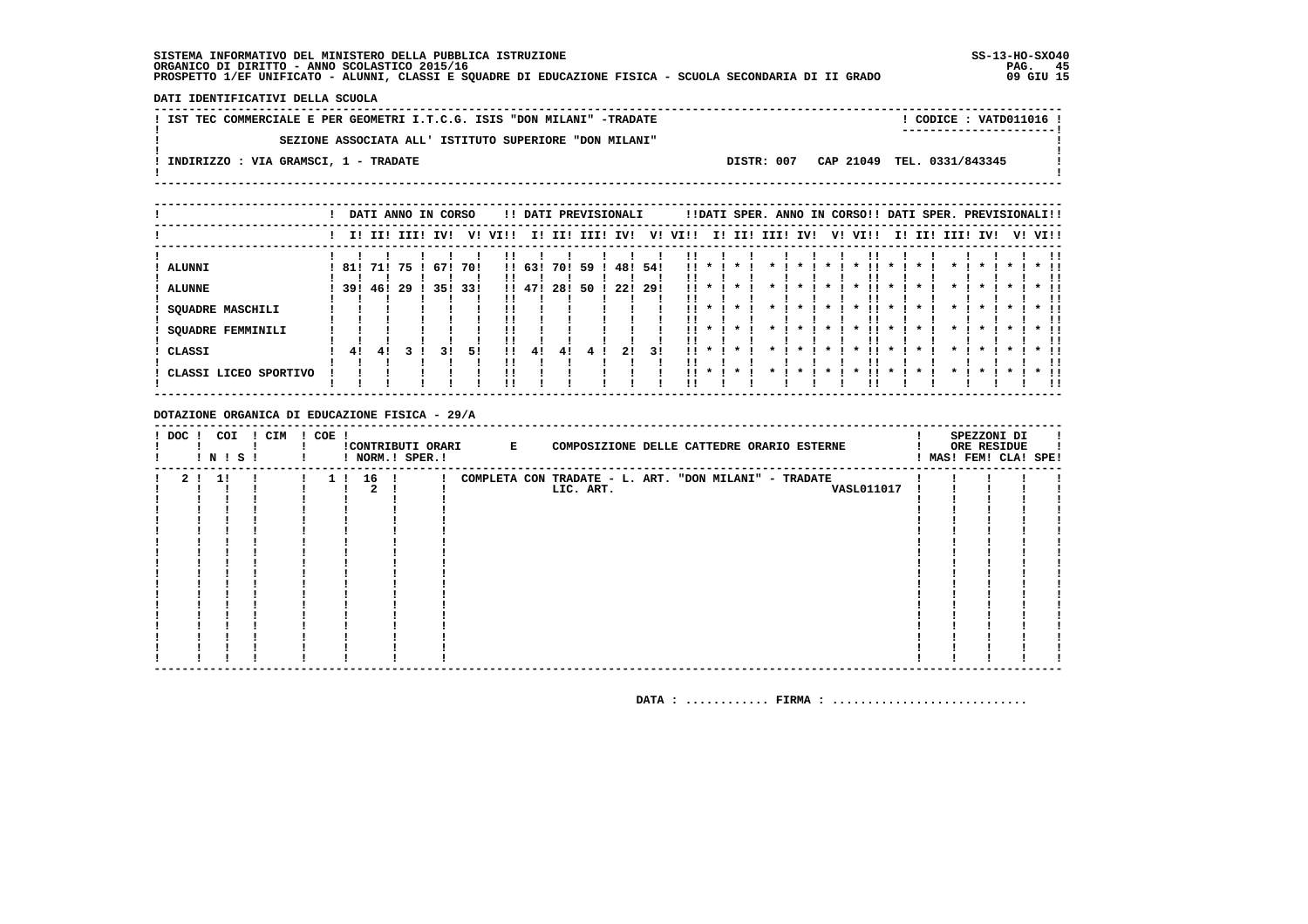SISTEMA INFORMATIVO DEL MINISTERO DELLA PUBBLICA ISTRUZIONE
ORGANICO DI DIRITTO - ANNO SCOLASTICO 2015/16
PROSPETTO 1/EF UNIFICATO - ALUNNI, CLASSI E SQUADRE DI EDUCAZIONE FISICA - SCUOLA SECONDARIA DI II GRADO

SS-13-HO-SXO40
09 GIU 15

DATI IDENTIFICATIVI DELLA SCUOLA

IST TEC COMMERCIALE E PER GEOMETRI I.T.C.G. ISIS "DON MILANI" -TRADATE — CODICE : VATD011016

SEZIONE ASSOCIATA ALL' ISTITUTO SUPERIORE "DON MILANI"

INDIRIZZO : VIA GRAMSCI, 1 - TRADATE — DISTR: 007 CAP 21049 TEL. 0331/843345

| | DATI ANNO IN CORSO | | | | | | DATI PREVISIONALI | | | | | | DATI SPER. ANNO IN CORSO | | | | | | DATI SPER. PREVISIONALI | | | | | |
|---|---|---|---|---|---|---|---|---|---|---|---|---|---|---|---|---|---|---|---|---|---|---|---|---|
| | I | II | III | IV | V | VI | I | II | III | IV | V | VI | I | II | III | IV | V | VI | I | II | III | IV | V | VI |
| ALUNNI | 81 | 71 | 75 | 67 | 70 | | 63 | 70 | 59 | 48 | 54 | | * | * | * | * | * | * | * | * | * | * | * | * |
| ALUNNE | 39 | 46 | 29 | 35 | 33 | | 47 | 28 | 50 | 22 | 29 | | * | * | * | * | * | * | * | * | * | * | * | * |
| SQUADRE MASCHILI | | | | | | | | | | | | | * | * | * | * | * | * | * | * | * | * | * | * |
| SQUADRE FEMMINILI | | | | | | | | | | | | | * | * | * | * | * | * | * | * | * | * | * | * |
| CLASSI | 4 | 4 | 3 | 3 | 5 | | 4 | 4 | 4 | 2 | 3 | | * | * | * | * | * | * | * | * | * | * | * | * |
| CLASSI LICEO SPORTIVO | | | | | | | | | | | | | * | * | * | * | * | * | * | * | * | * | * | * |

DOTAZIONE ORGANICA DI EDUCAZIONE FISICA - 29/A

| DOC | COI N | COI S | CIM | COE | CONTRIBUTI ORARI NORM. | CONTRIBUTI ORARI SPER. | E COMPOSIZIONE DELLE CATTEDRE ORARIO ESTERNE | SPEZZONI DI ORE RESIDUE MAS | FEM | CLA | SPE |
|---|---|---|---|---|---|---|---|---|---|---|---|
| 2 | 1 | | | 1 | 16 | | COMPLETA CON TRADATE - L. ART. "DON MILANI" - TRADATE | | | | |
| | | | | | 2 | | LIC. ART. VASL011017 | | | | |

DATA : ............ FIRMA : ............................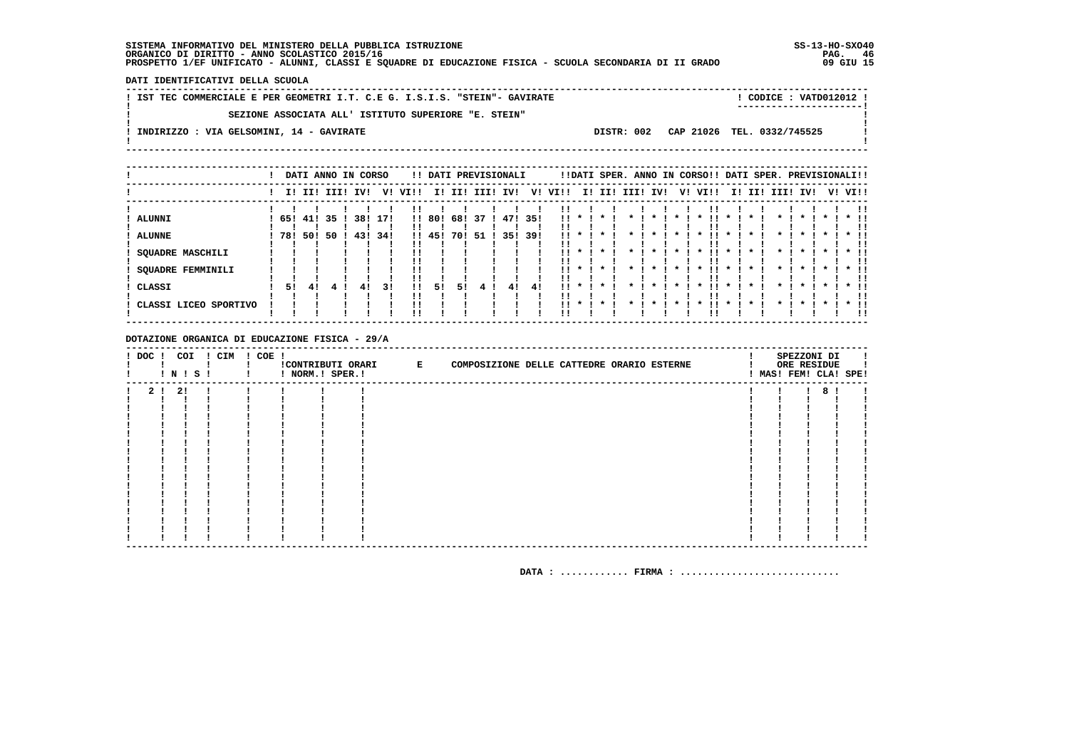SISTEMA INFORMATIVO DEL MINISTERO DELLA PUBBLICA ISTRUZIONE
ORGANICO DI DIRITTO - ANNO SCOLASTICO 2015/16
PROSPETTO 1/EF UNIFICATO - ALUNNI, CLASSI E SQUADRE DI EDUCAZIONE FISICA - SCUOLA SECONDARIA DI II GRADO

SS-13-HO-SXO40
09 GIU 15

**DATI IDENTIFICATIVI DELLA SCUOLA**

IST TEC COMMERCIALE E PER GEOMETRI I.T. C.E G. I.S.I.S. "STEIN"- GAVIRATE — CODICE : VATD012012

SEZIONE ASSOCIATA ALL' ISTITUTO SUPERIORE "E. STEIN"

INDIRIZZO : VIA GELSOMINI, 14 - GAVIRATE — DISTR: 002 CAP 21026 TEL. 0332/745525

| | DATI ANNO IN CORSO | | | | | | DATI PREVISIONALI | | | | | | DATI SPER. ANNO IN CORSO | | | | | | DATI SPER. PREVISIONALI | | | | | |
|---|---|---|---|---|---|---|---|---|---|---|---|---|---|---|---|---|---|---|---|---|---|---|---|---|
| | I | II | III | IV | V | VI | I | II | III | IV | V | VI | I | II | III | IV | V | VI | I | II | III | IV | V | VI |
| ALUNNI | 65 | 41 | 35 | 38 | 17 | | 80 | 68 | 37 | 47 | 35 | | * | * | * | * | * | * | * | * | * | * | * | * |
| ALUNNE | 78 | 50 | 50 | 43 | 34 | | 45 | 70 | 51 | 35 | 39 | | * | * | * | * | * | * | * | * | * | * | * | * |
| SQUADRE MASCHILI | | | | | | | | | | | | | * | * | * | * | * | * | * | * | * | * | * | * |
| SQUADRE FEMMINILI | | | | | | | | | | | | | * | * | * | * | * | * | * | * | * | * | * | * |
| CLASSI | 5 | 4 | 4 | 4 | 3 | | 5 | 5 | 4 | 4 | 4 | | * | * | * | * | * | * | * | * | * | * | * | * |
| CLASSI LICEO SPORTIVO | | | | | | | | | | | | | * | * | * | * | * | * | * | * | * | * | * | * |

**DOTAZIONE ORGANICA DI EDUCAZIONE FISICA - 29/A**

| DOC | COI N | COI S | CIM | COE | CONTRIBUTI ORARI NORM. | CONTRIBUTI ORARI SPER. | E COMPOSIZIONE DELLE CATTEDRE ORARIO ESTERNE | SPEZZONI DI ORE RESIDUE MAS | FEM | CLA | SPE |
|---|---|---|---|---|---|---|---|---|---|---|---|
| 2 | 2 | | | | | | | | | 8 | |

DATA : ............ FIRMA : ............................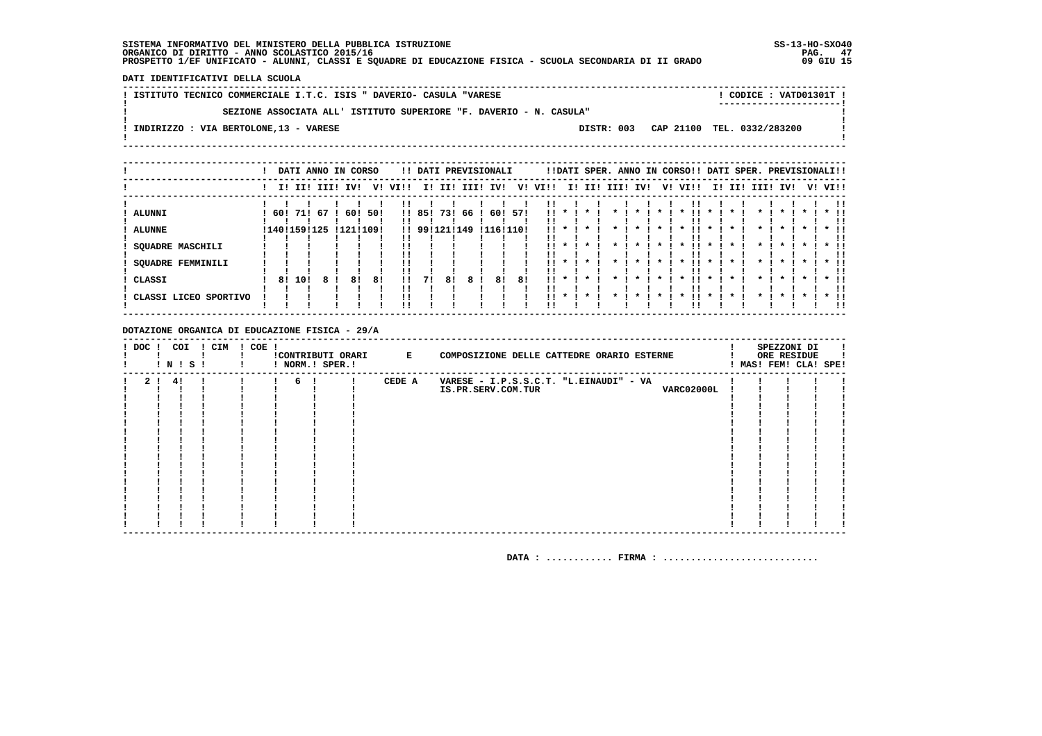SISTEMA INFORMATIVO DEL MINISTERO DELLA PUBBLICA ISTRUZIONE
ORGANICO DI DIRITTO - ANNO SCOLASTICO 2015/16
PROSPETTO 1/EF UNIFICATO - ALUNNI, CLASSI E SQUADRE DI EDUCAZIONE FISICA - SCUOLA SECONDARIA DI II GRADO

SS-13-HO-SXO40
09 GIU 15

**DATI IDENTIFICATIVI DELLA SCUOLA**

ISTITUTO TECNICO COMMERCIALE I.T.C. ISIS " DAVERIO- CASULA "VARESE — CODICE : VATD01301T

SEZIONE ASSOCIATA ALL' ISTITUTO SUPERIORE "F. DAVERIO - N. CASULA"

INDIRIZZO : VIA BERTOLONE,13 - VARESE — DISTR: 003 CAP 21100 TEL. 0332/283200

| | DATI ANNO IN CORSO | | | | | | DATI PREVISIONALI | | | | | | DATI SPER. ANNO IN CORSO | | | | | | DATI SPER. PREVISIONALI | | | | | |
|---|---|---|---|---|---|---|---|---|---|---|---|---|---|---|---|---|---|---|---|---|---|---|---|---|
| | I | II | III | IV | V | VI | I | II | III | IV | V | VI | I | II | III | IV | V | VI | I | II | III | IV | V | VI |
| ALUNNI | 60 | 71 | 67 | 60 | 50 | | 85 | 73 | 66 | 60 | 57 | | * | * | * | * | * | * | * | * | * | * | * | * |
| ALUNNE | 140 | 159 | 125 | 121 | 109 | | 99 | 121 | 149 | 116 | 110 | | * | * | * | * | * | * | * | * | * | * | * | * |
| SQUADRE MASCHILI | | | | | | | | | | | | | * | * | * | * | * | * | * | * | * | * | * | * |
| SQUADRE FEMMINILI | | | | | | | | | | | | | * | * | * | * | * | * | * | * | * | * | * | * |
| CLASSI | 8 | 10 | 8 | 8 | 8 | | 7 | 8 | 8 | 8 | 8 | | * | * | * | * | * | * | * | * | * | * | * | * |
| CLASSI LICEO SPORTIVO | | | | | | | | | | | | | * | * | * | * | * | * | * | * | * | * | * | * |

**DOTAZIONE ORGANICA DI EDUCAZIONE FISICA - 29/A**

| DOC | COI N | COI S | CIM | COE | CONTRIBUTI ORARI NORM. | CONTRIBUTI ORARI SPER. | E COMPOSIZIONE DELLE CATTEDRE ORARIO ESTERNE | SPEZZONI DI ORE RESIDUE MAS | FEM | CLA | SPE |
|---|---|---|---|---|---|---|---|---|---|---|---|
| 2 | 4 | | | | 6 | | CEDE A VARESE - I.P.S.S.C.T. "L.EINAUDI" - VA IS.PR.SERV.COM.TUR VARC02000L | | | | |

DATA : ............ FIRMA : ............................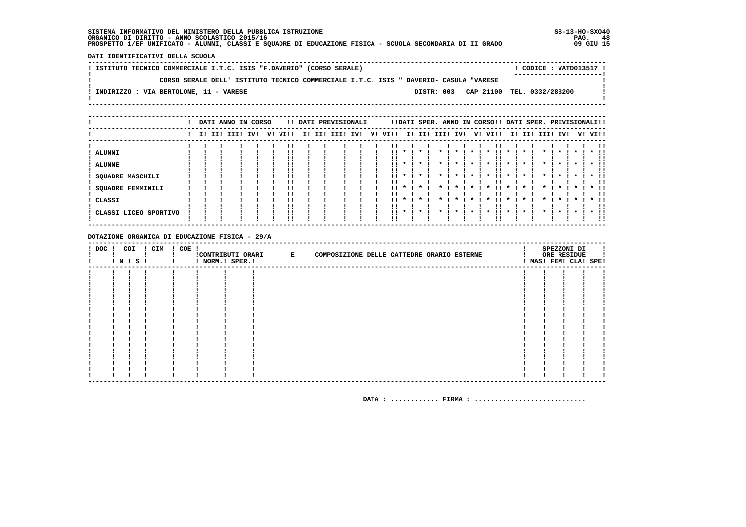SISTEMA INFORMATIVO DEL MINISTERO DELLA PUBBLICA ISTRUZIONE
ORGANICO DI DIRITTO - ANNO SCOLASTICO 2015/16
PROSPETTO 1/EF UNIFICATO - ALUNNI, CLASSI E SQUADRE DI EDUCAZIONE FISICA - SCUOLA SECONDARIA DI II GRADO

SS-13-HO-SXO40
09 GIU 15

**DATI IDENTIFICATIVI DELLA SCUOLA**

ISTITUTO TECNICO COMMERCIALE I.T.C. ISIS "F.DAVERIO" (CORSO SERALE) — CODICE : VATD013517

CORSO SERALE DELL' ISTITUTO TECNICO COMMERCIALE I.T.C. ISIS " DAVERIO- CASULA "VARESE

INDIRIZZO : VIA BERTOLONE, 11 - VARESE — DISTR: 003 CAP 21100 TEL. 0332/283200

| | DATI ANNO IN CORSO | | | | | | DATI PREVISIONALI | | | | | | DATI SPER. ANNO IN CORSO | | | | | | DATI SPER. PREVISIONALI | | | | | |
|---|---|---|---|---|---|---|---|---|---|---|---|---|---|---|---|---|---|---|---|---|---|---|---|---|
| | I | II | III | IV | V | VI | I | II | III | IV | V | VI | I | II | III | IV | V | VI | I | II | III | IV | V | VI |
| ALUNNI | | | | | | | | | | | | | * | * | * | * | * | * | * | * | * | * | * | * |
| ALUNNE | | | | | | | | | | | | | * | * | * | * | * | * | * | * | * | * | * | * |
| SQUADRE MASCHILI | | | | | | | | | | | | | * | * | * | * | * | * | * | * | * | * | * | * |
| SQUADRE FEMMINILI | | | | | | | | | | | | | * | * | * | * | * | * | * | * | * | * | * | * |
| CLASSI | | | | | | | | | | | | | * | * | * | * | * | * | * | * | * | * | * | * |
| CLASSI LICEO SPORTIVO | | | | | | | | | | | | | * | * | * | * | * | * | * | * | * | * | * | * |

**DOTAZIONE ORGANICA DI EDUCAZIONE FISICA - 29/A**

| DOC | COI N | COI S | CIM | COE | CONTRIBUTI ORARI NORM. | CONTRIBUTI ORARI SPER. | E COMPOSIZIONE DELLE CATTEDRE ORARIO ESTERNE | SPEZZONI DI ORE RESIDUE MAS | FEM | CLA | SPE |
|---|---|---|---|---|---|---|---|---|---|---|---|
| | | | | | | | | | | | |

DATA : ............ FIRMA : ............................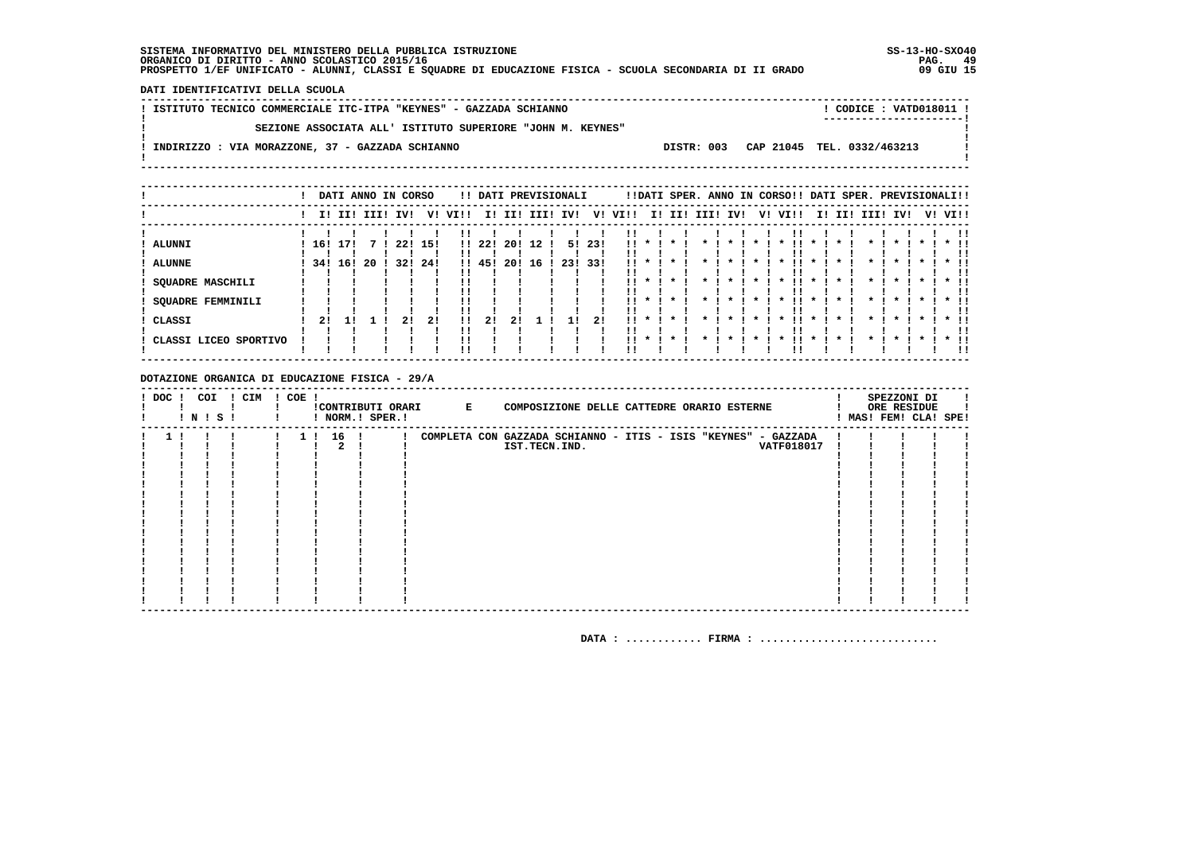SISTEMA INFORMATIVO DEL MINISTERO DELLA PUBBLICA ISTRUZIONE
ORGANICO DI DIRITTO - ANNO SCOLASTICO 2015/16
PROSPETTO 1/EF UNIFICATO - ALUNNI, CLASSI E SQUADRE DI EDUCAZIONE FISICA - SCUOLA SECONDARIA DI II GRADO

SS-13-HO-SXO40
09 GIU 15

DATI IDENTIFICATIVI DELLA SCUOLA

ISTITUTO TECNICO COMMERCIALE ITC-ITPA "KEYNES" - GAZZADA SCHIANNO — CODICE : VATD018011

SEZIONE ASSOCIATA ALL' ISTITUTO SUPERIORE "JOHN M. KEYNES"

INDIRIZZO : VIA MORAZZONE, 37 - GAZZADA SCHIANNO — DISTR: 003 CAP 21045 TEL. 0332/463213

| | DATI ANNO IN CORSO | | | | | | DATI PREVISIONALI | | | | | | DATI SPER. ANNO IN CORSO | | | | | | DATI SPER. PREVISIONALI | | | | | |
|---|---|---|---|---|---|---|---|---|---|---|---|---|---|---|---|---|---|---|---|---|---|---|---|---|
| | I | II | III | IV | V | VI | I | II | III | IV | V | VI | I | II | III | IV | V | VI | I | II | III | IV | V | VI |
| ALUNNI | 16 | 17 | 7 | 22 | 15 | | 22 | 20 | 12 | 5 | 23 | | * | * | * | * | * | * | * | * | * | * | * | * |
| ALUNNE | 34 | 16 | 20 | 32 | 24 | | 45 | 20 | 16 | 23 | 33 | | * | * | * | * | * | * | * | * | * | * | * | * |
| SQUADRE MASCHILI | | | | | | | | | | | | | * | * | * | * | * | * | * | * | * | * | * | * |
| SQUADRE FEMMINILI | | | | | | | | | | | | | * | * | * | * | * | * | * | * | * | * | * | * |
| CLASSI | 2 | 1 | 1 | 2 | 2 | | 2 | 2 | 1 | 1 | 2 | | * | * | * | * | * | * | * | * | * | * | * | * |
| CLASSI LICEO SPORTIVO | | | | | | | | | | | | | * | * | * | * | * | * | * | * | * | * | * | * |

DOTAZIONE ORGANICA DI EDUCAZIONE FISICA - 29/A

| DOC | COI N | COI S | CIM | COE | CONTRIBUTI ORARI NORM. | CONTRIBUTI ORARI SPER. | E COMPOSIZIONE DELLE CATTEDRE ORARIO ESTERNE | SPEZZONI DI ORE RESIDUE MAS | FEM | CLA | SPE |
|---|---|---|---|---|---|---|---|---|---|---|---|
| 1 | | | | 1 | 16<br>2 | | COMPLETA CON GAZZADA SCHIANNO - ITIS - ISIS "KEYNES" - GAZZADA IST.TECN.IND. VATF018017 | | | | |

DATA : ............ FIRMA : ............................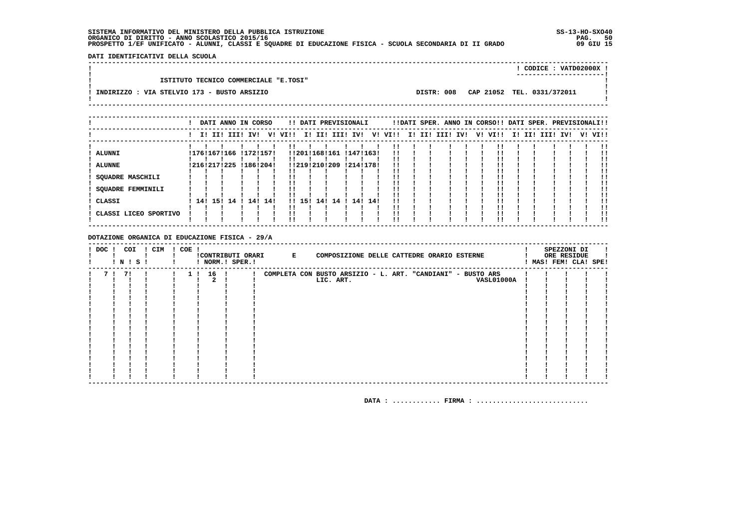SISTEMA INFORMATIVO DEL MINISTERO DELLA PUBBLICA ISTRUZIONE
ORGANICO DI DIRITTO - ANNO SCOLASTICO 2015/16
PROSPETTO 1/EF UNIFICATO - ALUNNI, CLASSI E SQUADRE DI EDUCAZIONE FISICA - SCUOLA SECONDARIA DI II GRADO

SS-13-HO-SXO40
09 GIU 15

**DATI IDENTIFICATIVI DELLA SCUOLA**

CODICE : VATD02000X

ISTITUTO TECNICO COMMERCIALE "E.TOSI"

INDIRIZZO : VIA STELVIO 173 - BUSTO ARSIZIO

DISTR: 008 CAP 21052 TEL. 0331/372011

| | DATI ANNO IN CORSO | | | | | | DATI PREVISIONALI | | | | | | DATI SPER. ANNO IN CORSO | | | | | | DATI SPER. PREVISIONALI | | | | | |
|---|---|---|---|---|---|---|---|---|---|---|---|---|---|---|---|---|---|---|---|---|---|---|---|---|
| | I | II | III | IV | V | VI | I | II | III | IV | V | VI | I | II | III | IV | V | VI | I | II | III | IV | V | VI |
| ALUNNI | 176 | 167 | 166 | 172 | 157 | | 201 | 168 | 161 | 147 | 163 | | | | | | | | | | | | | |
| ALUNNE | 216 | 217 | 225 | 186 | 204 | | 219 | 210 | 209 | 214 | 178 | | | | | | | | | | | | | |
| SQUADRE MASCHILI | | | | | | | | | | | | | | | | | | | | | | | | |
| SQUADRE FEMMINILI | | | | | | | | | | | | | | | | | | | | | | | | |
| CLASSI | 14 | 15 | 14 | 14 | 14 | | 15 | 14 | 14 | 14 | 14 | | | | | | | | | | | | | |
| CLASSI LICEO SPORTIVO | | | | | | | | | | | | | | | | | | | | | | | | |

**DOTAZIONE ORGANICA DI EDUCAZIONE FISICA - 29/A**

| DOC | COI N | COI S | CIM | COE | CONTRIBUTI ORARI NORM. | CONTRIBUTI ORARI SPER. | E COMPOSIZIONE DELLE CATTEDRE ORARIO ESTERNE | SPEZZONI DI ORE RESIDUE MAS | FEM | CLA | SPE |
|---|---|---|---|---|---|---|---|---|---|---|---|
| 7 | 7 | | | 1 | 16 | | COMPLETA CON BUSTO ARSIZIO - L. ART. "CANDIANI" - BUSTO ARS | | | | |
| | | | | | 2 | | LIC. ART. VASL01000A | | | | |

DATA : ............ FIRMA : ............................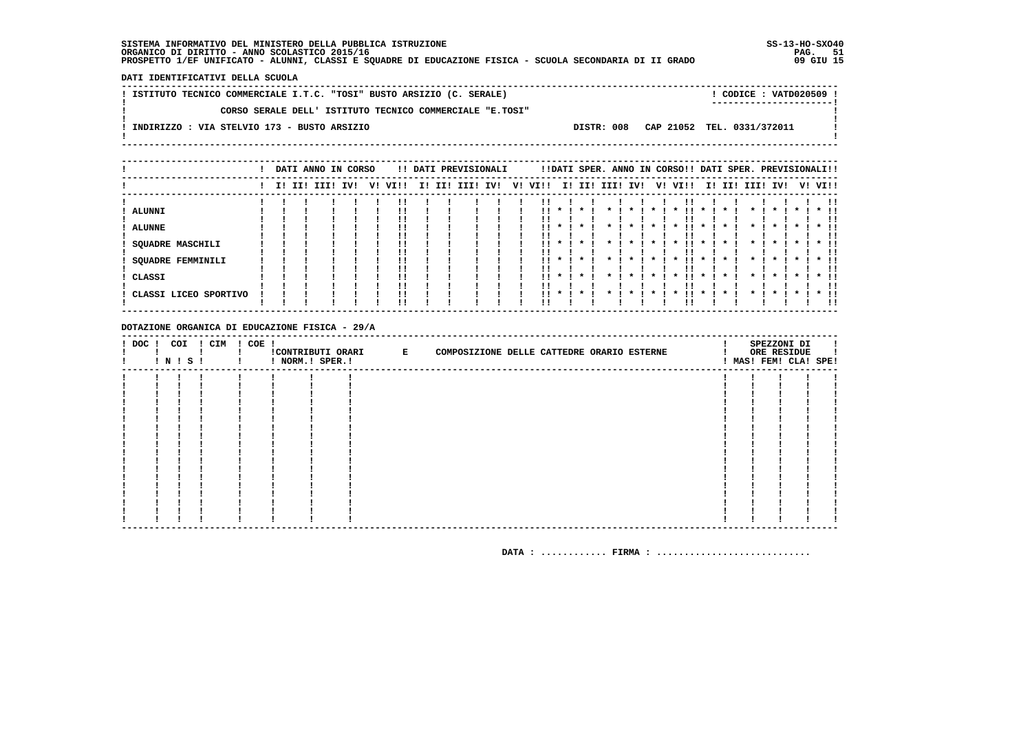SISTEMA INFORMATIVO DEL MINISTERO DELLA PUBBLICA ISTRUZIONE
ORGANICO DI DIRITTO - ANNO SCOLASTICO 2015/16
PROSPETTO 1/EF UNIFICATO - ALUNNI, CLASSI E SQUADRE DI EDUCAZIONE FISICA - SCUOLA SECONDARIA DI II GRADO

SS-13-HO-SXO40
09 GIU 15

**DATI IDENTIFICATIVI DELLA SCUOLA**

ISTITUTO TECNICO COMMERCIALE I.T.C. "TOSI" BUSTO ARSIZIO (C. SERALE) — CODICE : VATD020509

CORSO SERALE DELL' ISTITUTO TECNICO COMMERCIALE "E.TOSI"

INDIRIZZO : VIA STELVIO 173 - BUSTO ARSIZIO — DISTR: 008 CAP 21052 TEL. 0331/372011

| | DATI ANNO IN CORSO | | | | | | DATI PREVISIONALI | | | | | | DATI SPER. ANNO IN CORSO | | | | | | DATI SPER. PREVISIONALI | | | | | |
|---|---|---|---|---|---|---|---|---|---|---|---|---|---|---|---|---|---|---|---|---|---|---|---|---|
| | I | II | III | IV | V | VI | I | II | III | IV | V | VI | I | II | III | IV | V | VI | I | II | III | IV | V | VI |
| ALUNNI | | | | | | | | | | | | | * | * | * | * | * | * | * | * | * | * | * | * |
| ALUNNE | | | | | | | | | | | | | * | * | * | * | * | * | * | * | * | * | * | * |
| SQUADRE MASCHILI | | | | | | | | | | | | | * | * | * | * | * | * | * | * | * | * | * | * |
| SQUADRE FEMMINILI | | | | | | | | | | | | | * | * | * | * | * | * | * | * | * | * | * | * |
| CLASSI | | | | | | | | | | | | | * | * | * | * | * | * | * | * | * | * | * | * |
| CLASSI LICEO SPORTIVO | | | | | | | | | | | | | * | * | * | * | * | * | * | * | * | * | * | * |

**DOTAZIONE ORGANICA DI EDUCAZIONE FISICA - 29/A**

| DOC | COI N | COI S | CIM | COE | CONTRIBUTI ORARI NORM. | CONTRIBUTI ORARI SPER. | E COMPOSIZIONE DELLE CATTEDRE ORARIO ESTERNE | SPEZZONI DI ORE RESIDUE MAS | FEM | CLA | SPE |
|---|---|---|---|---|---|---|---|---|---|---|---|
| | | | | | | | | | | | |

DATA : ............ FIRMA : ............................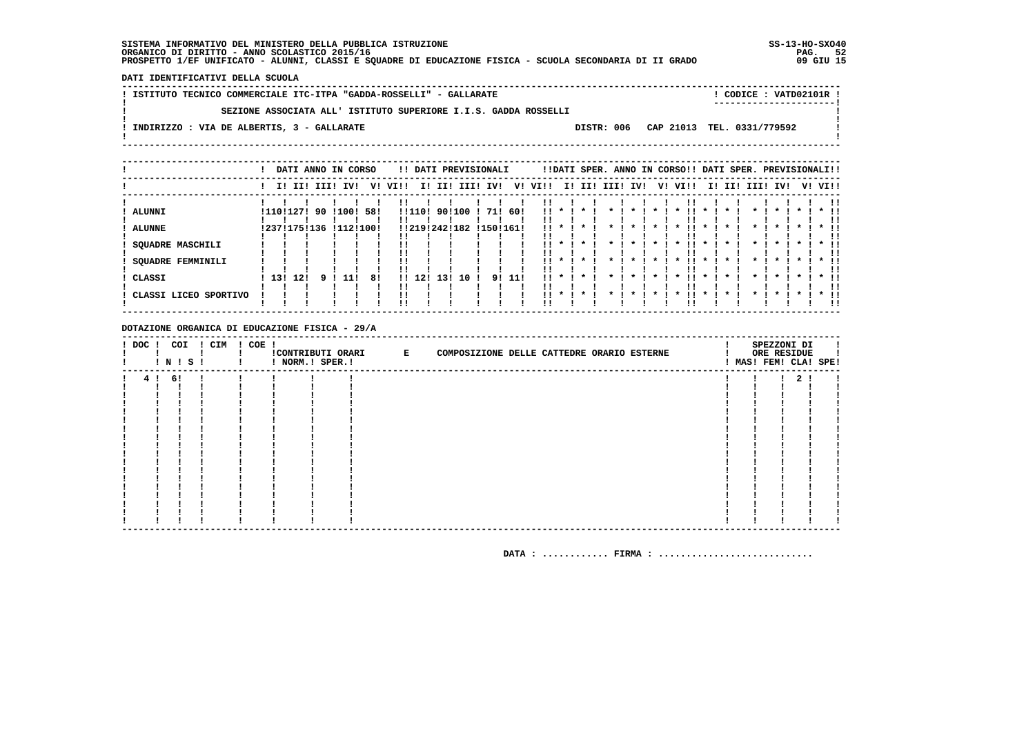SISTEMA INFORMATIVO DEL MINISTERO DELLA PUBBLICA ISTRUZIONE
ORGANICO DI DIRITTO - ANNO SCOLASTICO 2015/16
PROSPETTO 1/EF UNIFICATO - ALUNNI, CLASSI E SQUADRE DI EDUCAZIONE FISICA - SCUOLA SECONDARIA DI II GRADO

SS-13-HO-SXO40
09 GIU 15

DATI IDENTIFICATIVI DELLA SCUOLA

ISTITUTO TECNICO COMMERCIALE ITC-ITPA "GADDA-ROSSELLI" - GALLARATE — CODICE : VATD02101R

SEZIONE ASSOCIATA ALL' ISTITUTO SUPERIORE I.I.S. GADDA ROSSELLI

INDIRIZZO : VIA DE ALBERTIS, 3 - GALLARATE — DISTR: 006 CAP 21013 TEL. 0331/779592

| | DATI ANNO IN CORSO | | | | | | DATI PREVISIONALI | | | | | | DATI SPER. ANNO IN CORSO | | | | | | DATI SPER. PREVISIONALI | | | | | |
|---|---|---|---|---|---|---|---|---|---|---|---|---|---|---|---|---|---|---|---|---|---|---|---|---|
| | I | II | III | IV | V | VI | I | II | III | IV | V | VI | I | II | III | IV | V | VI | I | II | III | IV | V | VI |
| ALUNNI | 110 | 127 | 90 | 100 | 58 | | 110 | 90 | 100 | 71 | 60 | | * | * | * | * | * | * | * | * | * | * | * | * |
| ALUNNE | 237 | 175 | 136 | 112 | 100 | | 219 | 242 | 182 | 150 | 161 | | * | * | * | * | * | * | * | * | * | * | * | * |
| SQUADRE MASCHILI | | | | | | | | | | | | | * | * | * | * | * | * | * | * | * | * | * | * |
| SQUADRE FEMMINILI | | | | | | | | | | | | | * | * | * | * | * | * | * | * | * | * | * | * |
| CLASSI | 13 | 12 | 9 | 11 | 8 | | 12 | 13 | 10 | 9 | 11 | | * | * | * | * | * | * | * | * | * | * | * | * |
| CLASSI LICEO SPORTIVO | | | | | | | | | | | | | * | * | * | * | * | * | * | * | * | * | * | * |

DOTAZIONE ORGANICA DI EDUCAZIONE FISICA - 29/A

| DOC | COI N | COI S | CIM | COE | CONTRIBUTI ORARI NORM. | CONTRIBUTI ORARI SPER. | E COMPOSIZIONE DELLE CATTEDRE ORARIO ESTERNE | SPEZZONI DI ORE RESIDUE MAS | FEM | CLA | SPE |
|---|---|---|---|---|---|---|---|---|---|---|---|
| 4 | 6 | | | | | | | | | 2 | |

DATA : ............ FIRMA : ............................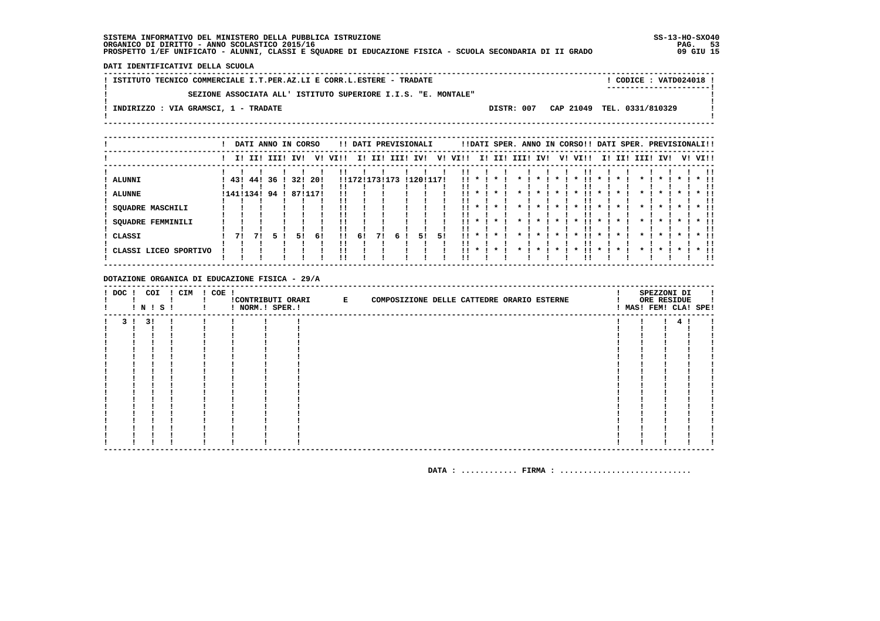SISTEMA INFORMATIVO DEL MINISTERO DELLA PUBBLICA ISTRUZIONE
ORGANICO DI DIRITTO - ANNO SCOLASTICO 2015/16
PROSPETTO 1/EF UNIFICATO - ALUNNI, CLASSI E SQUADRE DI EDUCAZIONE FISICA - SCUOLA SECONDARIA DI II GRADO

SS-13-HO-SXO40
09 GIU 15

## DATI IDENTIFICATIVI DELLA SCUOLA

ISTITUTO TECNICO COMMERCIALE I.T.PER.AZ.LI E CORR.L.ESTERE - TRADATE — CODICE : VATD024018

SEZIONE ASSOCIATA ALL' ISTITUTO SUPERIORE I.I.S. "E. MONTALE"

INDIRIZZO : VIA GRAMSCI, 1 - TRADATE — DISTR: 007 — CAP 21049 — TEL. 0331/810329

| | DATI ANNO IN CORSO | | | | | | DATI PREVISIONALI | | | | | | DATI SPER. ANNO IN CORSO | | | | | | DATI SPER. PREVISIONALI | | | | | |
|---|---|---|---|---|---|---|---|---|---|---|---|---|---|---|---|---|---|---|---|---|---|---|---|---|
| | I | II | III | IV | V | VI | I | II | III | IV | V | VI | I | II | III | IV | V | VI | I | II | III | IV | V | VI |
| ALUNNI | 43 | 44 | 36 | 32 | 20 | | 172 | 173 | 173 | 120 | 117 | | * | * | * | * | * | * | * | * | * | * | * | * |
| ALUNNE | 141 | 134 | 94 | 87 | 117 | | | | | | | | * | * | * | * | * | * | * | * | * | * | * | * |
| SQUADRE MASCHILI | | | | | | | | | | | | | * | * | * | * | * | * | * | * | * | * | * | * |
| SQUADRE FEMMINILI | | | | | | | | | | | | | * | * | * | * | * | * | * | * | * | * | * | * |
| CLASSI | 7 | 7 | 5 | 5 | 6 | | 6 | 7 | 6 | 5 | 5 | | * | * | * | * | * | * | * | * | * | * | * | * |
| CLASSI LICEO SPORTIVO | | | | | | | | | | | | | * | * | * | * | * | * | * | * | * | * | * | * |

## DOTAZIONE ORGANICA DI EDUCAZIONE FISICA - 29/A

| DOC | COI N | COI S | CIM | COE | CONTRIBUTI ORARI NORM. | CONTRIBUTI ORARI SPER. | E COMPOSIZIONE DELLE CATTEDRE ORARIO ESTERNE | SPEZZONI DI ORE RESIDUE MAS | FEM | CLA | SPE |
|---|---|---|---|---|---|---|---|---|---|---|---|
| 3 | 3 | | | | | | | | | 4 | |

DATA : ............ FIRMA : ............................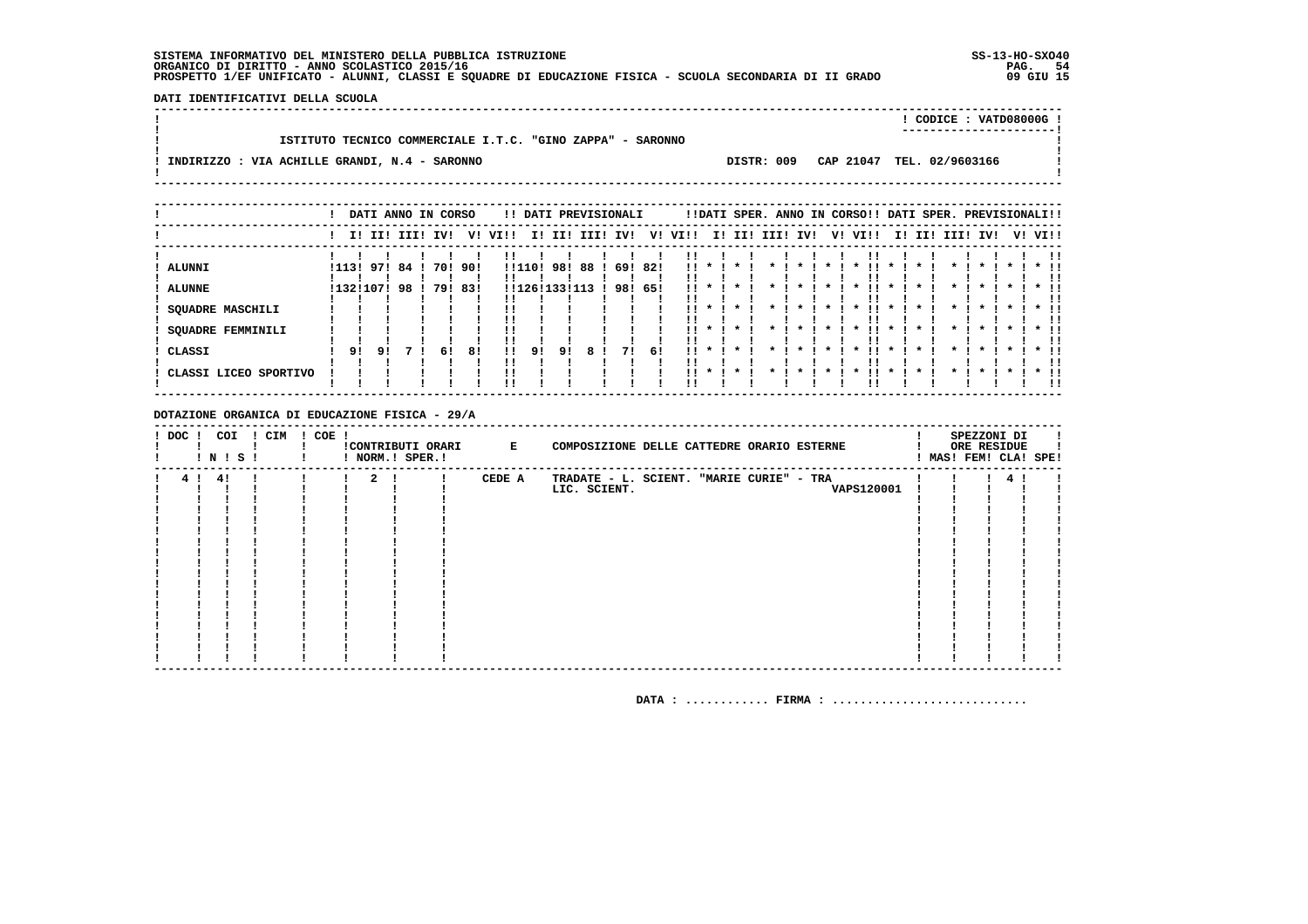**SISTEMA INFORMATIVO DEL MINISTERO DELLA PUBBLICA ISTRUZIONE**
**ORGANICO DI DIRITTO - ANNO SCOLASTICO 2015/16**
**PROSPETTO 1/EF UNIFICATO - ALUNNI, CLASSI E SQUADRE DI EDUCAZIONE FISICA - SCUOLA SECONDARIA DI II GRADO**

SS-13-HO-SXO40
09 GIU 15

**DATI IDENTIFICATIVI DELLA SCUOLA**

CODICE : VATD08000G

ISTITUTO TECNICO COMMERCIALE I.T.C. "GINO ZAPPA" - SARONNO

INDIRIZZO : VIA ACHILLE GRANDI, N.4 - SARONNO — DISTR: 009 CAP 21047 TEL. 02/9603166

| | DATI ANNO IN CORSO | | | | | | DATI PREVISIONALI | | | | | | DATI SPER. ANNO IN CORSO | | | | | | DATI SPER. PREVISIONALI | | | | | |
|---|---|---|---|---|---|---|---|---|---|---|---|---|---|---|---|---|---|---|---|---|---|---|---|---|
| | I | II | III | IV | V | VI | I | II | III | IV | V | VI | I | II | III | IV | V | VI | I | II | III | IV | V | VI |
| ALUNNI | 113 | 97 | 84 | 70 | 90 | | 110 | 98 | 88 | 69 | 82 | | * | * | * | * | * | * | * | * | * | * | * | * |
| ALUNNE | 132 | 107 | 98 | 79 | 83 | | 126 | 133 | 113 | 98 | 65 | | * | * | * | * | * | * | * | * | * | * | * | * |
| SQUADRE MASCHILI | | | | | | | | | | | | | * | * | * | * | * | * | * | * | * | * | * | * |
| SQUADRE FEMMINILI | | | | | | | | | | | | | * | * | * | * | * | * | * | * | * | * | * | * |
| CLASSI | 9 | 9 | 7 | 6 | 8 | | 9 | 9 | 8 | 7 | 6 | | * | * | * | * | * | * | * | * | * | * | * | * |
| CLASSI LICEO SPORTIVO | | | | | | | | | | | | | * | * | * | * | * | * | * | * | * | * | * | * |

**DOTAZIONE ORGANICA DI EDUCAZIONE FISICA - 29/A**

| DOC | COI N | COI S | CIM | COE | CONTRIBUTI ORARI NORM. | CONTRIBUTI ORARI SPER. | E COMPOSIZIONE DELLE CATTEDRE ORARIO ESTERNE | SPEZZONI DI ORE RESIDUE MAS | FEM | CLA | SPE |
|---|---|---|---|---|---|---|---|---|---|---|---|
| 4 | 4 | | | | 2 | | CEDE A TRADATE - L. SCIENT. "MARIE CURIE" - TRA LIC. SCIENT. VAPS120001 | | | 4 | |

DATA : ............ FIRMA : ............................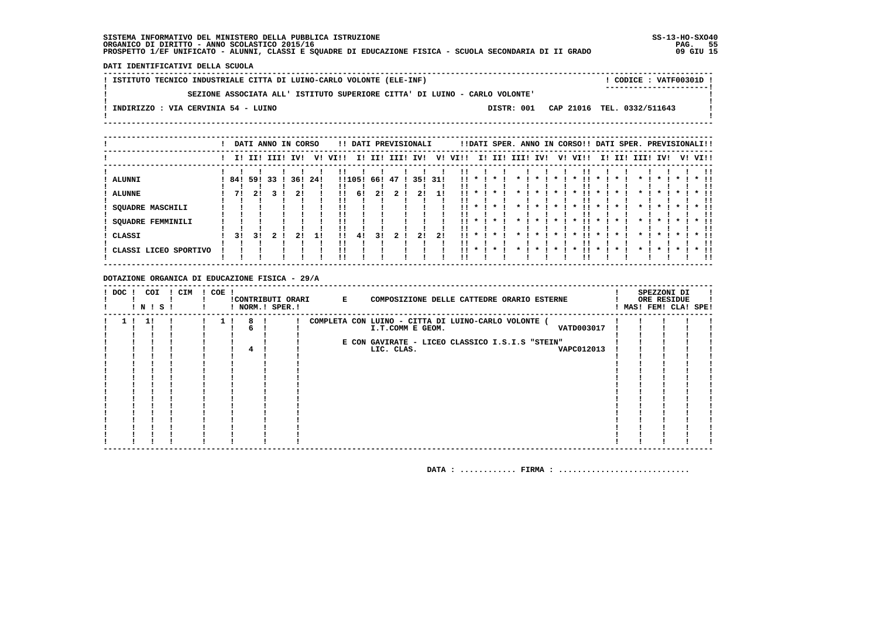SISTEMA INFORMATIVO DEL MINISTERO DELLA PUBBLICA ISTRUZIONE
ORGANICO DI DIRITTO - ANNO SCOLASTICO 2015/16
PROSPETTO 1/EF UNIFICATO - ALUNNI, CLASSI E SQUADRE DI EDUCAZIONE FISICA - SCUOLA SECONDARIA DI II GRADO

SS-13-HO-SXO40
09 GIU 15

**DATI IDENTIFICATIVI DELLA SCUOLA**

ISTITUTO TECNICO INDUSTRIALE CITTA DI LUINO-CARLO VOLONTE (ELE-INF) — CODICE : VATF00301D

SEZIONE ASSOCIATA ALL' ISTITUTO SUPERIORE CITTA' DI LUINO - CARLO VOLONTE'

INDIRIZZO : VIA CERVINIA 54 - LUINO — DISTR: 001 CAP 21016 TEL. 0332/511643

| | DATI ANNO IN CORSO | | | | | | DATI PREVISIONALI | | | | | | DATI SPER. ANNO IN CORSO | | | | | | DATI SPER. PREVISIONALI | | | | | |
|---|---|---|---|---|---|---|---|---|---|---|---|---|---|---|---|---|---|---|---|---|---|---|---|---|
| | I | II | III | IV | V | VI | I | II | III | IV | V | VI | I | II | III | IV | V | VI | I | II | III | IV | V | VI |
| ALUNNI | 84 | 59 | 33 | 36 | 24 | | 105 | 66 | 47 | 35 | 31 | | * | * | * | * | * | * | * | * | * | * | * | * |
| ALUNNE | 7 | 2 | 3 | 2 | | | 6 | 2 | 2 | 2 | 1 | | * | * | * | * | * | * | * | * | * | * | * | * |
| SQUADRE MASCHILI | | | | | | | | | | | | | * | * | * | * | * | * | * | * | * | * | * | * |
| SQUADRE FEMMINILI | | | | | | | | | | | | | * | * | * | * | * | * | * | * | * | * | * | * |
| CLASSI | 3 | 3 | 2 | 2 | 1 | | 4 | 3 | 2 | 2 | 2 | | * | * | * | * | * | * | * | * | * | * | * | * |
| CLASSI LICEO SPORTIVO | | | | | | | | | | | | | * | * | * | * | * | * | * | * | * | * | * | * |

**DOTAZIONE ORGANICA DI EDUCAZIONE FISICA - 29/A**

| DOC | COI N | COI S | CIM | COE | CONTRIBUTI ORARI NORM. | CONTRIBUTI ORARI SPER. | E COMPOSIZIONE DELLE CATTEDRE ORARIO ESTERNE | SPEZZONI DI ORE RESIDUE MAS | FEM | CLA | SPE |
|---|---|---|---|---|---|---|---|---|---|---|---|
| 1 | 1 | | | 1 | 8 | | COMPLETA CON LUINO - CITTA DI LUINO-CARLO VOLONTE ( | | | | |
| | | | | | 6 | | I.T.COMM E GEOM. VATD003017 | | | | |
| | | | | | | | E CON GAVIRATE - LICEO CLASSICO I.S.I.S "STEIN" | | | | |
| | | | | | 4 | | LIC. CLAS. VAPC012013 | | | | |

DATA : ............ FIRMA : ............................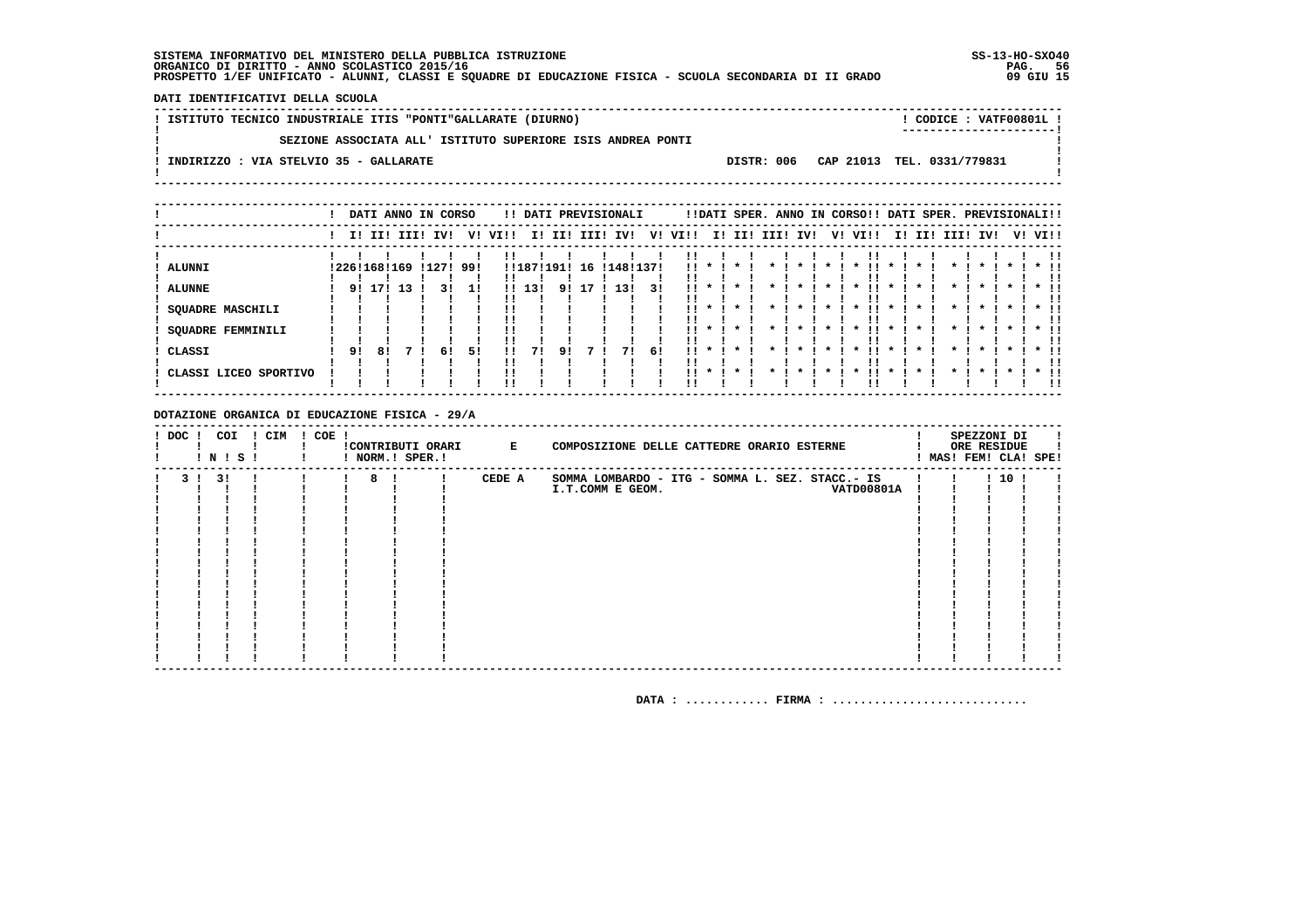SISTEMA INFORMATIVO DEL MINISTERO DELLA PUBBLICA ISTRUZIONE
ORGANICO DI DIRITTO - ANNO SCOLASTICO 2015/16
PROSPETTO 1/EF UNIFICATO - ALUNNI, CLASSI E SQUADRE DI EDUCAZIONE FISICA - SCUOLA SECONDARIA DI II GRADO

SS-13-HO-SXO40
09 GIU 15

**DATI IDENTIFICATIVI DELLA SCUOLA**

ISTITUTO TECNICO INDUSTRIALE ITIS "PONTI"GALLARATE (DIURNO) — CODICE : VATF00801L

SEZIONE ASSOCIATA ALL' ISTITUTO SUPERIORE ISIS ANDREA PONTI

INDIRIZZO : VIA STELVIO 35 - GALLARATE — DISTR: 006 CAP 21013 TEL. 0331/779831

| | DATI ANNO IN CORSO | | | | | | DATI PREVISIONALI | | | | | | DATI SPER. ANNO IN CORSO | | | | | | DATI SPER. PREVISIONALI | | | | | |
|---|---|---|---|---|---|---|---|---|---|---|---|---|---|---|---|---|---|---|---|---|---|---|---|---|
| | I | II | III | IV | V | VI | I | II | III | IV | V | VI | I | II | III | IV | V | VI | I | II | III | IV | V | VI |
| ALUNNI | 226 | 168 | 169 | 127 | 99 | | 187 | 191 | 16 | 148 | 137 | | * | * | * | * | * | * | * | * | * | * | * | * |
| ALUNNE | 9 | 17 | 13 | 3 | 1 | | 13 | 9 | 17 | 13 | 3 | | * | * | * | * | * | * | * | * | * | * | * | * |
| SQUADRE MASCHILI | | | | | | | | | | | | | * | * | * | * | * | * | * | * | * | * | * | * |
| SQUADRE FEMMINILI | | | | | | | | | | | | | * | * | * | * | * | * | * | * | * | * | * | * |
| CLASSI | 9 | 8 | 7 | 6 | 5 | | 7 | 9 | 7 | 7 | 6 | | * | * | * | * | * | * | * | * | * | * | * | * |
| CLASSI LICEO SPORTIVO | | | | | | | | | | | | | * | * | * | * | * | * | * | * | * | * | * | * |

**DOTAZIONE ORGANICA DI EDUCAZIONE FISICA - 29/A**

| DOC | COI N | COI S | CIM | COE | CONTRIBUTI ORARI NORM. | CONTRIBUTI ORARI SPER. | E | COMPOSIZIONE DELLE CATTEDRE ORARIO ESTERNE | SPEZZONI DI ORE RESIDUE MAS | FEM | CLA | SPE |
|---|---|---|---|---|---|---|---|---|---|---|---|---|
| 3 | 3 | | | | 8 | | CEDE A | SOMMA LOMBARDO - ITG - SOMMA L. SEZ. STACC.- IS I.T.COMM E GEOM. VATD00801A | | | 10 | |

DATA : ............ FIRMA : ............................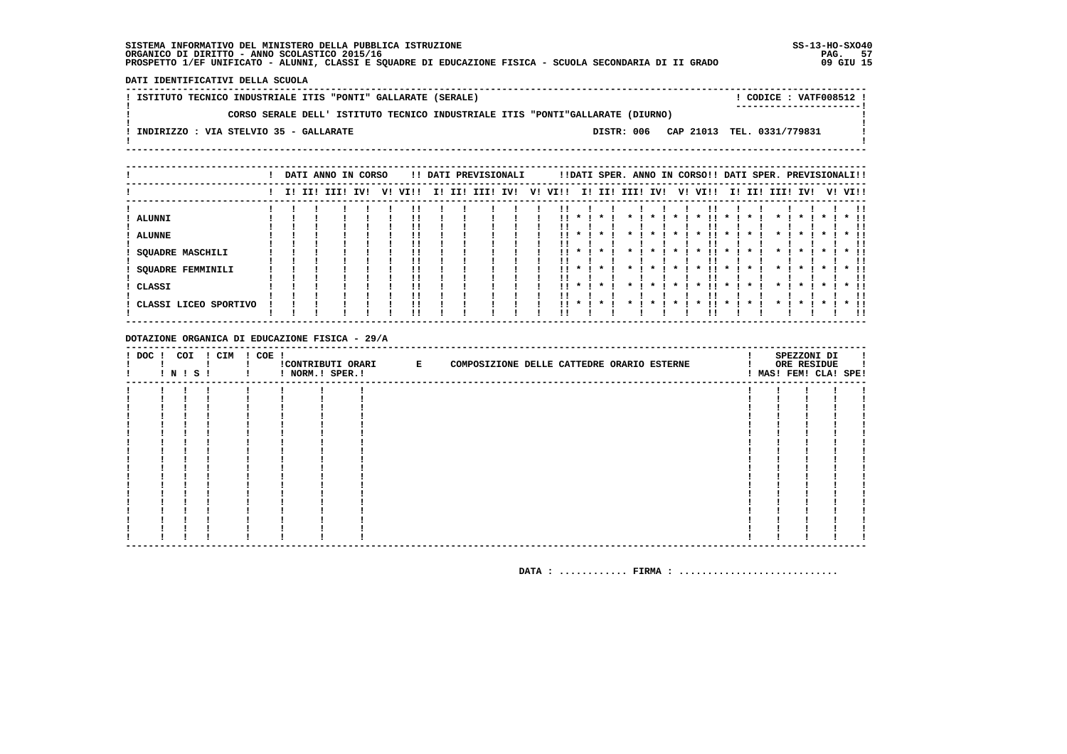SISTEMA INFORMATIVO DEL MINISTERO DELLA PUBBLICA ISTRUZIONE
ORGANICO DI DIRITTO - ANNO SCOLASTICO 2015/16
PROSPETTO 1/EF UNIFICATO - ALUNNI, CLASSI E SQUADRE DI EDUCAZIONE FISICA - SCUOLA SECONDARIA DI II GRADO

SS-13-HO-SXO40
09 GIU 15

**DATI IDENTIFICATIVI DELLA SCUOLA**

ISTITUTO TECNICO INDUSTRIALE ITIS "PONTI" GALLARATE (SERALE) — CODICE : VATF008512

CORSO SERALE DELL' ISTITUTO TECNICO INDUSTRIALE ITIS "PONTI"GALLARATE (DIURNO)

INDIRIZZO : VIA STELVIO 35 - GALLARATE — DISTR: 006 CAP 21013 TEL. 0331/779831

| | DATI ANNO IN CORSO | | | | | | DATI PREVISIONALI | | | | | | DATI SPER. ANNO IN CORSO | | | | | | DATI SPER. PREVISIONALI | | | | | |
|---|---|---|---|---|---|---|---|---|---|---|---|---|---|---|---|---|---|---|---|---|---|---|---|---|
| | I | II | III | IV | V | VI | I | II | III | IV | V | VI | I | II | III | IV | V | VI | I | II | III | IV | V | VI |
| ALUNNI | | | | | | | | | | | | | * | * | * | * | * | * | * | * | * | * | * | * |
| ALUNNE | | | | | | | | | | | | | * | * | * | * | * | * | * | * | * | * | * | * |
| SQUADRE MASCHILI | | | | | | | | | | | | | * | * | * | * | * | * | * | * | * | * | * | * |
| SQUADRE FEMMINILI | | | | | | | | | | | | | * | * | * | * | * | * | * | * | * | * | * | * |
| CLASSI | | | | | | | | | | | | | * | * | * | * | * | * | * | * | * | * | * | * |
| CLASSI LICEO SPORTIVO | | | | | | | | | | | | | * | * | * | * | * | * | * | * | * | * | * | * |

**DOTAZIONE ORGANICA DI EDUCAZIONE FISICA - 29/A**

| DOC | COI N | COI S | CIM | COE | CONTRIBUTI ORARI NORM. | CONTRIBUTI ORARI SPER. | E COMPOSIZIONE DELLE CATTEDRE ORARIO ESTERNE | SPEZZONI DI ORE RESIDUE MAS | FEM | CLA | SPE |
|---|---|---|---|---|---|---|---|---|---|---|---|
| | | | | | | | | | | | |

DATA : ............ FIRMA : ............................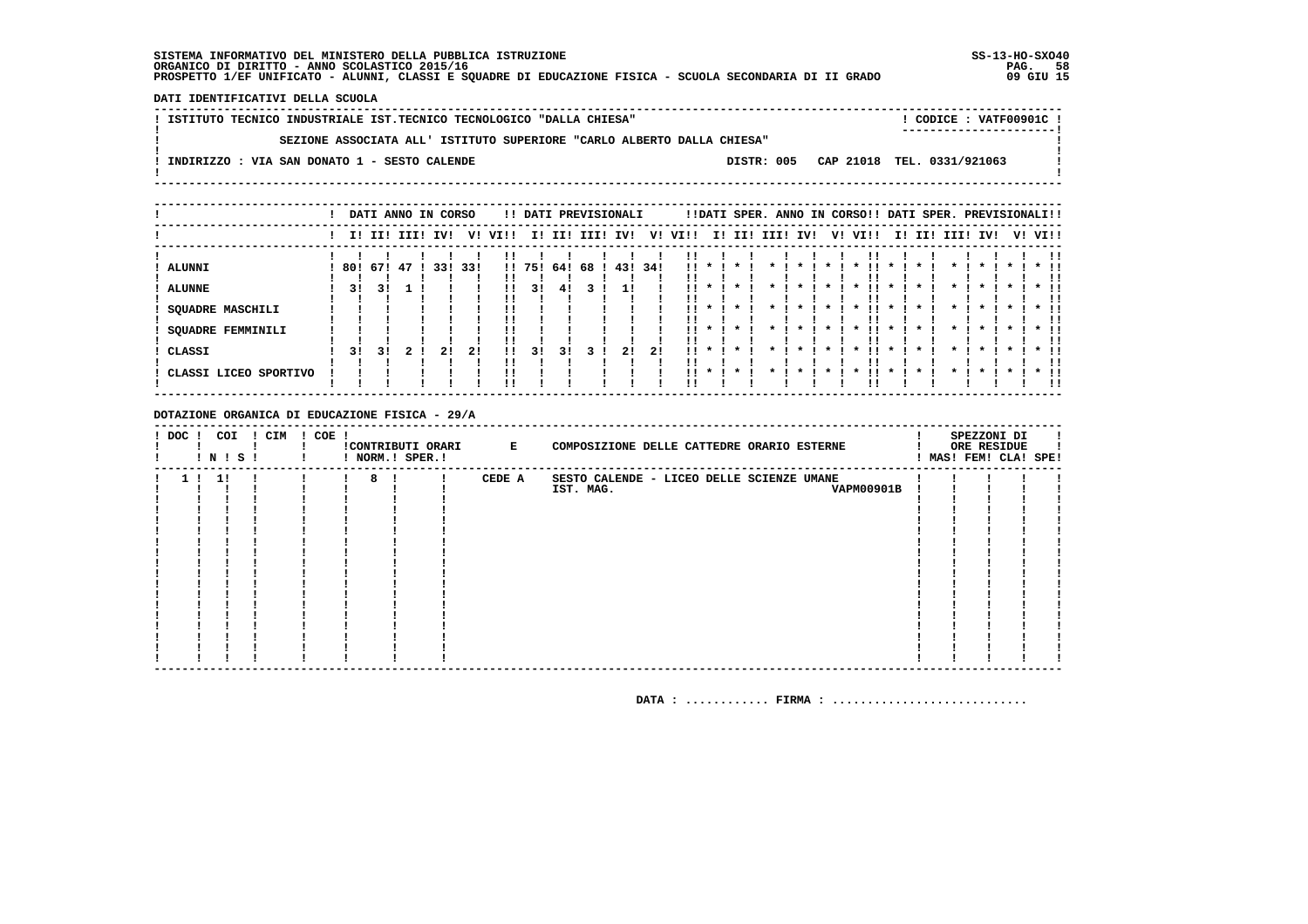SISTEMA INFORMATIVO DEL MINISTERO DELLA PUBBLICA ISTRUZIONE
ORGANICO DI DIRITTO - ANNO SCOLASTICO 2015/16
PROSPETTO 1/EF UNIFICATO - ALUNNI, CLASSI E SQUADRE DI EDUCAZIONE FISICA - SCUOLA SECONDARIA DI II GRADO

SS-13-HO-SXO40
09 GIU 15

**DATI IDENTIFICATIVI DELLA SCUOLA**

ISTITUTO TECNICO INDUSTRIALE IST.TECNICO TECNOLOGICO "DALLA CHIESA" — CODICE : VATF00901C

SEZIONE ASSOCIATA ALL' ISTITUTO SUPERIORE "CARLO ALBERTO DALLA CHIESA"

INDIRIZZO : VIA SAN DONATO 1 - SESTO CALENDE — DISTR: 005 CAP 21018 TEL. 0331/921063

| | DATI ANNO IN CORSO | | | | | | DATI PREVISIONALI | | | | | | DATI SPER. ANNO IN CORSO | | | | | | DATI SPER. PREVISIONALI | | | | | |
|---|---|---|---|---|---|---|---|---|---|---|---|---|---|---|---|---|---|---|---|---|---|---|---|---|
| | I | II | III | IV | V | VI | I | II | III | IV | V | VI | I | II | III | IV | V | VI | I | II | III | IV | V | VI |
| ALUNNI | 80 | 67 | 47 | 33 | 33 | | 75 | 64 | 68 | 43 | 34 | | * | * | * | * | * | * | * | * | * | * | * | * |
| ALUNNE | 3 | 3 | 1 | | | | 3 | 4 | 3 | 1 | | | * | * | * | * | * | * | * | * | * | * | * | * |
| SQUADRE MASCHILI | | | | | | | | | | | | | * | * | * | * | * | * | * | * | * | * | * | * |
| SQUADRE FEMMINILI | | | | | | | | | | | | | * | * | * | * | * | * | * | * | * | * | * | * |
| CLASSI | 3 | 3 | 2 | 2 | 2 | | 3 | 3 | 3 | 2 | 2 | | * | * | * | * | * | * | * | * | * | * | * | * |
| CLASSI LICEO SPORTIVO | | | | | | | | | | | | | * | * | * | * | * | * | * | * | * | * | * | * |

**DOTAZIONE ORGANICA DI EDUCAZIONE FISICA - 29/A**

| DOC | COI N | COI S | CIM | COE | CONTRIBUTI ORARI NORM. | CONTRIBUTI ORARI SPER. | E | COMPOSIZIONE DELLE CATTEDRE ORARIO ESTERNE | SPEZZONI DI ORE RESIDUE MAS | FEM | CLA | SPE |
|---|---|---|---|---|---|---|---|---|---|---|---|---|
| 1 | 1 | | | | 8 | | CEDE A | SESTO CALENDE - LICEO DELLE SCIENZE UMANE IST. MAG. VAPM00901B | | | | |

DATA : ............ FIRMA : ............................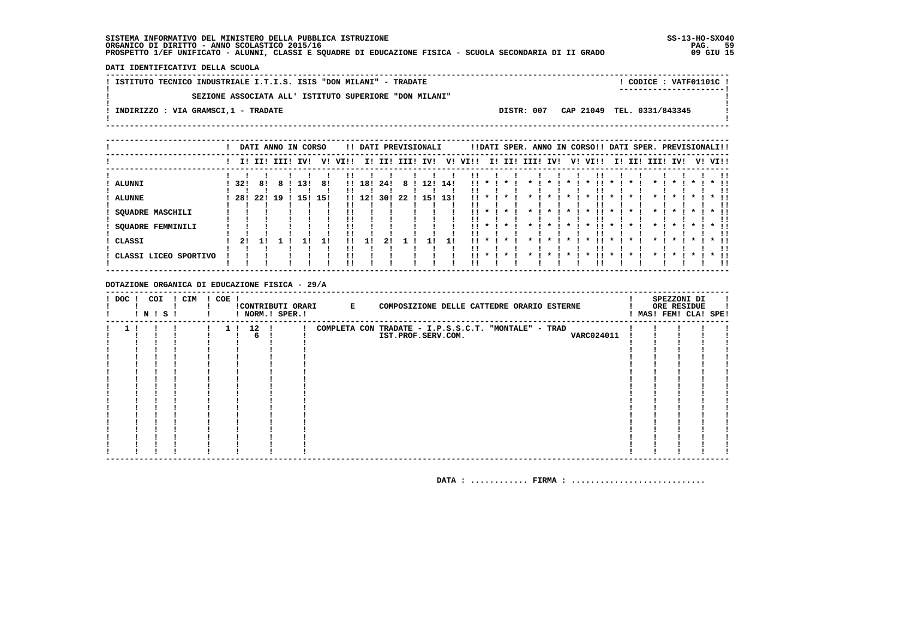SISTEMA INFORMATIVO DEL MINISTERO DELLA PUBBLICA ISTRUZIONE
ORGANICO DI DIRITTO - ANNO SCOLASTICO 2015/16
PROSPETTO 1/EF UNIFICATO - ALUNNI, CLASSI E SQUADRE DI EDUCAZIONE FISICA - SCUOLA SECONDARIA DI II GRADO

SS-13-HO-SXO40
09 GIU 15

**DATI IDENTIFICATIVI DELLA SCUOLA**

ISTITUTO TECNICO INDUSTRIALE I.T.I.S. ISIS "DON MILANI" - TRADATE — CODICE : VATF01101C

SEZIONE ASSOCIATA ALL' ISTITUTO SUPERIORE "DON MILANI"

INDIRIZZO : VIA GRAMSCI,1 - TRADATE — DISTR: 007 CAP 21049 TEL. 0331/843345

| | DATI ANNO IN CORSO | | | | | | DATI PREVISIONALI | | | | | | DATI SPER. ANNO IN CORSO | | | | | | DATI SPER. PREVISIONALI | | | | | |
|---|---|---|---|---|---|---|---|---|---|---|---|---|---|---|---|---|---|---|---|---|---|---|---|---|
| | I | II | III | IV | V | VI | I | II | III | IV | V | VI | I | II | III | IV | V | VI | I | II | III | IV | V | VI |
| ALUNNI | 32 | 8 | 8 | 13 | 8 | | 18 | 24 | 8 | 12 | 14 | | * | * | * | * | * | * | * | * | * | * | * | * |
| ALUNNE | 28 | 22 | 19 | 15 | 15 | | 12 | 30 | 22 | 15 | 13 | | * | * | * | * | * | * | * | * | * | * | * | * |
| SQUADRE MASCHILI | | | | | | | | | | | | | * | * | * | * | * | * | * | * | * | * | * | * |
| SQUADRE FEMMINILI | | | | | | | | | | | | | * | * | * | * | * | * | * | * | * | * | * | * |
| CLASSI | 2 | 1 | 1 | 1 | 1 | | 1 | 2 | 1 | 1 | 1 | | * | * | * | * | * | * | * | * | * | * | * | * |
| CLASSI LICEO SPORTIVO | | | | | | | | | | | | | * | * | * | * | * | * | * | * | * | * | * | * |

**DOTAZIONE ORGANICA DI EDUCAZIONE FISICA - 29/A**

| DOC | COI N | COI S | CIM | COE | CONTRIBUTI ORARI NORM. | CONTRIBUTI ORARI SPER. | E COMPOSIZIONE DELLE CATTEDRE ORARIO ESTERNE | SPEZZONI DI ORE RESIDUE MAS | FEM | CLA | SPE |
|---|---|---|---|---|---|---|---|---|---|---|---|
| 1 | | | | 1 | 12<br>6 | | COMPLETA CON TRADATE - I.P.S.S.C.T. "MONTALE" - TRAD IST.PROF.SERV.COM. VARC024011 | | | | |

DATA : ............ FIRMA : ............................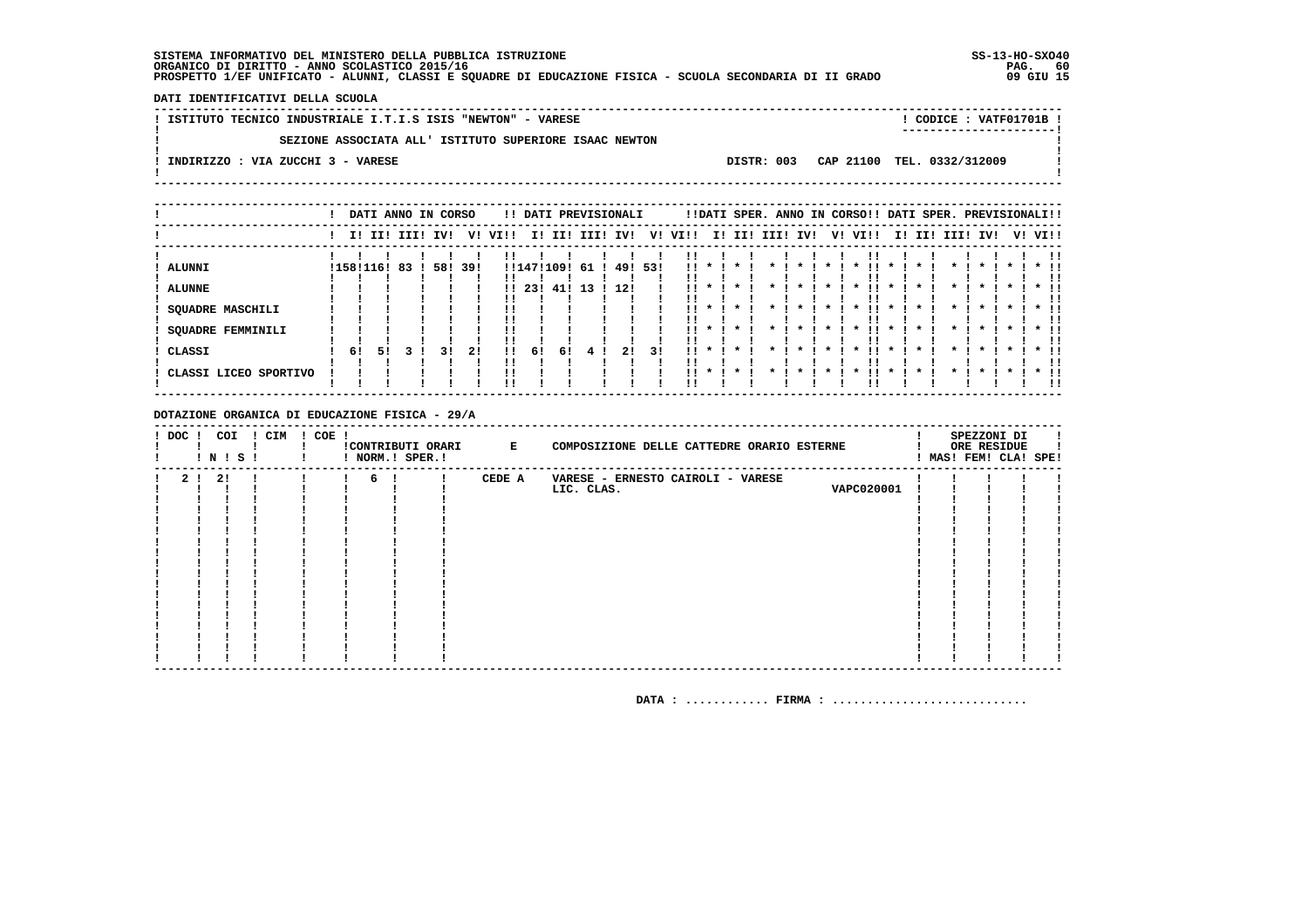SISTEMA INFORMATIVO DEL MINISTERO DELLA PUBBLICA ISTRUZIONE
ORGANICO DI DIRITTO - ANNO SCOLASTICO 2015/16
PROSPETTO 1/EF UNIFICATO - ALUNNI, CLASSI E SQUADRE DI EDUCAZIONE FISICA - SCUOLA SECONDARIA DI II GRADO

SS-13-HO-SXO40
09 GIU 15

DATI IDENTIFICATIVI DELLA SCUOLA

ISTITUTO TECNICO INDUSTRIALE I.T.I.S ISIS "NEWTON" - VARESE — CODICE : VATF01701B

SEZIONE ASSOCIATA ALL' ISTITUTO SUPERIORE ISAAC NEWTON

INDIRIZZO : VIA ZUCCHI 3 - VARESE — DISTR: 003 CAP 21100 TEL. 0332/312009

| | DATI ANNO IN CORSO | | | | | | DATI PREVISIONALI | | | | | | DATI SPER. ANNO IN CORSO | | | | | | DATI SPER. PREVISIONALI | | | | | |
|---|---|---|---|---|---|---|---|---|---|---|---|---|---|---|---|---|---|---|---|---|---|---|---|---|
| | I | II | III | IV | V | VI | I | II | III | IV | V | VI | I | II | III | IV | V | VI | I | II | III | IV | V | VI |
| ALUNNI | 158 | 116 | 83 | 58 | 39 | | 147 | 109 | 61 | 49 | 53 | | * | * | * | * | * | * | * | * | * | * | * | * |
| ALUNNE | | | | | | | 23 | 41 | 13 | 12 | | | * | * | * | * | * | * | * | * | * | * | * | * |
| SQUADRE MASCHILI | | | | | | | | | | | | | * | * | * | * | * | * | * | * | * | * | * | * |
| SQUADRE FEMMINILI | | | | | | | | | | | | | * | * | * | * | * | * | * | * | * | * | * | * |
| CLASSI | 6 | 5 | 3 | 3 | 2 | | 6 | 6 | 4 | 2 | 3 | | * | * | * | * | * | * | * | * | * | * | * | * |
| CLASSI LICEO SPORTIVO | | | | | | | | | | | | | * | * | * | * | * | * | * | * | * | * | * | * |

DOTAZIONE ORGANICA DI EDUCAZIONE FISICA - 29/A

| DOC | COI N | COI S | CIM | COE | CONTRIBUTI ORARI NORM. | CONTRIBUTI ORARI SPER. | E COMPOSIZIONE DELLE CATTEDRE ORARIO ESTERNE | SPEZZONI DI ORE RESIDUE MAS | FEM | CLA | SPE |
|---|---|---|---|---|---|---|---|---|---|---|---|
| 2 | 2 | | | | 6 | | CEDE A VARESE - ERNESTO CAIROLI - VARESE LIC. CLAS. VAPC020001 | | | | |

DATA : ............ FIRMA : ............................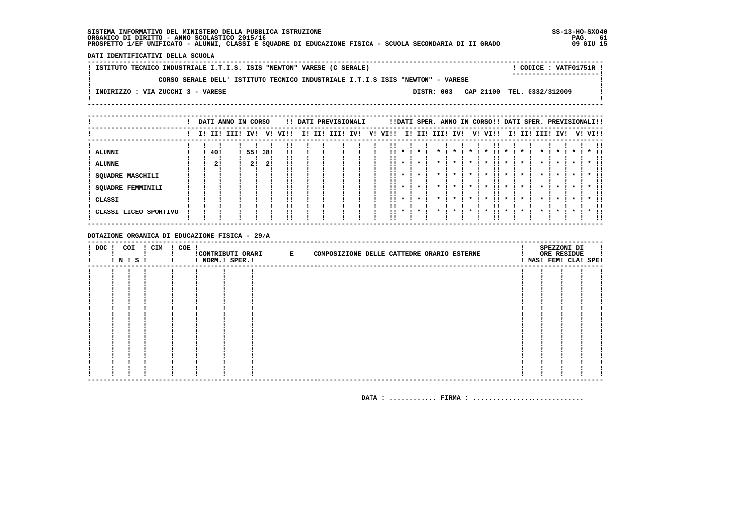SISTEMA INFORMATIVO DEL MINISTERO DELLA PUBBLICA ISTRUZIONE
ORGANICO DI DIRITTO - ANNO SCOLASTICO 2015/16
PROSPETTO 1/EF UNIFICATO - ALUNNI, CLASSI E SQUADRE DI EDUCAZIONE FISICA - SCUOLA SECONDARIA DI II GRADO

SS-13-HO-SXO40
09 GIU 15

**DATI IDENTIFICATIVI DELLA SCUOLA**

ISTITUTO TECNICO INDUSTRIALE I.T.I.S. ISIS "NEWTON" VARESE (C SERALE) — CODICE : VATF01751R

CORSO SERALE DELL' ISTITUTO TECNICO INDUSTRIALE I.T.I.S ISIS "NEWTON" - VARESE

INDIRIZZO : VIA ZUCCHI 3 - VARESE — DISTR: 003 CAP 21100 TEL. 0332/312009

| | DATI ANNO IN CORSO | | | | | | DATI PREVISIONALI | | | | | | DATI SPER. ANNO IN CORSO | | | | | | DATI SPER. PREVISIONALI | | | | | |
|---|---|---|---|---|---|---|---|---|---|---|---|---|---|---|---|---|---|---|---|---|---|---|---|---|
| | I | II | III | IV | V | VI | I | II | III | IV | V | VI | I | II | III | IV | V | VI | I | II | III | IV | V | VI |
| ALUNNI | | 40 | | 55 | 38 | | | | | | | | * | * | * | * | * | * | * | * | * | * | * | * |
| ALUNNE | | 2 | | 2 | 2 | | | | | | | | * | * | * | * | * | * | * | * | * | * | * | * |
| SQUADRE MASCHILI | | | | | | | | | | | | | * | * | * | * | * | * | * | * | * | * | * | * |
| SQUADRE FEMMINILI | | | | | | | | | | | | | * | * | * | * | * | * | * | * | * | * | * | * |
| CLASSI | | | | | | | | | | | | | * | * | * | * | * | * | * | * | * | * | * | * |
| CLASSI LICEO SPORTIVO | | | | | | | | | | | | | * | * | * | * | * | * | * | * | * | * | * | * |

**DOTAZIONE ORGANICA DI EDUCAZIONE FISICA - 29/A**

| DOC | COI N | COI S | CIM | COE | CONTRIBUTI ORARI NORM. | CONTRIBUTI ORARI SPER. | E COMPOSIZIONE DELLE CATTEDRE ORARIO ESTERNE | SPEZZONI DI ORE RESIDUE MAS | FEM | CLA | SPE |
|---|---|---|---|---|---|---|---|---|---|---|---|
| | | | | | | | | | | | |

DATA : ............ FIRMA : ............................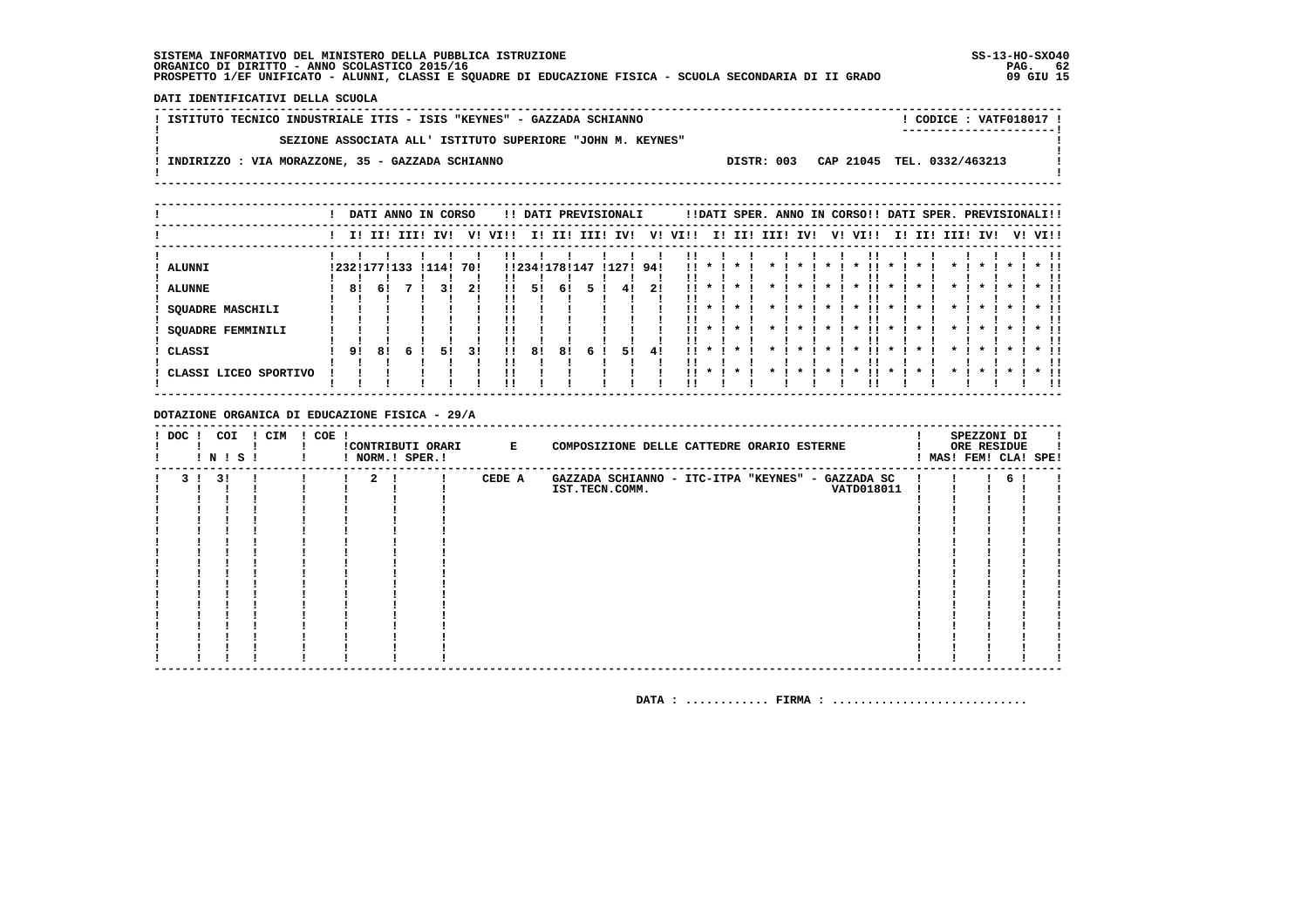SISTEMA INFORMATIVO DEL MINISTERO DELLA PUBBLICA ISTRUZIONE
ORGANICO DI DIRITTO - ANNO SCOLASTICO 2015/16
PROSPETTO 1/EF UNIFICATO - ALUNNI, CLASSI E SQUADRE DI EDUCAZIONE FISICA - SCUOLA SECONDARIA DI II GRADO

SS-13-HO-SXO40
09 GIU 15

**DATI IDENTIFICATIVI DELLA SCUOLA**

ISTITUTO TECNICO INDUSTRIALE ITIS - ISIS "KEYNES" - GAZZADA SCHIANNO — CODICE : VATF018017

SEZIONE ASSOCIATA ALL' ISTITUTO SUPERIORE "JOHN M. KEYNES"

INDIRIZZO : VIA MORAZZONE, 35 - GAZZADA SCHIANNO — DISTR: 003 CAP 21045 TEL. 0332/463213

| | DATI ANNO IN CORSO | | | | | | DATI PREVISIONALI | | | | | | DATI SPER. ANNO IN CORSO | | | | | | DATI SPER. PREVISIONALI | | | | | |
|---|---|---|---|---|---|---|---|---|---|---|---|---|---|---|---|---|---|---|---|---|---|---|---|---|
| | I | II | III | IV | V | VI | I | II | III | IV | V | VI | I | II | III | IV | V | VI | I | II | III | IV | V | VI |
| ALUNNI | 232 | 177 | 133 | 114 | 70 | | 234 | 178 | 147 | 127 | 94 | | * | * | * | * | * | * | * | * | * | * | * | * |
| ALUNNE | 8 | 6 | 7 | 3 | 2 | | 5 | 6 | 5 | 4 | 2 | | * | * | * | * | * | * | * | * | * | * | * | * |
| SQUADRE MASCHILI | | | | | | | | | | | | | * | * | * | * | * | * | * | * | * | * | * | * |
| SQUADRE FEMMINILI | | | | | | | | | | | | | * | * | * | * | * | * | * | * | * | * | * | * |
| CLASSI | 9 | 8 | 6 | 5 | 3 | | 8 | 8 | 6 | 5 | 4 | | * | * | * | * | * | * | * | * | * | * | * | * |
| CLASSI LICEO SPORTIVO | | | | | | | | | | | | | * | * | * | * | * | * | * | * | * | * | * | * |

**DOTAZIONE ORGANICA DI EDUCAZIONE FISICA - 29/A**

| DOC | COI N | COI S | CIM | COE | CONTRIBUTI ORARI NORM. | CONTRIBUTI ORARI SPER. | E COMPOSIZIONE DELLE CATTEDRE ORARIO ESTERNE | SPEZZONI DI ORE RESIDUE MAS | FEM | CLA | SPE |
|---|---|---|---|---|---|---|---|---|---|---|---|
| 3 | 3 | | | | 2 | | CEDE A GAZZADA SCHIANNO - ITC-ITPA "KEYNES" - GAZZADA SC IST.TECN.COMM. VATD018011 | | | 6 | |

DATA : ............ FIRMA : ............................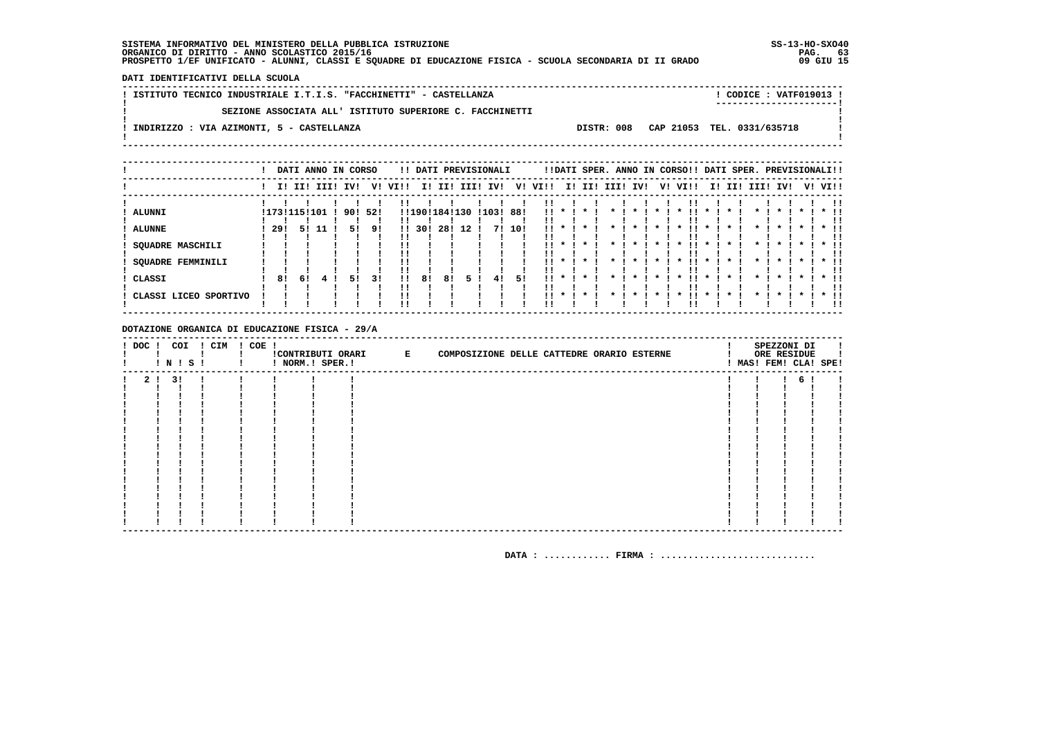SISTEMA INFORMATIVO DEL MINISTERO DELLA PUBBLICA ISTRUZIONE
ORGANICO DI DIRITTO - ANNO SCOLASTICO 2015/16
PROSPETTO 1/EF UNIFICATO - ALUNNI, CLASSI E SQUADRE DI EDUCAZIONE FISICA - SCUOLA SECONDARIA DI II GRADO

SS-13-HO-SXO40
09 GIU 15

DATI IDENTIFICATIVI DELLA SCUOLA

ISTITUTO TECNICO INDUSTRIALE I.T.I.S. "FACCHINETTI" - CASTELLANZA — CODICE : VATF019013

SEZIONE ASSOCIATA ALL' ISTITUTO SUPERIORE C. FACCHINETTI

INDIRIZZO : VIA AZIMONTI, 5 - CASTELLANZA — DISTR: 008 — CAP 21053 — TEL. 0331/635718

| | DATI ANNO IN CORSO | | | | | | DATI PREVISIONALI | | | | | | DATI SPER. ANNO IN CORSO | | | | | | DATI SPER. PREVISIONALI | | | | | |
|---|---|---|---|---|---|---|---|---|---|---|---|---|---|---|---|---|---|---|---|---|---|---|---|---|
| | I | II | III | IV | V | VI | I | II | III | IV | V | VI | I | II | III | IV | V | VI | I | II | III | IV | V | VI |
| ALUNNI | 173 | 115 | 101 | 90 | 52 | | 190 | 184 | 130 | 103 | 88 | | * | * | * | * | * | * | * | * | * | * | * | * |
| ALUNNE | 29 | 5 | 11 | 5 | 9 | | 30 | 28 | 12 | 7 | 10 | | * | * | * | * | * | * | * | * | * | * | * | * |
| SQUADRE MASCHILI | | | | | | | | | | | | | * | * | * | * | * | * | * | * | * | * | * | * |
| SQUADRE FEMMINILI | | | | | | | | | | | | | * | * | * | * | * | * | * | * | * | * | * | * |
| CLASSI | 8 | 6 | 4 | 5 | 3 | | 8 | 8 | 5 | 4 | 5 | | * | * | * | * | * | * | * | * | * | * | * | * |
| CLASSI LICEO SPORTIVO | | | | | | | | | | | | | * | * | * | * | * | * | * | * | * | * | * | * |

DOTAZIONE ORGANICA DI EDUCAZIONE FISICA - 29/A

| DOC | COI N | COI S | CIM | COE | CONTRIBUTI ORARI NORM. | CONTRIBUTI ORARI SPER. | E COMPOSIZIONE DELLE CATTEDRE ORARIO ESTERNE | SPEZZONI DI ORE RESIDUE MAS | FEM | CLA | SPE |
|---|---|---|---|---|---|---|---|---|---|---|---|
| 2 | 3 | | | | | | | | | 6 | |

DATA : ............ FIRMA : ............................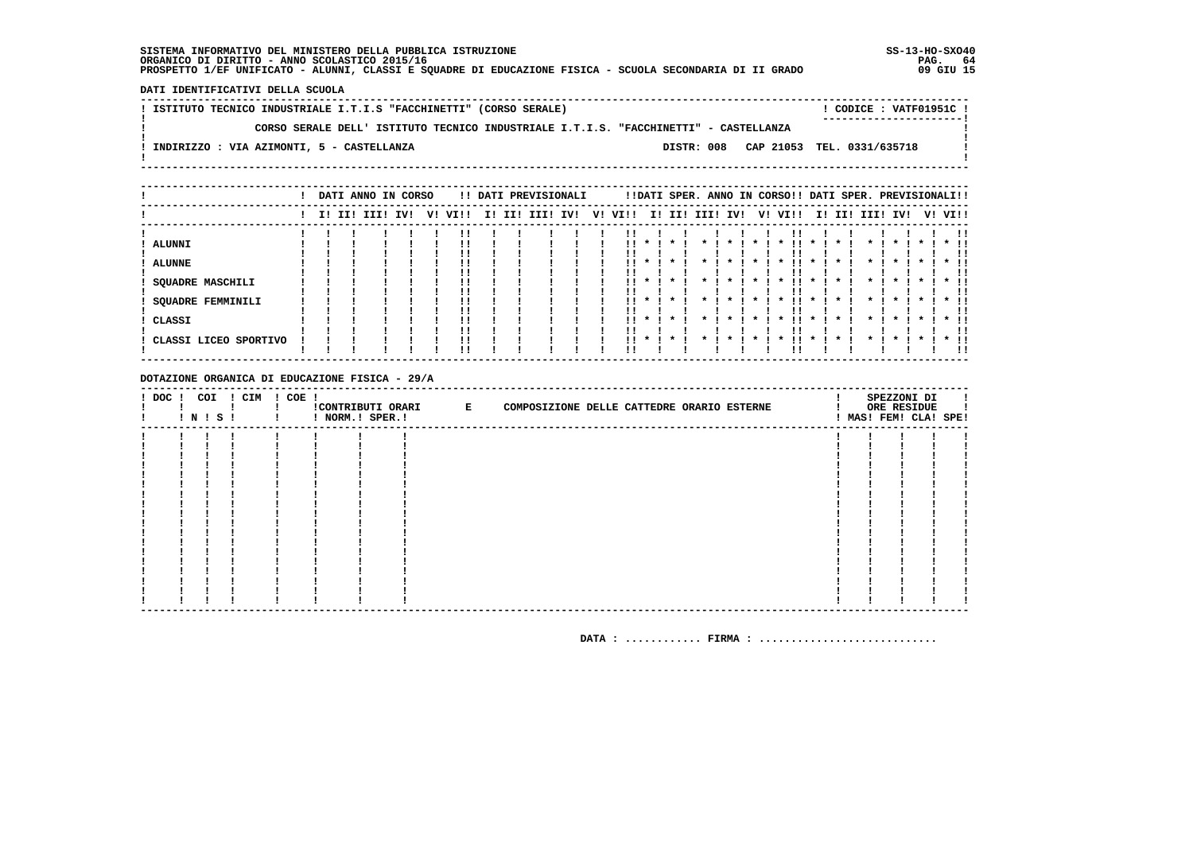SISTEMA INFORMATIVO DEL MINISTERO DELLA PUBBLICA ISTRUZIONE
ORGANICO DI DIRITTO - ANNO SCOLASTICO 2015/16
PROSPETTO 1/EF UNIFICATO - ALUNNI, CLASSI E SQUADRE DI EDUCAZIONE FISICA - SCUOLA SECONDARIA DI II GRADO

SS-13-HO-SXO40
09 GIU 15

**DATI IDENTIFICATIVI DELLA SCUOLA**

ISTITUTO TECNICO INDUSTRIALE I.T.I.S "FACCHINETTI" (CORSO SERALE) — CODICE : VATF01951C

CORSO SERALE DELL' ISTITUTO TECNICO INDUSTRIALE I.T.I.S. "FACCHINETTI" - CASTELLANZA

INDIRIZZO : VIA AZIMONTI, 5 - CASTELLANZA — DISTR: 008 CAP 21053 TEL. 0331/635718

| | DATI ANNO IN CORSO | | | | | | DATI PREVISIONALI | | | | | | DATI SPER. ANNO IN CORSO | | | | | | DATI SPER. PREVISIONALI | | | | | |
|---|---|---|---|---|---|---|---|---|---|---|---|---|---|---|---|---|---|---|---|---|---|---|---|---|
| | I | II | III | IV | V | VI | I | II | III | IV | V | VI | I | II | III | IV | V | VI | I | II | III | IV | V | VI |
| ALUNNI | | | | | | | | | | | | | * | * | * | * | * | * | * | * | * | * | * | * |
| ALUNNE | | | | | | | | | | | | | * | * | * | * | * | * | * | * | * | * | * | * |
| SQUADRE MASCHILI | | | | | | | | | | | | | * | * | * | * | * | * | * | * | * | * | * | * |
| SQUADRE FEMMINILI | | | | | | | | | | | | | * | * | * | * | * | * | * | * | * | * | * | * |
| CLASSI | | | | | | | | | | | | | * | * | * | * | * | * | * | * | * | * | * | * |
| CLASSI LICEO SPORTIVO | | | | | | | | | | | | | * | * | * | * | * | * | * | * | * | * | * | * |

**DOTAZIONE ORGANICA DI EDUCAZIONE FISICA - 29/A**

| DOC | COI N | COI S | CIM | COE | CONTRIBUTI ORARI NORM. | CONTRIBUTI ORARI SPER. | E COMPOSIZIONE DELLE CATTEDRE ORARIO ESTERNE | SPEZZONI DI ORE RESIDUE MAS | FEM | CLA | SPE |
|---|---|---|---|---|---|---|---|---|---|---|---|
| | | | | | | | | | | | |

DATA : ............ FIRMA : ............................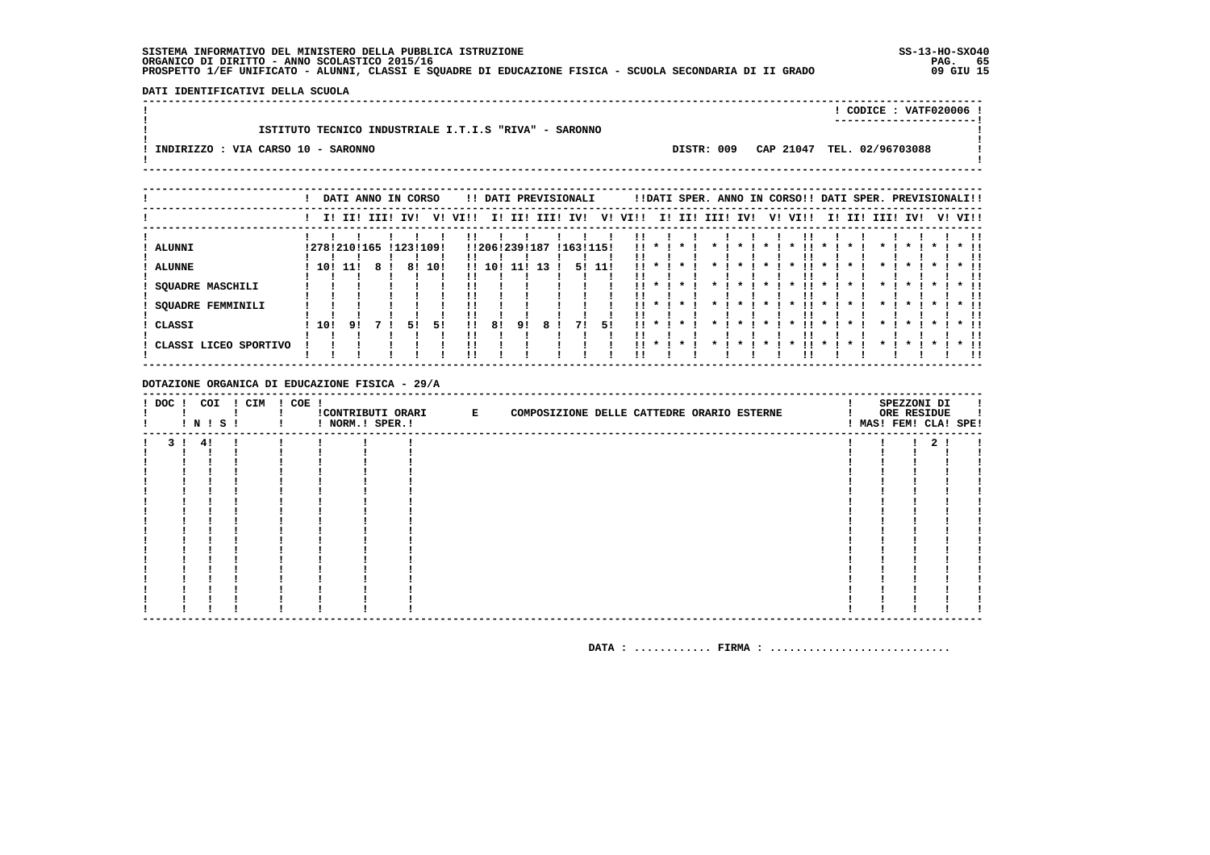SISTEMA INFORMATIVO DEL MINISTERO DELLA PUBBLICA ISTRUZIONE
ORGANICO DI DIRITTO - ANNO SCOLASTICO 2015/16
PROSPETTO 1/EF UNIFICATO - ALUNNI, CLASSI E SQUADRE DI EDUCAZIONE FISICA - SCUOLA SECONDARIA DI II GRADO

SS-13-HO-SXO40
09 GIU 15

DATI IDENTIFICATIVI DELLA SCUOLA

CODICE : VATF020006

ISTITUTO TECNICO INDUSTRIALE I.T.I.S "RIVA" - SARONNO

INDIRIZZO : VIA CARSO 10 - SARONNO — DISTR: 009 — CAP 21047 — TEL. 02/96703088

| | DATI ANNO IN CORSO | | | | | | DATI PREVISIONALI | | | | | | DATI SPER. ANNO IN CORSO | | | | | | DATI SPER. PREVISIONALI | | | | | |
|---|---|---|---|---|---|---|---|---|---|---|---|---|---|---|---|---|---|---|---|---|---|---|---|---|
| | I | II | III | IV | V | VI | I | II | III | IV | V | VI | I | II | III | IV | V | VI | I | II | III | IV | V | VI |
| ALUNNI | 278 | 210 | 165 | 123 | 109 | | 206 | 239 | 187 | 163 | 115 | | * | * | * | * | * | * | * | * | * | * | * | * |
| ALUNNE | 10 | 11 | 8 | 8 | 10 | | 10 | 11 | 13 | 5 | 11 | | * | * | * | * | * | * | * | * | * | * | * | * |
| SQUADRE MASCHILI | | | | | | | | | | | | | * | * | * | * | * | * | * | * | * | * | * | * |
| SQUADRE FEMMINILI | | | | | | | | | | | | | * | * | * | * | * | * | * | * | * | * | * | * |
| CLASSI | 10 | 9 | 7 | 5 | 5 | | 8 | 9 | 8 | 7 | 5 | | * | * | * | * | * | * | * | * | * | * | * | * |
| CLASSI LICEO SPORTIVO | | | | | | | | | | | | | * | * | * | * | * | * | * | * | * | * | * | * |

DOTAZIONE ORGANICA DI EDUCAZIONE FISICA - 29/A

| DOC | COI N | COI S | CIM | COE | CONTRIBUTI ORARI NORM. | CONTRIBUTI ORARI SPER. | E COMPOSIZIONE DELLE CATTEDRE ORARIO ESTERNE | SPEZZONI DI ORE RESIDUE MAS | FEM | CLA | SPE |
|---|---|---|---|---|---|---|---|---|---|---|---|
| 3 | 4 | | | | | | | | | 2 | |

DATA : ............ FIRMA : ............................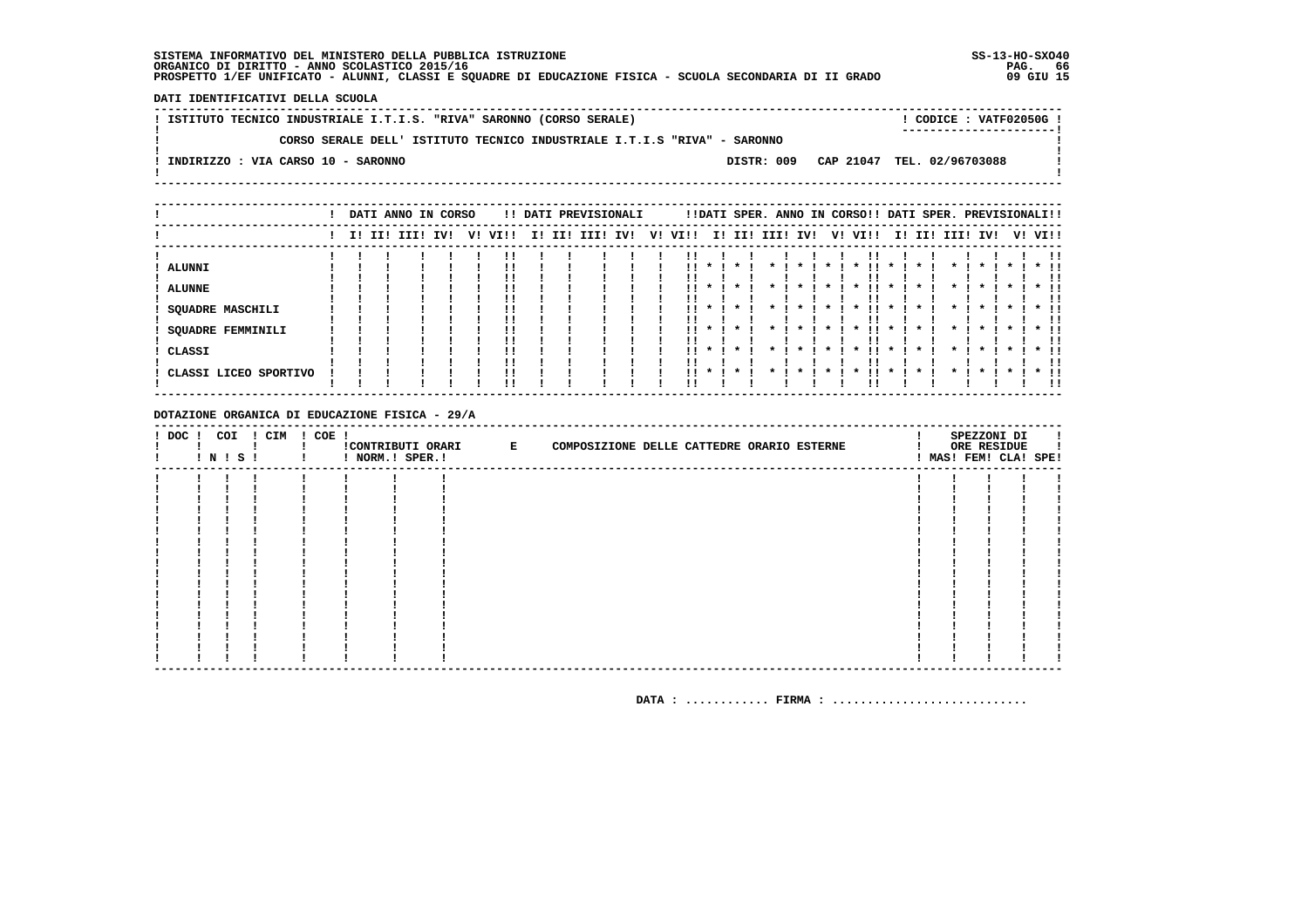SISTEMA INFORMATIVO DEL MINISTERO DELLA PUBBLICA ISTRUZIONE
ORGANICO DI DIRITTO - ANNO SCOLASTICO 2015/16
PROSPETTO 1/EF UNIFICATO - ALUNNI, CLASSI E SQUADRE DI EDUCAZIONE FISICA - SCUOLA SECONDARIA DI II GRADO

SS-13-HO-SXO40
09 GIU 15

**DATI IDENTIFICATIVI DELLA SCUOLA**

ISTITUTO TECNICO INDUSTRIALE I.T.I.S. "RIVA" SARONNO (CORSO SERALE) — CODICE : VATF02050G

CORSO SERALE DELL' ISTITUTO TECNICO INDUSTRIALE I.T.I.S "RIVA" - SARONNO

INDIRIZZO : VIA CARSO 10 - SARONNO — DISTR: 009 — CAP 21047 — TEL. 02/96703088

| | DATI ANNO IN CORSO | | | | | | DATI PREVISIONALI | | | | | | DATI SPER. ANNO IN CORSO | | | | | | DATI SPER. PREVISIONALI | | | | | |
|---|---|---|---|---|---|---|---|---|---|---|---|---|---|---|---|---|---|---|---|---|---|---|---|---|
| | I | II | III | IV | V | VI | I | II | III | IV | V | VI | I | II | III | IV | V | VI | I | II | III | IV | V | VI |
| ALUNNI | | | | | | | | | | | | | * | * | * | * | * | * | * | * | * | * | * | * |
| ALUNNE | | | | | | | | | | | | | * | * | * | * | * | * | * | * | * | * | * | * |
| SQUADRE MASCHILI | | | | | | | | | | | | | * | * | * | * | * | * | * | * | * | * | * | * |
| SQUADRE FEMMINILI | | | | | | | | | | | | | * | * | * | * | * | * | * | * | * | * | * | * |
| CLASSI | | | | | | | | | | | | | * | * | * | * | * | * | * | * | * | * | * | * |
| CLASSI LICEO SPORTIVO | | | | | | | | | | | | | * | * | * | * | * | * | * | * | * | * | * | * |

**DOTAZIONE ORGANICA DI EDUCAZIONE FISICA - 29/A**

| DOC | COI N | COI S | CIM | COE | CONTRIBUTI ORARI NORM. | CONTRIBUTI ORARI SPER. | E COMPOSIZIONE DELLE CATTEDRE ORARIO ESTERNE | SPEZZONI DI ORE RESIDUE MAS | FEM | CLA | SPE |
|---|---|---|---|---|---|---|---|---|---|---|---|
| | | | | | | | | | | | |

DATA : ............ FIRMA : ...........................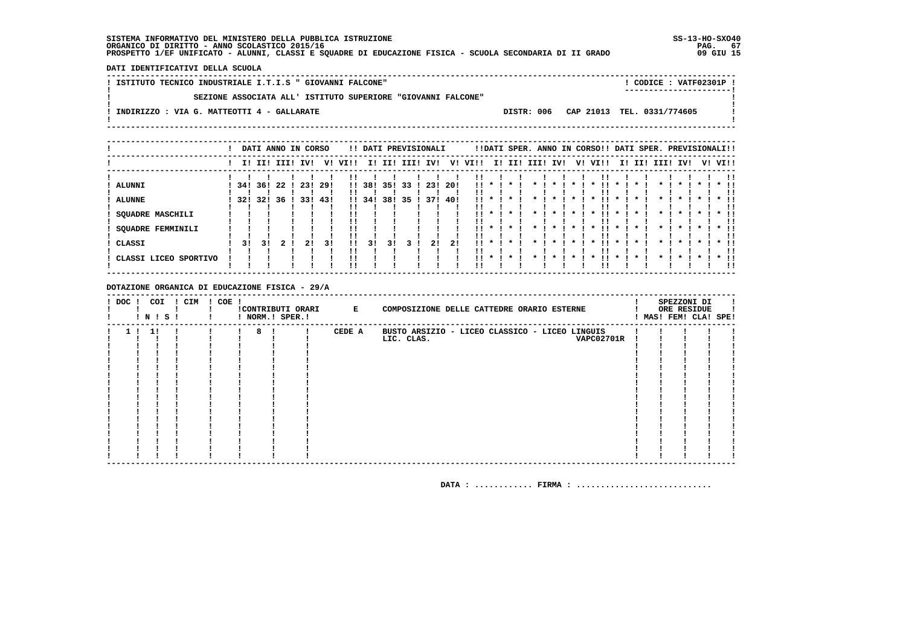SISTEMA INFORMATIVO DEL MINISTERO DELLA PUBBLICA ISTRUZIONE
ORGANICO DI DIRITTO - ANNO SCOLASTICO 2015/16
PROSPETTO 1/EF UNIFICATO - ALUNNI, CLASSI E SQUADRE DI EDUCAZIONE FISICA - SCUOLA SECONDARIA DI II GRADO

SS-13-HO-SXO40
09 GIU 15

**DATI IDENTIFICATIVI DELLA SCUOLA**

ISTITUTO TECNICO INDUSTRIALE I.T.I.S " GIOVANNI FALCONE" — CODICE : VATF02301P

SEZIONE ASSOCIATA ALL' ISTITUTO SUPERIORE "GIOVANNI FALCONE"

INDIRIZZO : VIA G. MATTEOTTI 4 - GALLARATE — DISTR: 006 — CAP 21013 — TEL. 0331/774605

| | DATI ANNO IN CORSO | | | | | | DATI PREVISIONALI | | | | | | DATI SPER. ANNO IN CORSO | | | | | | DATI SPER. PREVISIONALI | | | | | |
|---|---|---|---|---|---|---|---|---|---|---|---|---|---|---|---|---|---|---|---|---|---|---|---|---|
| | I | II | III | IV | V | VI | I | II | III | IV | V | VI | I | II | III | IV | V | VI | I | II | III | IV | V | VI |
| ALUNNI | 34 | 36 | 22 | 23 | 29 | | 38 | 35 | 33 | 23 | 20 | | * | * | * | * | * | * | * | * | * | * | * | * |
| ALUNNE | 32 | 32 | 36 | 33 | 43 | | 34 | 38 | 35 | 37 | 40 | | * | * | * | * | * | * | * | * | * | * | * | * |
| SQUADRE MASCHILI | | | | | | | | | | | | | * | * | * | * | * | * | * | * | * | * | * | * |
| SQUADRE FEMMINILI | | | | | | | | | | | | | * | * | * | * | * | * | * | * | * | * | * | * |
| CLASSI | 3 | 3 | 2 | 2 | 3 | | 3 | 3 | 3 | 2 | 2 | | * | * | * | * | * | * | * | * | * | * | * | * |
| CLASSI LICEO SPORTIVO | | | | | | | | | | | | | * | * | * | * | * | * | * | * | * | * | * | * |

**DOTAZIONE ORGANICA DI EDUCAZIONE FISICA - 29/A**

| DOC | COI N | COI S | CIM | COE | CONTRIBUTI ORARI NORM. | CONTRIBUTI ORARI SPER. | E COMPOSIZIONE DELLE CATTEDRE ORARIO ESTERNE | SPEZZONI DI ORE RESIDUE MAS | FEM | CLA | SPE |
|---|---|---|---|---|---|---|---|---|---|---|---|
| 1 | 1 | | | | 8 | | CEDE A BUSTO ARSIZIO - LICEO CLASSICO - LICEO LINGUIS LIC. CLAS. VAPC02701R | | | | |

DATA : ............ FIRMA : ............................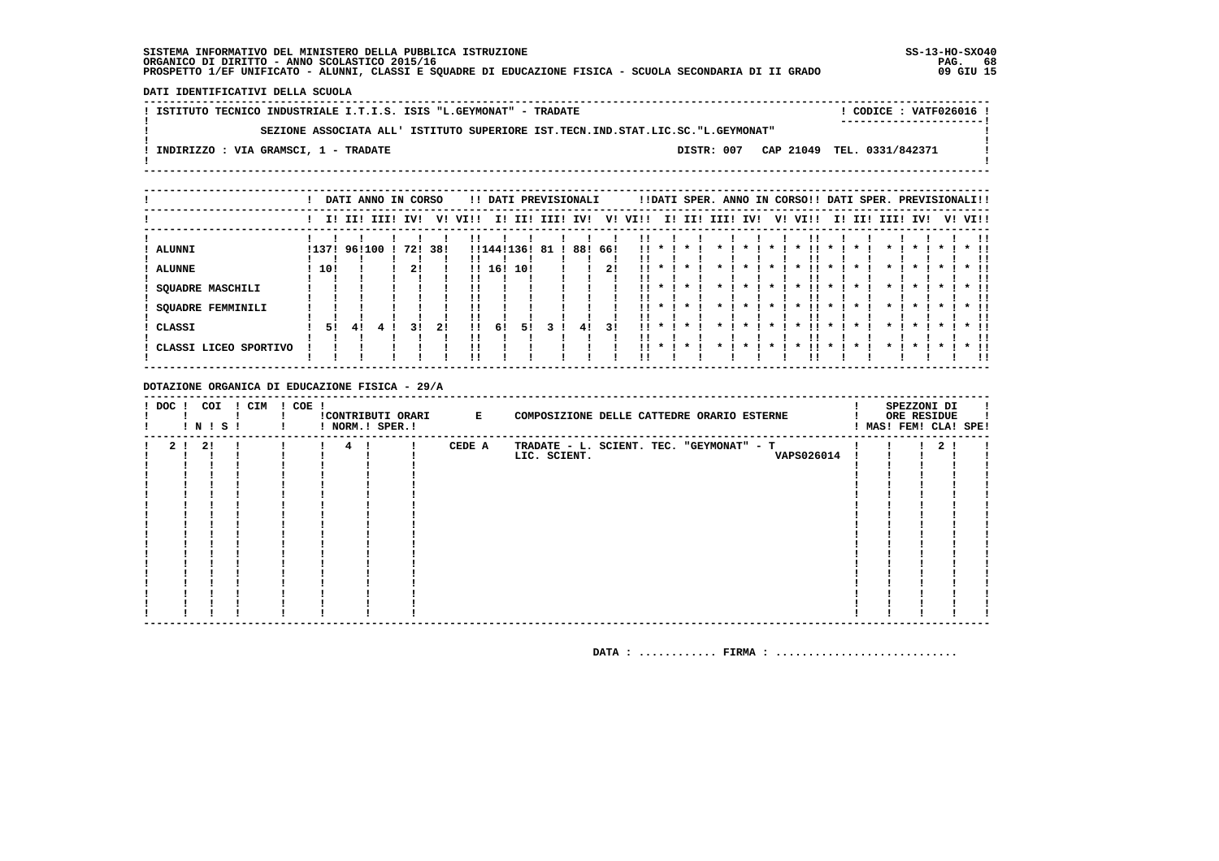SISTEMA INFORMATIVO DEL MINISTERO DELLA PUBBLICA ISTRUZIONE
ORGANICO DI DIRITTO - ANNO SCOLASTICO 2015/16
PROSPETTO 1/EF UNIFICATO - ALUNNI, CLASSI E SQUADRE DI EDUCAZIONE FISICA - SCUOLA SECONDARIA DI II GRADO

SS-13-HO-SXO40
09 GIU 15

**DATI IDENTIFICATIVI DELLA SCUOLA**

ISTITUTO TECNICO INDUSTRIALE I.T.I.S. ISIS "L.GEYMONAT" - TRADATE — CODICE : VATF026016

SEZIONE ASSOCIATA ALL' ISTITUTO SUPERIORE IST.TECN.IND.STAT.LIC.SC."L.GEYMONAT"

INDIRIZZO : VIA GRAMSCI, 1 - TRADATE — DISTR: 007 CAP 21049 TEL. 0331/842371

| | DATI ANNO IN CORSO | | | | | | DATI PREVISIONALI | | | | | | DATI SPER. ANNO IN CORSO | | | | | | DATI SPER. PREVISIONALI | | | | | |
|---|---|---|---|---|---|---|---|---|---|---|---|---|---|---|---|---|---|---|---|---|---|---|---|---|
| | I | II | III | IV | V | VI | I | II | III | IV | V | VI | I | II | III | IV | V | VI | I | II | III | IV | V | VI |
| ALUNNI | 137 | 96 | 100 | 72 | 38 | | 144 | 136 | 81 | 88 | 66 | | * | * | * | * | * | * | * | * | * | * | * | * |
| ALUNNE | 10 | | | 2 | | | 16 | 10 | | | 2 | | * | * | * | * | * | * | * | * | * | * | * | * |
| SQUADRE MASCHILI | | | | | | | | | | | | | * | * | * | * | * | * | * | * | * | * | * | * |
| SQUADRE FEMMINILI | | | | | | | | | | | | | * | * | * | * | * | * | * | * | * | * | * | * |
| CLASSI | 5 | 4 | 4 | 3 | 2 | | 6 | 5 | 3 | 4 | 3 | | * | * | * | * | * | * | * | * | * | * | * | * |
| CLASSI LICEO SPORTIVO | | | | | | | | | | | | | * | * | * | * | * | * | * | * | * | * | * | * |

**DOTAZIONE ORGANICA DI EDUCAZIONE FISICA - 29/A**

| DOC | COI N | COI S | CIM | COE | CONTRIBUTI ORARI NORM. | CONTRIBUTI ORARI SPER. | E COMPOSIZIONE DELLE CATTEDRE ORARIO ESTERNE | SPEZZONI DI ORE RESIDUE MAS | FEM | CLA | SPE |
|---|---|---|---|---|---|---|---|---|---|---|---|
| 2 | 2 | | | | 4 | | CEDE A TRADATE - L. SCIENT. TEC. "GEYMONAT" - T LIC. SCIENT. VAPS026014 | | | 2 | |

DATA : ............ FIRMA : ............................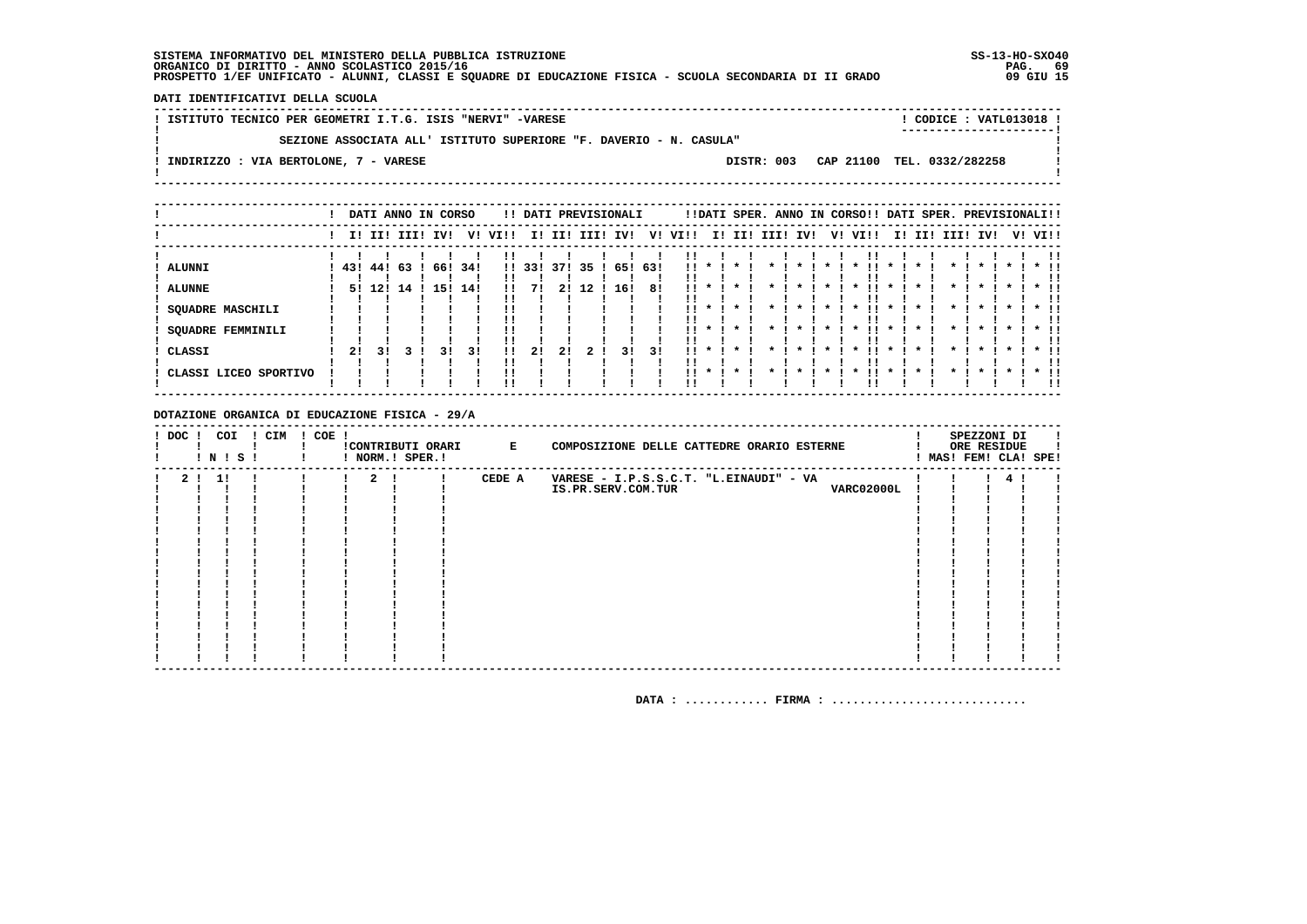**SISTEMA INFORMATIVO DEL MINISTERO DELLA PUBBLICA ISTRUZIONE** SS-13-HO-SXO40
**ORGANICO DI DIRITTO - ANNO SCOLASTICO 2015/16**
**PROSPETTO 1/EF UNIFICATO - ALUNNI, CLASSI E SQUADRE DI EDUCAZIONE FISICA - SCUOLA SECONDARIA DI II GRADO** 09 GIU 15

**DATI IDENTIFICATIVI DELLA SCUOLA**

ISTITUTO TECNICO PER GEOMETRI I.T.G. ISIS "NERVI" -VARESE — CODICE : VATL013018

SEZIONE ASSOCIATA ALL' ISTITUTO SUPERIORE "F. DAVERIO - N. CASULA"

INDIRIZZO : VIA BERTOLONE, 7 - VARESE — DISTR: 003 CAP 21100 TEL. 0332/282258

| | DATI ANNO IN CORSO | | | | | | DATI PREVISIONALI | | | | | | DATI SPER. ANNO IN CORSO | | | | | | DATI SPER. PREVISIONALI | | | | | |
|---|---|---|---|---|---|---|---|---|---|---|---|---|---|---|---|---|---|---|---|---|---|---|---|---|
| | I | II | III | IV | V | VI | I | II | III | IV | V | VI | I | II | III | IV | V | VI | I | II | III | IV | V | VI |
| ALUNNI | 43 | 44 | 63 | 66 | 34 | | 33 | 37 | 35 | 65 | 63 | | * | * | * | * | * | * | * | * | * | * | * | * |
| ALUNNE | 5 | 12 | 14 | 15 | 14 | | 7 | 2 | 12 | 16 | 8 | | * | * | * | * | * | * | * | * | * | * | * | * |
| SQUADRE MASCHILI | | | | | | | | | | | | | * | * | * | * | * | * | * | * | * | * | * | * |
| SQUADRE FEMMINILI | | | | | | | | | | | | | * | * | * | * | * | * | * | * | * | * | * | * |
| CLASSI | 2 | 3 | 3 | 3 | 3 | | 2 | 2 | 2 | 3 | 3 | | * | * | * | * | * | * | * | * | * | * | * | * |
| CLASSI LICEO SPORTIVO | | | | | | | | | | | | | * | * | * | * | * | * | * | * | * | * | * | * |

**DOTAZIONE ORGANICA DI EDUCAZIONE FISICA - 29/A**

| DOC | COI N | COI S | CIM | COE | CONTRIBUTI ORARI NORM. | CONTRIBUTI ORARI SPER. | E COMPOSIZIONE DELLE CATTEDRE ORARIO ESTERNE | SPEZZONI DI ORE RESIDUE MAS | FEM | CLA | SPE |
|---|---|---|---|---|---|---|---|---|---|---|---|
| 2 | 1 | | | | 2 | | CEDE A VARESE - I.P.S.S.C.T. "L.EINAUDI" - VA IS.PR.SERV.COM.TUR VARC02000L | | | 4 | |

DATA : ............ FIRMA : ............................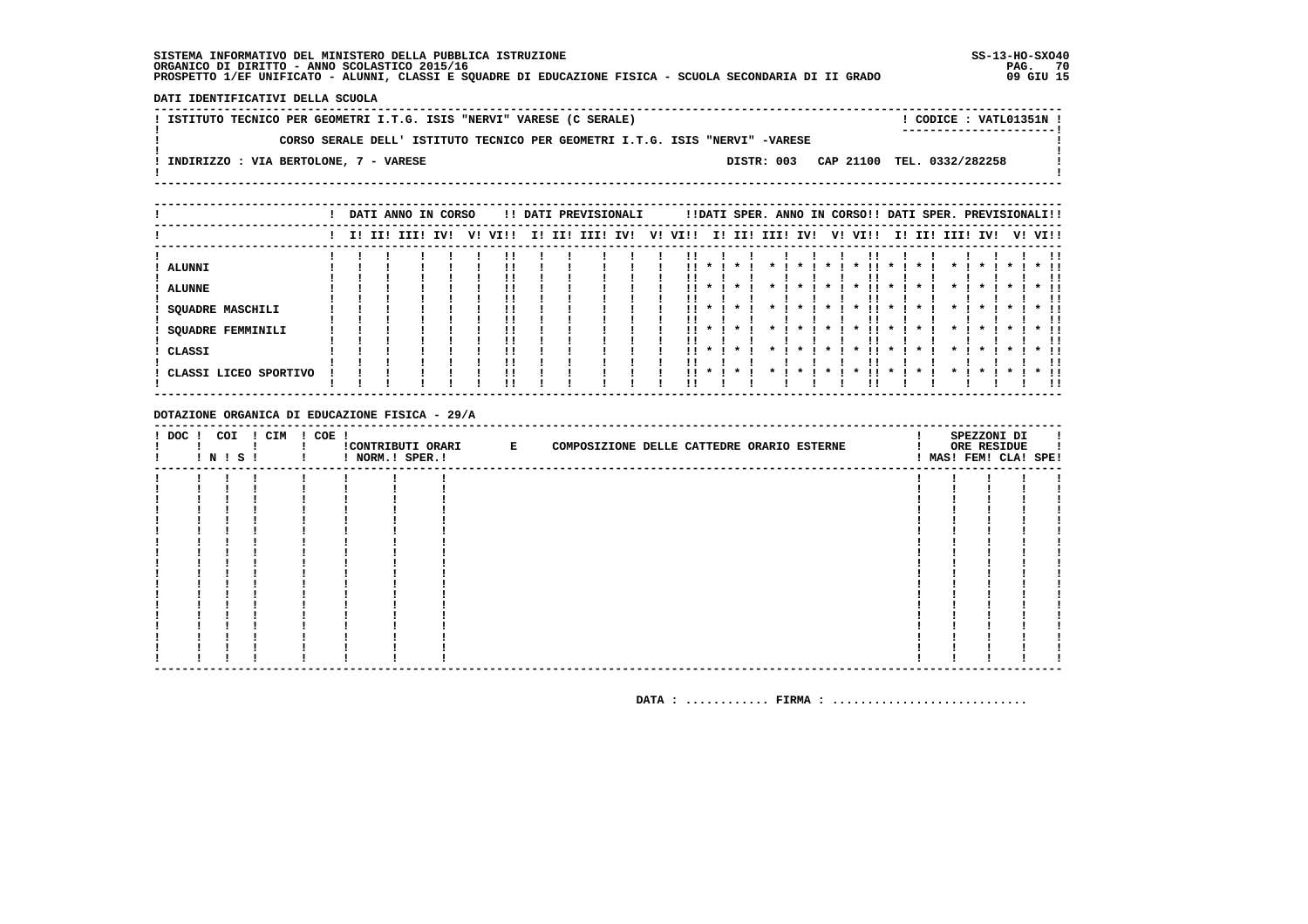SISTEMA INFORMATIVO DEL MINISTERO DELLA PUBBLICA ISTRUZIONE
ORGANICO DI DIRITTO - ANNO SCOLASTICO 2015/16
PROSPETTO 1/EF UNIFICATO - ALUNNI, CLASSI E SQUADRE DI EDUCAZIONE FISICA - SCUOLA SECONDARIA DI II GRADO

SS-13-HO-SXO40
PAG. 70
09 GIU 15

**DATI IDENTIFICATIVI DELLA SCUOLA**

ISTITUTO TECNICO PER GEOMETRI I.T.G. ISIS "NERVI" VARESE (C SERALE) — CODICE : VATL01351N

CORSO SERALE DELL' ISTITUTO TECNICO PER GEOMETRI I.T.G. ISIS "NERVI" -VARESE

INDIRIZZO : VIA BERTOLONE, 7 - VARESE — DISTR: 003 CAP 21100 TEL. 0332/282258

| | DATI ANNO IN CORSO | | | | | | DATI PREVISIONALI | | | | | | DATI SPER. ANNO IN CORSO | | | | | | DATI SPER. PREVISIONALI | | | | | |
|---|---|---|---|---|---|---|---|---|---|---|---|---|---|---|---|---|---|---|---|---|---|---|---|---|
| | I | II | III | IV | V | VI | I | II | III | IV | V | VI | I | II | III | IV | V | VI | I | II | III | IV | V | VI |
| ALUNNI | | | | | | | | | | | | | * | * | * | * | * | * | * | * | * | * | * | * |
| ALUNNE | | | | | | | | | | | | | * | * | * | * | * | * | * | * | * | * | * | * |
| SQUADRE MASCHILI | | | | | | | | | | | | | * | * | * | * | * | * | * | * | * | * | * | * |
| SQUADRE FEMMINILI | | | | | | | | | | | | | * | * | * | * | * | * | * | * | * | * | * | * |
| CLASSI | | | | | | | | | | | | | * | * | * | * | * | * | * | * | * | * | * | * |
| CLASSI LICEO SPORTIVO | | | | | | | | | | | | | * | * | * | * | * | * | * | * | * | * | * | * |

**DOTAZIONE ORGANICA DI EDUCAZIONE FISICA - 29/A**

| DOC | COI N | COI S | CIM | COE | CONTRIBUTI ORARI NORM. | CONTRIBUTI ORARI SPER. | E COMPOSIZIONE DELLE CATTEDRE ORARIO ESTERNE | SPEZZONI DI ORE RESIDUE MAS | FEM | CLA | SPE |
|---|---|---|---|---|---|---|---|---|---|---|---|
| | | | | | | | | | | | |

DATA : ............ FIRMA : ............................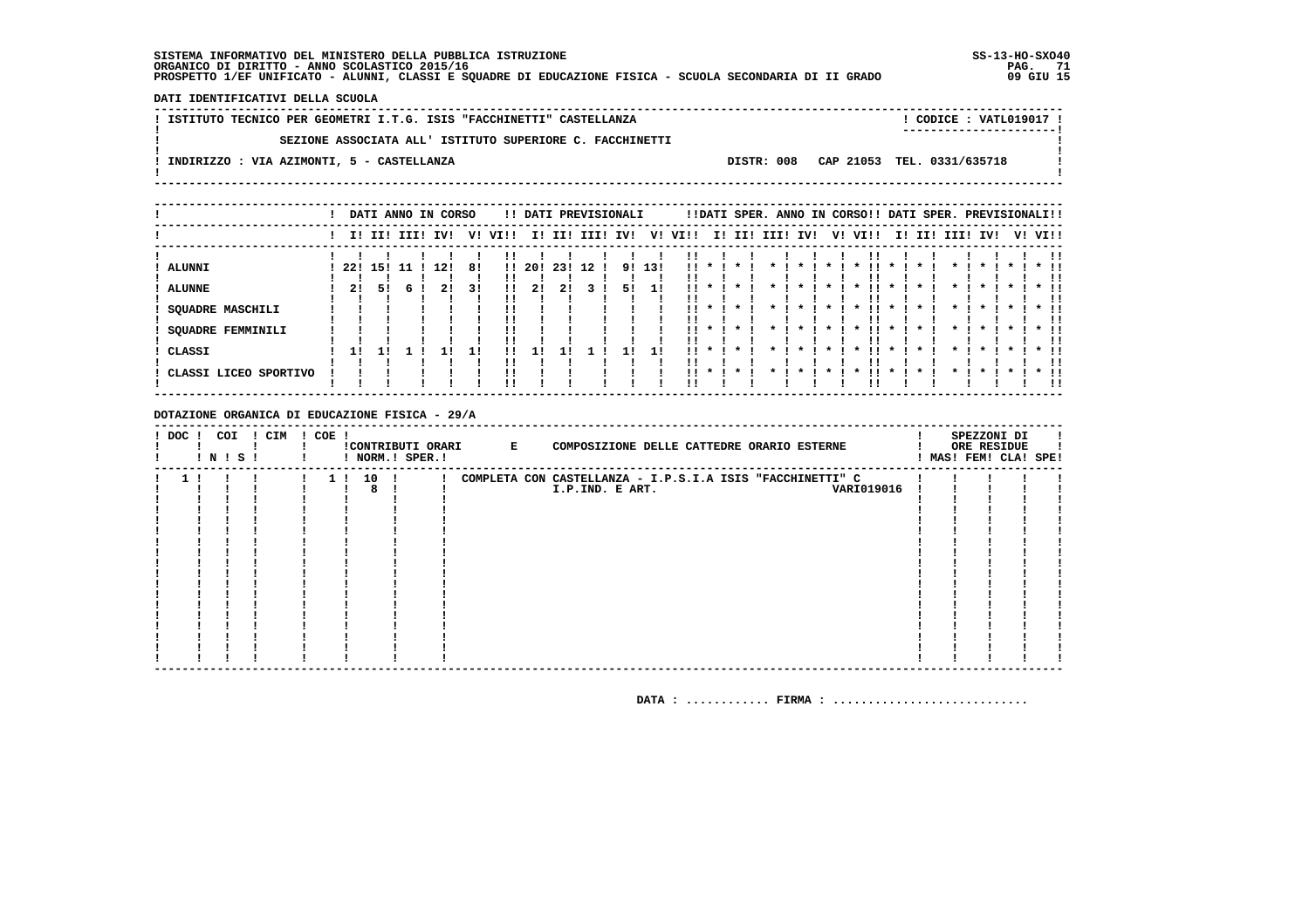SISTEMA INFORMATIVO DEL MINISTERO DELLA PUBBLICA ISTRUZIONE
ORGANICO DI DIRITTO - ANNO SCOLASTICO 2015/16
PROSPETTO 1/EF UNIFICATO - ALUNNI, CLASSI E SQUADRE DI EDUCAZIONE FISICA - SCUOLA SECONDARIA DI II GRADO

SS-13-HO-SXO40
09 GIU 15

DATI IDENTIFICATIVI DELLA SCUOLA

ISTITUTO TECNICO PER GEOMETRI I.T.G. ISIS "FACCHINETTI" CASTELLANZA — CODICE : VATL019017

SEZIONE ASSOCIATA ALL' ISTITUTO SUPERIORE C. FACCHINETTI

INDIRIZZO : VIA AZIMONTI, 5 - CASTELLANZA — DISTR: 008 CAP 21053 TEL. 0331/635718

| | DATI ANNO IN CORSO | | | | | | DATI PREVISIONALI | | | | | | DATI SPER. ANNO IN CORSO | | | | | | DATI SPER. PREVISIONALI | | | | | |
|---|---|---|---|---|---|---|---|---|---|---|---|---|---|---|---|---|---|---|---|---|---|---|---|---|
| | I | II | III | IV | V | VI | I | II | III | IV | V | VI | I | II | III | IV | V | VI | I | II | III | IV | V | VI |
| ALUNNI | 22 | 15 | 11 | 12 | 8 | | 20 | 23 | 12 | 9 | 13 | | * | * | * | * | * | * | * | * | * | * | * | * |
| ALUNNE | 2 | 5 | 6 | 2 | 3 | | 2 | 2 | 3 | 5 | 1 | | * | * | * | * | * | * | * | * | * | * | * | * |
| SQUADRE MASCHILI | | | | | | | | | | | | | * | * | * | * | * | * | * | * | * | * | * | * |
| SQUADRE FEMMINILI | | | | | | | | | | | | | * | * | * | * | * | * | * | * | * | * | * | * |
| CLASSI | 1 | 1 | 1 | 1 | 1 | | 1 | 1 | 1 | 1 | 1 | | * | * | * | * | * | * | * | * | * | * | * | * |
| CLASSI LICEO SPORTIVO | | | | | | | | | | | | | * | * | * | * | * | * | * | * | * | * | * | * |

DOTAZIONE ORGANICA DI EDUCAZIONE FISICA - 29/A

| DOC | COI N | COI S | CIM | COE | CONTRIBUTI ORARI NORM. | CONTRIBUTI ORARI SPER. | E COMPOSIZIONE DELLE CATTEDRE ORARIO ESTERNE | SPEZZONI DI ORE RESIDUE MAS | FEM | CLA | SPE |
|---|---|---|---|---|---|---|---|---|---|---|---|
| 1 | | | | 1 | 10 | | COMPLETA CON CASTELLANZA - I.P.S.I.A ISIS "FACCHINETTI" C | | | | |
| | | | | | 8 | | I.P.IND. E ART. VARI019016 | | | | |

DATA : ............ FIRMA : ............................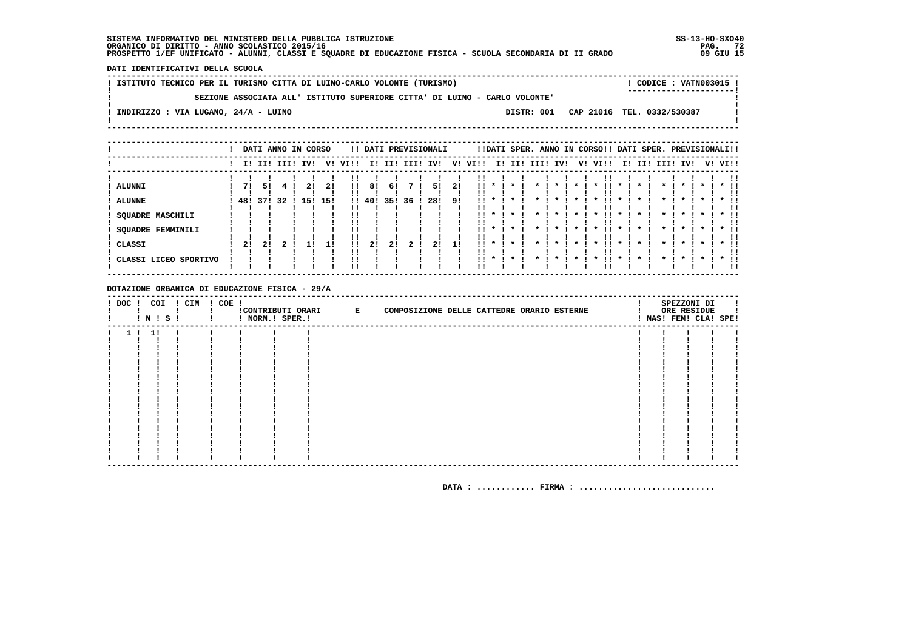SISTEMA INFORMATIVO DEL MINISTERO DELLA PUBBLICA ISTRUZIONE
ORGANICO DI DIRITTO - ANNO SCOLASTICO 2015/16
PROSPETTO 1/EF UNIFICATO - ALUNNI, CLASSI E SQUADRE DI EDUCAZIONE FISICA - SCUOLA SECONDARIA DI II GRADO

SS-13-HO-SXO40
09 GIU 15

DATI IDENTIFICATIVI DELLA SCUOLA

ISTITUTO TECNICO PER IL TURISMO CITTA DI LUINO-CARLO VOLONTE (TURISMO) — CODICE : VATN003015

SEZIONE ASSOCIATA ALL' ISTITUTO SUPERIORE CITTA' DI LUINO - CARLO VOLONTE'

INDIRIZZO : VIA LUGANO, 24/A - LUINO — DISTR: 001 — CAP 21016 — TEL. 0332/530387

| | DATI ANNO IN CORSO | | | | | | DATI PREVISIONALI | | | | | | DATI SPER. ANNO IN CORSO | | | | | | DATI SPER. PREVISIONALI | | | | | |
|---|---|---|---|---|---|---|---|---|---|---|---|---|---|---|---|---|---|---|---|---|---|---|---|---|
| | I | II | III | IV | V | VI | I | II | III | IV | V | VI | I | II | III | IV | V | VI | I | II | III | IV | V | VI |
| ALUNNI | 7 | 5 | 4 | 2 | 2 | | 8 | 6 | 7 | 5 | 2 | | * | * | * | * | * | * | * | * | * | * | * | * |
| ALUNNE | 48 | 37 | 32 | 15 | 15 | | 40 | 35 | 36 | 28 | 9 | | * | * | * | * | * | * | * | * | * | * | * | * |
| SQUADRE MASCHILI | | | | | | | | | | | | | * | * | * | * | * | * | * | * | * | * | * | * |
| SQUADRE FEMMINILI | | | | | | | | | | | | | * | * | * | * | * | * | * | * | * | * | * | * |
| CLASSI | 2 | 2 | 2 | 1 | 1 | | 2 | 2 | 2 | 2 | 1 | | * | * | * | * | * | * | * | * | * | * | * | * |
| CLASSI LICEO SPORTIVO | | | | | | | | | | | | | * | * | * | * | * | * | * | * | * | * | * | * |

DOTAZIONE ORGANICA DI EDUCAZIONE FISICA - 29/A

| DOC | COI N | COI S | CIM | COE | CONTRIBUTI ORARI NORM. | CONTRIBUTI ORARI SPER. | E COMPOSIZIONE DELLE CATTEDRE ORARIO ESTERNE | SPEZZONI DI ORE RESIDUE MAS | FEM | CLA | SPE |
|---|---|---|---|---|---|---|---|---|---|---|---|
| 1 | 1 | | | | | | | | | | |

DATA : ............ FIRMA : ............................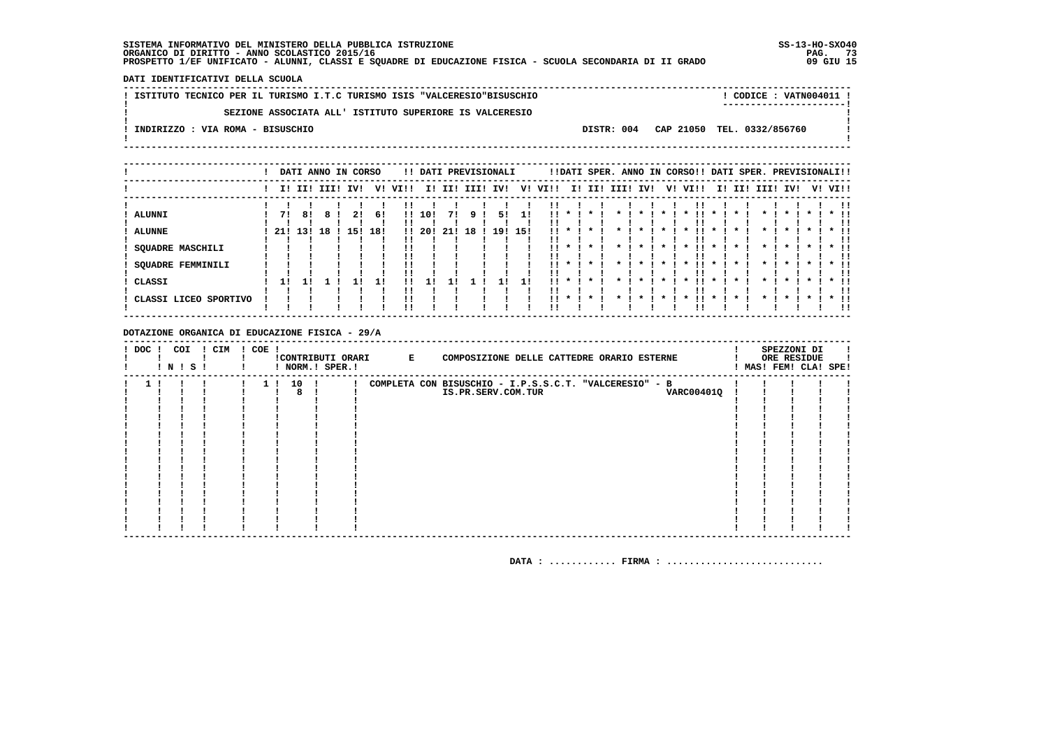SISTEMA INFORMATIVO DEL MINISTERO DELLA PUBBLICA ISTRUZIONE
ORGANICO DI DIRITTO - ANNO SCOLASTICO 2015/16
PROSPETTO 1/EF UNIFICATO - ALUNNI, CLASSI E SQUADRE DI EDUCAZIONE FISICA - SCUOLA SECONDARIA DI II GRADO

SS-13-HO-SXO40
09 GIU 15

DATI IDENTIFICATIVI DELLA SCUOLA

ISTITUTO TECNICO PER IL TURISMO I.T.C TURISMO ISIS "VALCERESIO"BISUSCHIO — CODICE : VATN004011

SEZIONE ASSOCIATA ALL' ISTITUTO SUPERIORE IS VALCERESIO

INDIRIZZO : VIA ROMA - BISUSCHIO — DISTR: 004 CAP 21050 TEL. 0332/856760

| | DATI ANNO IN CORSO | | | | | | DATI PREVISIONALI | | | | | | DATI SPER. ANNO IN CORSO | | | | | | DATI SPER. PREVISIONALI | | | | | |
|---|---|---|---|---|---|---|---|---|---|---|---|---|---|---|---|---|---|---|---|---|---|---|---|---|
| | I | II | III | IV | V | VI | I | II | III | IV | V | VI | I | II | III | IV | V | VI | I | II | III | IV | V | VI |
| ALUNNI | 7 | 8 | 8 | 2 | 6 | | 10 | 7 | 9 | 5 | 1 | | * | * | * | * | * | * | * | * | * | * | * | * |
| ALUNNE | 21 | 13 | 18 | 15 | 18 | | 20 | 21 | 18 | 19 | 15 | | * | * | * | * | * | * | * | * | * | * | * | * |
| SQUADRE MASCHILI | | | | | | | | | | | | | * | * | * | * | * | * | * | * | * | * | * | * |
| SQUADRE FEMMINILI | | | | | | | | | | | | | * | * | * | * | * | * | * | * | * | * | * | * |
| CLASSI | 1 | 1 | 1 | 1 | 1 | | 1 | 1 | 1 | 1 | 1 | | * | * | * | * | * | * | * | * | * | * | * | * |
| CLASSI LICEO SPORTIVO | | | | | | | | | | | | | * | * | * | * | * | * | * | * | * | * | * | * |

DOTAZIONE ORGANICA DI EDUCAZIONE FISICA - 29/A

| DOC | COI N | COI S | CIM | COE | CONTRIBUTI ORARI NORM. | CONTRIBUTI ORARI SPER. | E COMPOSIZIONE DELLE CATTEDRE ORARIO ESTERNE | SPEZZONI DI ORE RESIDUE MAS | FEM | CLA | SPE |
|---|---|---|---|---|---|---|---|---|---|---|---|
| 1 | | | | 1 | 10<br>8 | | COMPLETA CON BISUSCHIO - I.P.S.S.C.T. "VALCERESIO" - B IS.PR.SERV.COM.TUR VARC00401Q | | | | |

DATA : ............ FIRMA : ............................